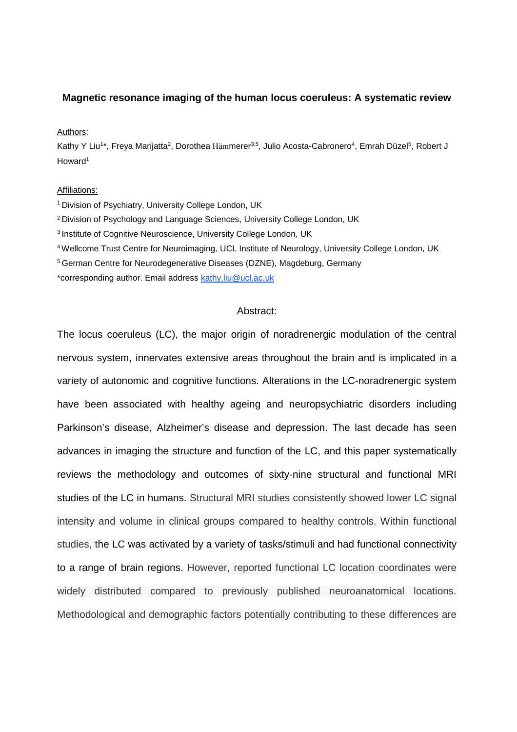# Magnetic resonance imaging of the human locus coeruleus: A systematic review

Authors:

Kathy Y Liu[1]*, Freya Marijatta[2], Dorothea Hämmerer[3,5], Julio Acosta-Cabronero[4], Emrah Düzel[5], Robert J Howard[1]

Affiliations:

[1] Division of Psychiatry, University College London, UK

[2] Division of Psychology and Language Sciences, University College London, UK

[3] Institute of Cognitive Neuroscience, University College London, UK

[4] Wellcome Trust Centre for Neuroimaging, UCL Institute of Neurology, University College London, UK

[5] German Centre for Neurodegenerative Diseases (DZNE), Magdeburg, Germany

*corresponding author. Email address kathy.liu@ucl.ac.uk

## Abstract:

The locus coeruleus (LC), the major origin of noradrenergic modulation of the central nervous system, innervates extensive areas throughout the brain and is implicated in a variety of autonomic and cognitive functions. Alterations in the LC-noradrenergic system have been associated with healthy ageing and neuropsychiatric disorders including Parkinson's disease, Alzheimer's disease and depression. The last decade has seen advances in imaging the structure and function of the LC, and this paper systematically reviews the methodology and outcomes of sixty-nine structural and functional MRI studies of the LC in humans. Structural MRI studies consistently showed lower LC signal intensity and volume in clinical groups compared to healthy controls. Within functional studies, the LC was activated by a variety of tasks/stimuli and had functional connectivity to a range of brain regions. However, reported functional LC location coordinates were widely distributed compared to previously published neuroanatomical locations. Methodological and demographic factors potentially contributing to these differences are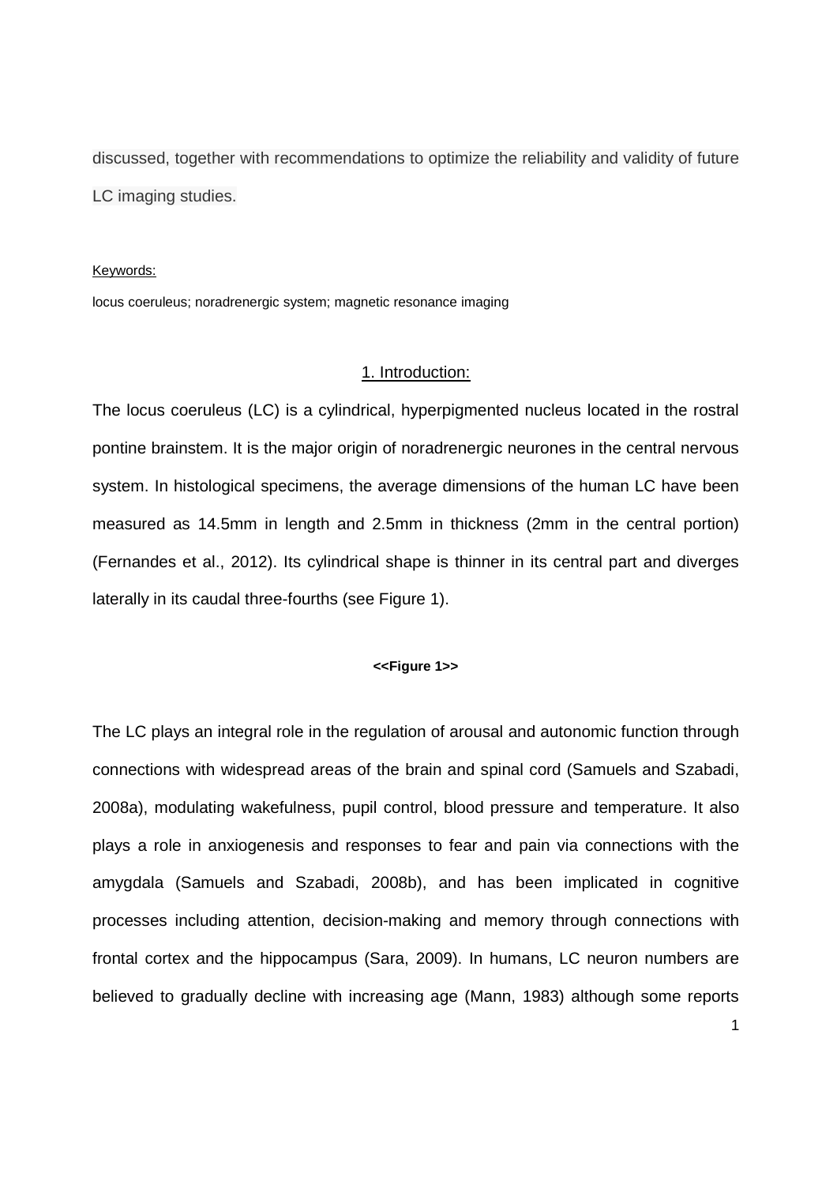discussed, together with recommendations to optimize the reliability and validity of future LC imaging studies.

Keywords:

locus coeruleus; noradrenergic system; magnetic resonance imaging

## 1. Introduction:

The locus coeruleus (LC) is a cylindrical, hyperpigmented nucleus located in the rostral pontine brainstem. It is the major origin of noradrenergic neurones in the central nervous system. In histological specimens, the average dimensions of the human LC have been measured as 14.5mm in length and 2.5mm in thickness (2mm in the central portion) (Fernandes et al., 2012). Its cylindrical shape is thinner in its central part and diverges laterally in its caudal three-fourths (see Figure 1).

**<<Figure 1>>**

The LC plays an integral role in the regulation of arousal and autonomic function through connections with widespread areas of the brain and spinal cord (Samuels and Szabadi, 2008a), modulating wakefulness, pupil control, blood pressure and temperature. It also plays a role in anxiogenesis and responses to fear and pain via connections with the amygdala (Samuels and Szabadi, 2008b), and has been implicated in cognitive processes including attention, decision-making and memory through connections with frontal cortex and the hippocampus (Sara, 2009). In humans, LC neuron numbers are believed to gradually decline with increasing age (Mann, 1983) although some reports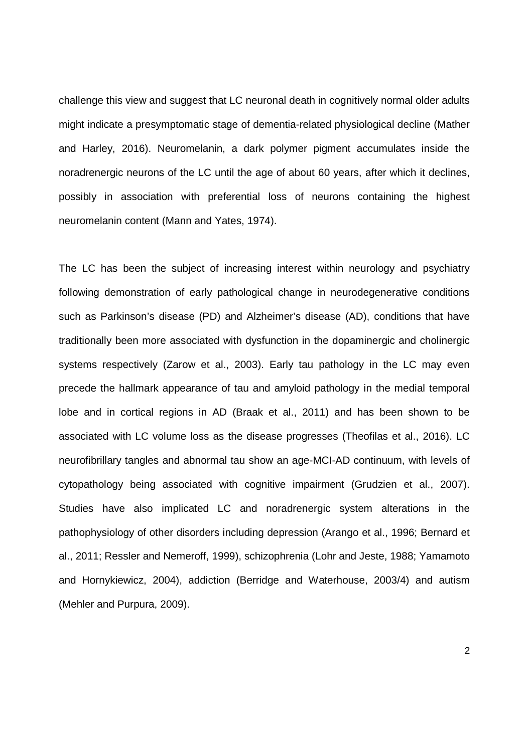challenge this view and suggest that LC neuronal death in cognitively normal older adults might indicate a presymptomatic stage of dementia-related physiological decline (Mather and Harley, 2016). Neuromelanin, a dark polymer pigment accumulates inside the noradrenergic neurons of the LC until the age of about 60 years, after which it declines, possibly in association with preferential loss of neurons containing the highest neuromelanin content (Mann and Yates, 1974).

The LC has been the subject of increasing interest within neurology and psychiatry following demonstration of early pathological change in neurodegenerative conditions such as Parkinson's disease (PD) and Alzheimer's disease (AD), conditions that have traditionally been more associated with dysfunction in the dopaminergic and cholinergic systems respectively (Zarow et al., 2003). Early tau pathology in the LC may even precede the hallmark appearance of tau and amyloid pathology in the medial temporal lobe and in cortical regions in AD (Braak et al., 2011) and has been shown to be associated with LC volume loss as the disease progresses (Theofilas et al., 2016). LC neurofibrillary tangles and abnormal tau show an age-MCI-AD continuum, with levels of cytopathology being associated with cognitive impairment (Grudzien et al., 2007). Studies have also implicated LC and noradrenergic system alterations in the pathophysiology of other disorders including depression (Arango et al., 1996; Bernard et al., 2011; Ressler and Nemeroff, 1999), schizophrenia (Lohr and Jeste, 1988; Yamamoto and Hornykiewicz, 2004), addiction (Berridge and Waterhouse, 2003/4) and autism (Mehler and Purpura, 2009).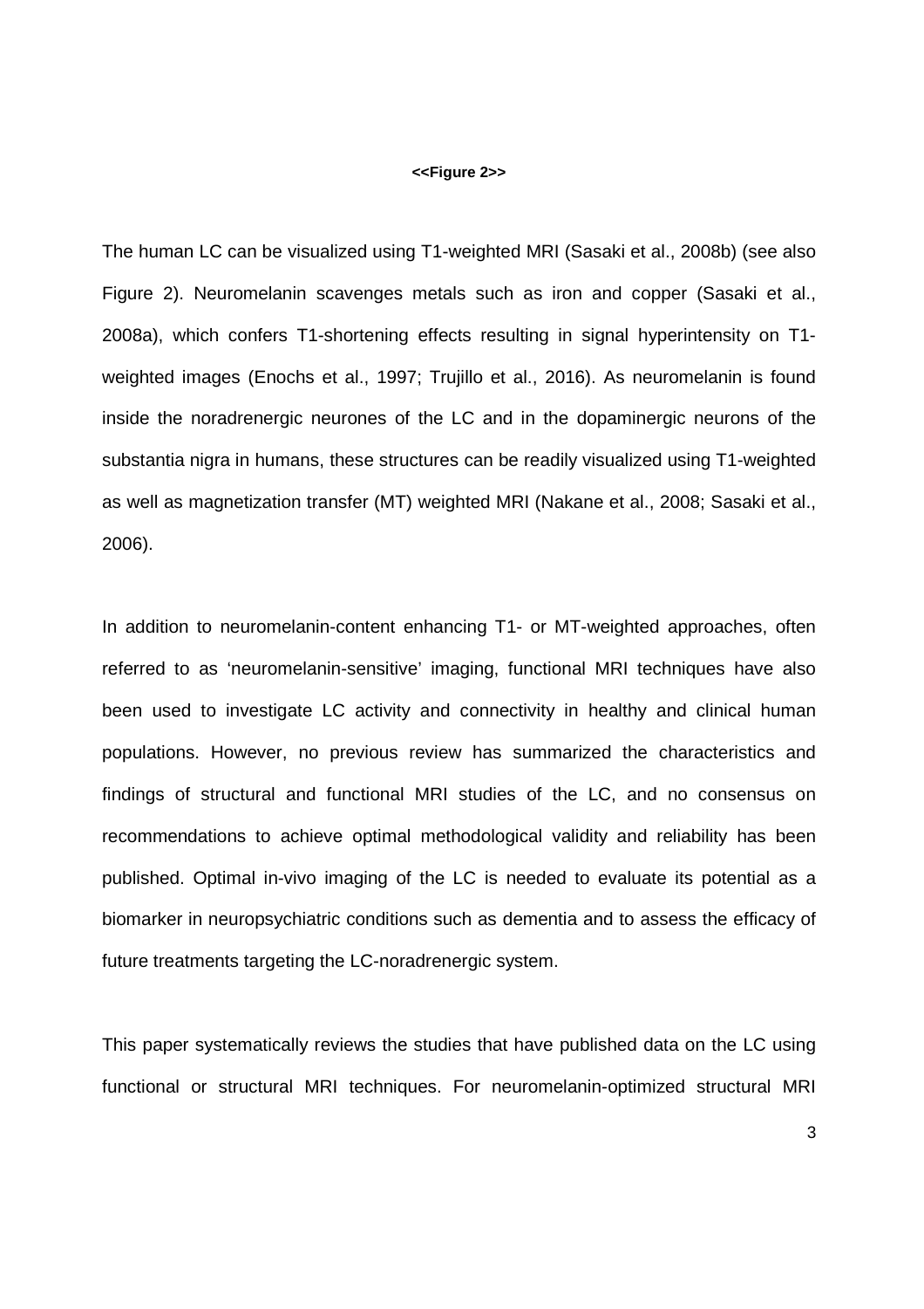**<<Figure 2>>**

The human LC can be visualized using T1-weighted MRI (Sasaki et al., 2008b) (see also Figure 2). Neuromelanin scavenges metals such as iron and copper (Sasaki et al., 2008a), which confers T1-shortening effects resulting in signal hyperintensity on T1-weighted images (Enochs et al., 1997; Trujillo et al., 2016). As neuromelanin is found inside the noradrenergic neurones of the LC and in the dopaminergic neurons of the substantia nigra in humans, these structures can be readily visualized using T1-weighted as well as magnetization transfer (MT) weighted MRI (Nakane et al., 2008; Sasaki et al., 2006).

In addition to neuromelanin-content enhancing T1- or MT-weighted approaches, often referred to as 'neuromelanin-sensitive' imaging, functional MRI techniques have also been used to investigate LC activity and connectivity in healthy and clinical human populations. However, no previous review has summarized the characteristics and findings of structural and functional MRI studies of the LC, and no consensus on recommendations to achieve optimal methodological validity and reliability has been published. Optimal in-vivo imaging of the LC is needed to evaluate its potential as a biomarker in neuropsychiatric conditions such as dementia and to assess the efficacy of future treatments targeting the LC-noradrenergic system.

This paper systematically reviews the studies that have published data on the LC using functional or structural MRI techniques. For neuromelanin-optimized structural MRI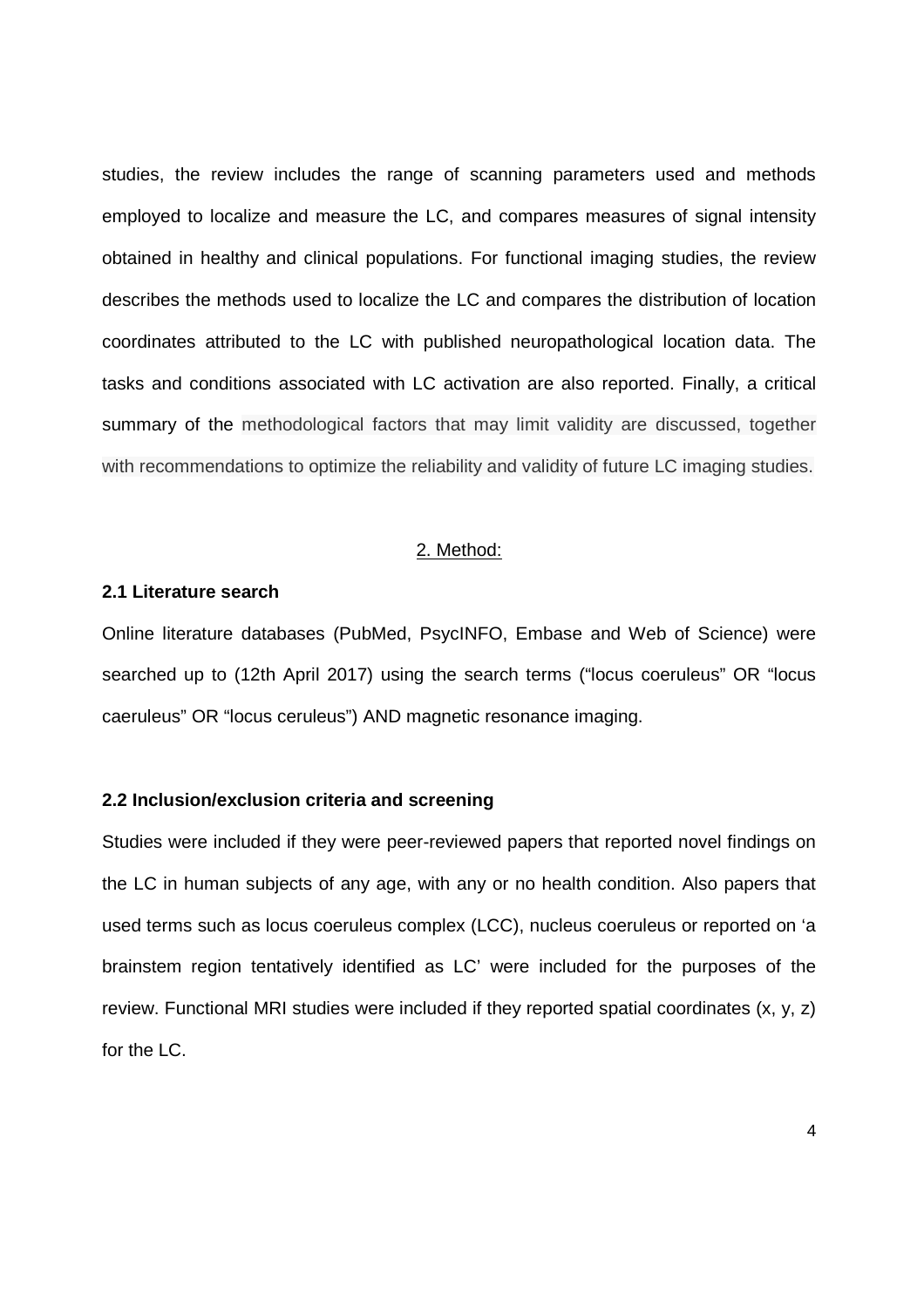studies, the review includes the range of scanning parameters used and methods employed to localize and measure the LC, and compares measures of signal intensity obtained in healthy and clinical populations. For functional imaging studies, the review describes the methods used to localize the LC and compares the distribution of location coordinates attributed to the LC with published neuropathological location data. The tasks and conditions associated with LC activation are also reported. Finally, a critical summary of the methodological factors that may limit validity are discussed, together with recommendations to optimize the reliability and validity of future LC imaging studies.

## 2. Method:

### 2.1 Literature search

Online literature databases (PubMed, PsycINFO, Embase and Web of Science) were searched up to (12th April 2017) using the search terms ("locus coeruleus" OR "locus caeruleus" OR "locus ceruleus") AND magnetic resonance imaging.

### 2.2 Inclusion/exclusion criteria and screening

Studies were included if they were peer-reviewed papers that reported novel findings on the LC in human subjects of any age, with any or no health condition. Also papers that used terms such as locus coeruleus complex (LCC), nucleus coeruleus or reported on 'a brainstem region tentatively identified as LC' were included for the purposes of the review. Functional MRI studies were included if they reported spatial coordinates (x, y, z) for the LC.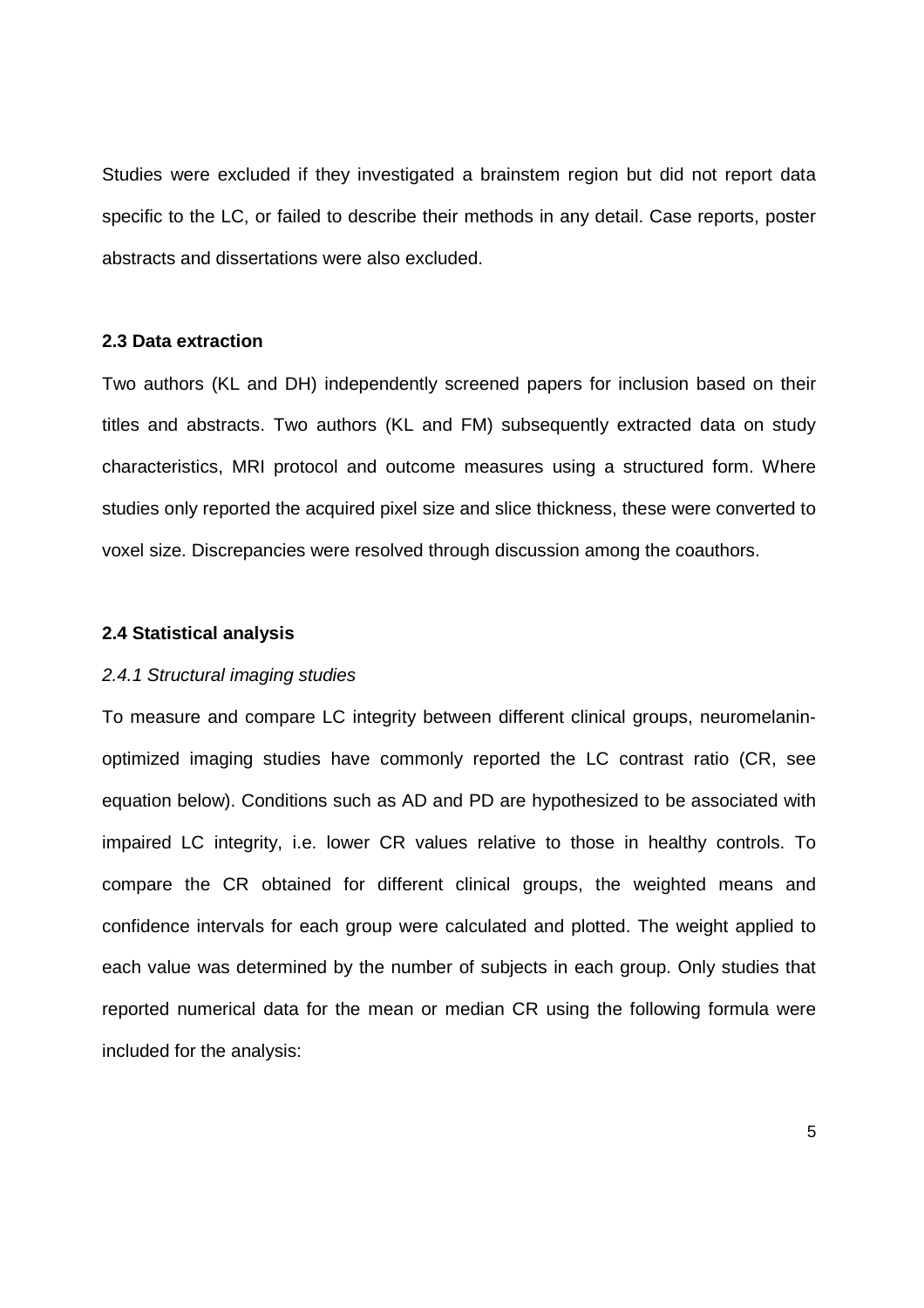Studies were excluded if they investigated a brainstem region but did not report data specific to the LC, or failed to describe their methods in any detail. Case reports, poster abstracts and dissertations were also excluded.

### 2.3 Data extraction

Two authors (KL and DH) independently screened papers for inclusion based on their titles and abstracts. Two authors (KL and FM) subsequently extracted data on study characteristics, MRI protocol and outcome measures using a structured form. Where studies only reported the acquired pixel size and slice thickness, these were converted to voxel size. Discrepancies were resolved through discussion among the coauthors.

### 2.4 Statistical analysis

#### *2.4.1 Structural imaging studies*

To measure and compare LC integrity between different clinical groups, neuromelanin-optimized imaging studies have commonly reported the LC contrast ratio (CR, see equation below). Conditions such as AD and PD are hypothesized to be associated with impaired LC integrity, i.e. lower CR values relative to those in healthy controls. To compare the CR obtained for different clinical groups, the weighted means and confidence intervals for each group were calculated and plotted. The weight applied to each value was determined by the number of subjects in each group. Only studies that reported numerical data for the mean or median CR using the following formula were included for the analysis: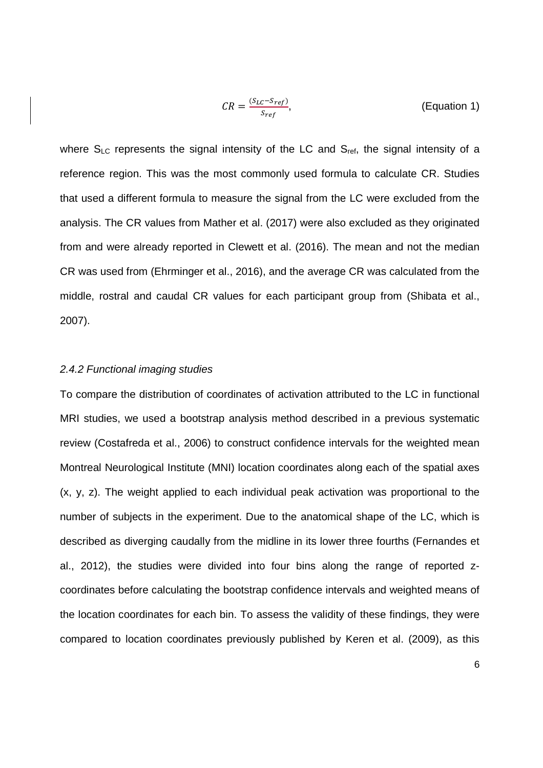$$CR = \frac{(S_{LC} - S_{ref})}{S_{ref}}, \qquad \text{(Equation 1)}$$

where $S_{LC}$ represents the signal intensity of the LC and $S_{ref}$, the signal intensity of a reference region. This was the most commonly used formula to calculate CR. Studies that used a different formula to measure the signal from the LC were excluded from the analysis. The CR values from Mather et al. (2017) were also excluded as they originated from and were already reported in Clewett et al. (2016). The mean and not the median CR was used from (Ehrminger et al., 2016), and the average CR was calculated from the middle, rostral and caudal CR values for each participant group from (Shibata et al., 2007).

*2.4.2 Functional imaging studies*

To compare the distribution of coordinates of activation attributed to the LC in functional MRI studies, we used a bootstrap analysis method described in a previous systematic review (Costafreda et al., 2006) to construct confidence intervals for the weighted mean Montreal Neurological Institute (MNI) location coordinates along each of the spatial axes (x, y, z). The weight applied to each individual peak activation was proportional to the number of subjects in the experiment. Due to the anatomical shape of the LC, which is described as diverging caudally from the midline in its lower three fourths (Fernandes et al., 2012), the studies were divided into four bins along the range of reported z-coordinates before calculating the bootstrap confidence intervals and weighted means of the location coordinates for each bin. To assess the validity of these findings, they were compared to location coordinates previously published by Keren et al. (2009), as this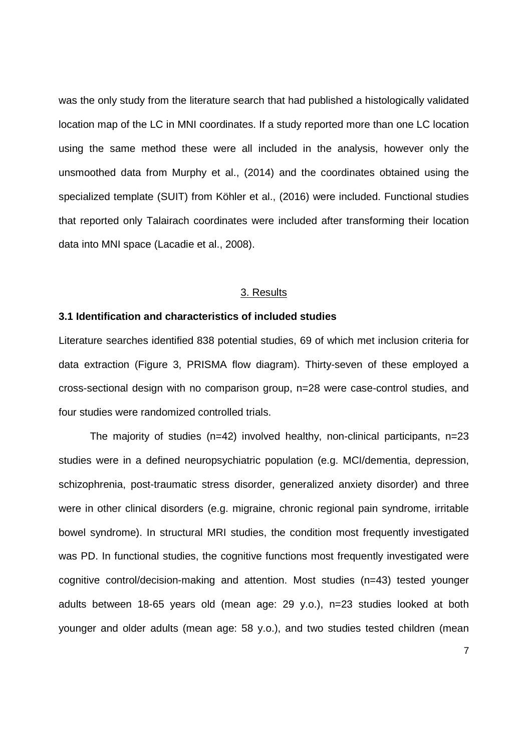was the only study from the literature search that had published a histologically validated location map of the LC in MNI coordinates. If a study reported more than one LC location using the same method these were all included in the analysis, however only the unsmoothed data from Murphy et al., (2014) and the coordinates obtained using the specialized template (SUIT) from Köhler et al., (2016) were included. Functional studies that reported only Talairach coordinates were included after transforming their location data into MNI space (Lacadie et al., 2008).

## 3. Results

### 3.1 Identification and characteristics of included studies

Literature searches identified 838 potential studies, 69 of which met inclusion criteria for data extraction (Figure 3, PRISMA flow diagram). Thirty-seven of these employed a cross-sectional design with no comparison group, n=28 were case-control studies, and four studies were randomized controlled trials.

The majority of studies (n=42) involved healthy, non-clinical participants, n=23 studies were in a defined neuropsychiatric population (e.g. MCI/dementia, depression, schizophrenia, post-traumatic stress disorder, generalized anxiety disorder) and three were in other clinical disorders (e.g. migraine, chronic regional pain syndrome, irritable bowel syndrome). In structural MRI studies, the condition most frequently investigated was PD. In functional studies, the cognitive functions most frequently investigated were cognitive control/decision-making and attention. Most studies (n=43) tested younger adults between 18-65 years old (mean age: 29 y.o.), n=23 studies looked at both younger and older adults (mean age: 58 y.o.), and two studies tested children (mean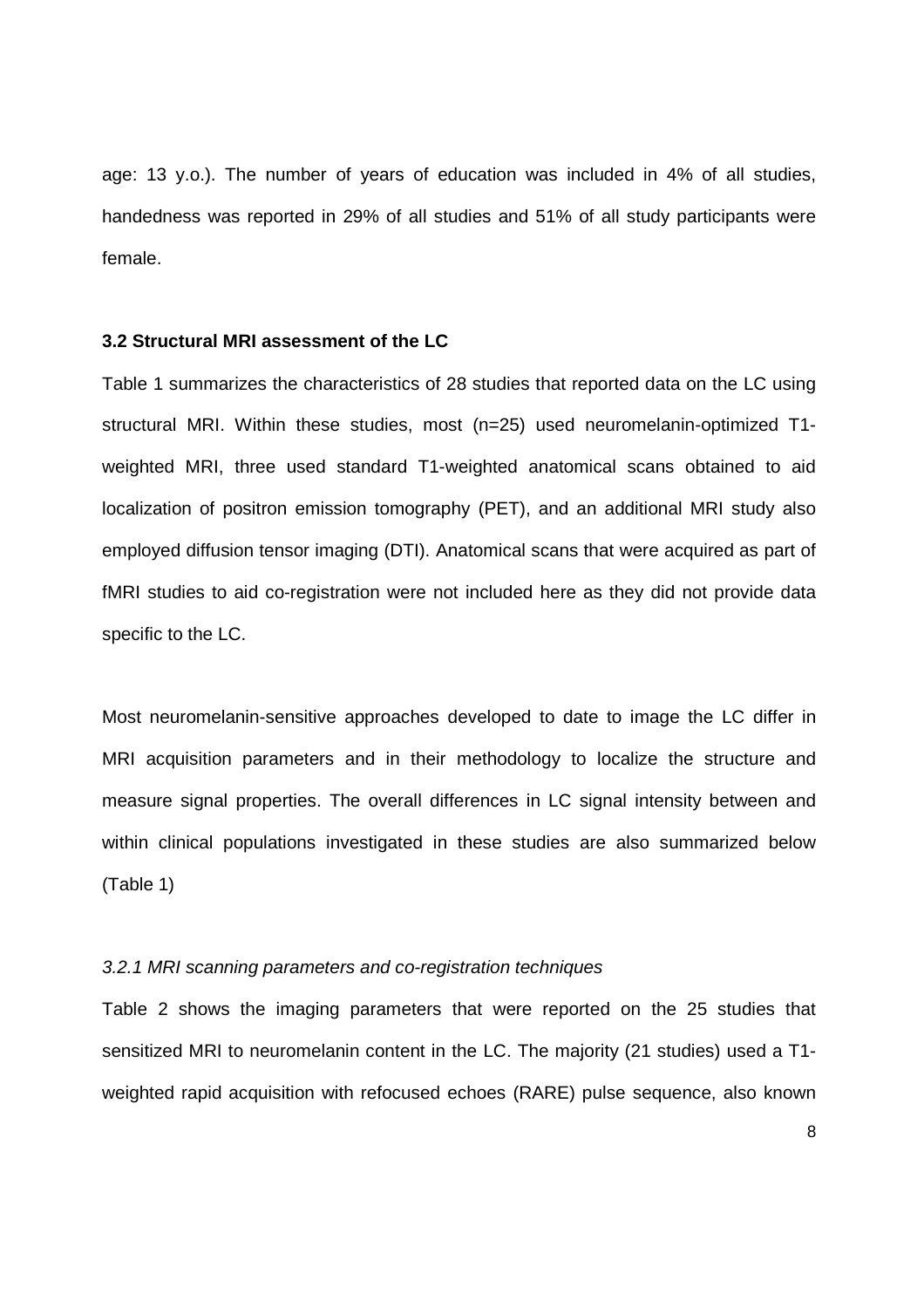age: 13 y.o.). The number of years of education was included in 4% of all studies, handedness was reported in 29% of all studies and 51% of all study participants were female.

### 3.2 Structural MRI assessment of the LC

Table 1 summarizes the characteristics of 28 studies that reported data on the LC using structural MRI. Within these studies, most (n=25) used neuromelanin-optimized T1-weighted MRI, three used standard T1-weighted anatomical scans obtained to aid localization of positron emission tomography (PET), and an additional MRI study also employed diffusion tensor imaging (DTI). Anatomical scans that were acquired as part of fMRI studies to aid co-registration were not included here as they did not provide data specific to the LC.

Most neuromelanin-sensitive approaches developed to date to image the LC differ in MRI acquisition parameters and in their methodology to localize the structure and measure signal properties. The overall differences in LC signal intensity between and within clinical populations investigated in these studies are also summarized below (Table 1)

#### *3.2.1 MRI scanning parameters and co-registration techniques*

Table 2 shows the imaging parameters that were reported on the 25 studies that sensitized MRI to neuromelanin content in the LC. The majority (21 studies) used a T1-weighted rapid acquisition with refocused echoes (RARE) pulse sequence, also known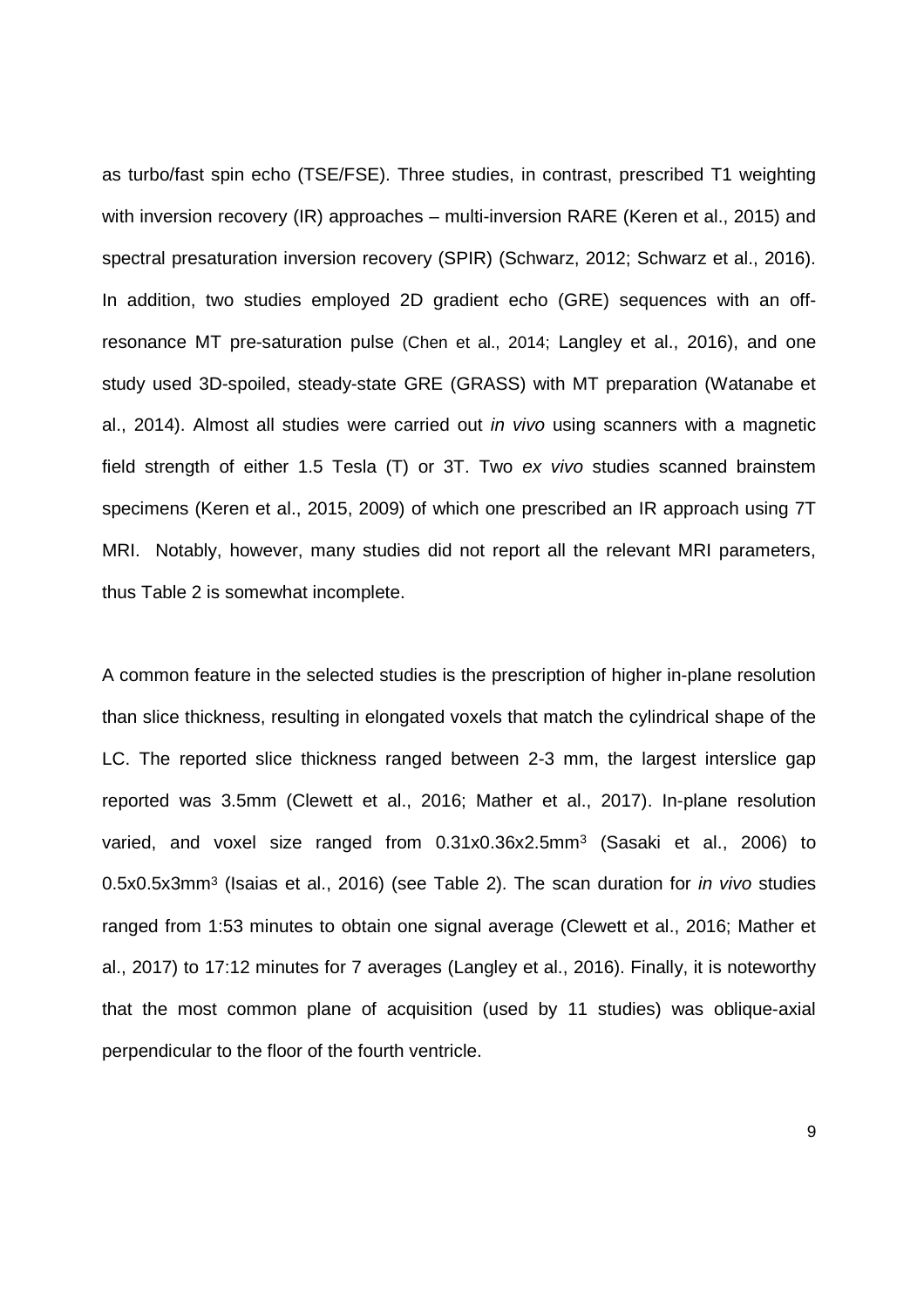as turbo/fast spin echo (TSE/FSE). Three studies, in contrast, prescribed T1 weighting with inversion recovery (IR) approaches – multi-inversion RARE (Keren et al., 2015) and spectral presaturation inversion recovery (SPIR) (Schwarz, 2012; Schwarz et al., 2016). In addition, two studies employed 2D gradient echo (GRE) sequences with an off-resonance MT pre-saturation pulse (Chen et al., 2014; Langley et al., 2016), and one study used 3D-spoiled, steady-state GRE (GRASS) with MT preparation (Watanabe et al., 2014). Almost all studies were carried out *in vivo* using scanners with a magnetic field strength of either 1.5 Tesla (T) or 3T. Two *ex vivo* studies scanned brainstem specimens (Keren et al., 2015, 2009) of which one prescribed an IR approach using 7T MRI. Notably, however, many studies did not report all the relevant MRI parameters, thus Table 2 is somewhat incomplete.

A common feature in the selected studies is the prescription of higher in-plane resolution than slice thickness, resulting in elongated voxels that match the cylindrical shape of the LC. The reported slice thickness ranged between 2-3 mm, the largest interslice gap reported was 3.5mm (Clewett et al., 2016; Mather et al., 2017). In-plane resolution varied, and voxel size ranged from $0.31 \times 0.36 \times 2.5 mm^3$ (Sasaki et al., 2006) to $0.5 \times 0.5 \times 3 mm^3$ (Isaias et al., 2016) (see Table 2). The scan duration for *in vivo* studies ranged from 1:53 minutes to obtain one signal average (Clewett et al., 2016; Mather et al., 2017) to 17:12 minutes for 7 averages (Langley et al., 2016). Finally, it is noteworthy that the most common plane of acquisition (used by 11 studies) was oblique-axial perpendicular to the floor of the fourth ventricle.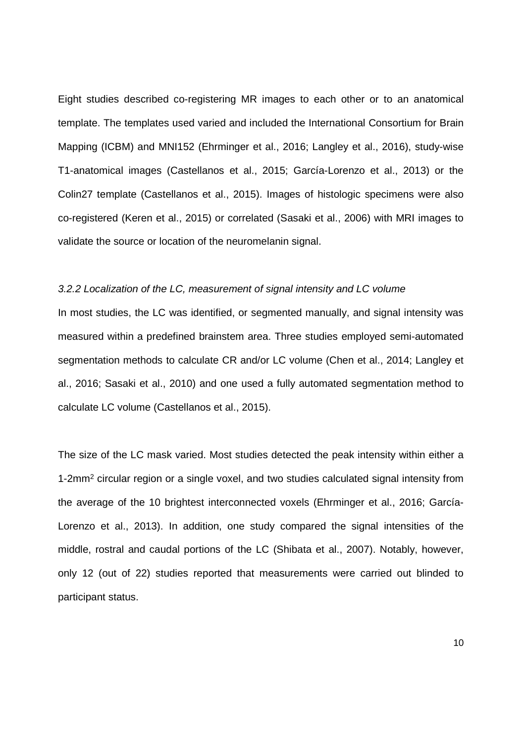Eight studies described co-registering MR images to each other or to an anatomical template. The templates used varied and included the International Consortium for Brain Mapping (ICBM) and MNI152 (Ehrminger et al., 2016; Langley et al., 2016), study-wise T1-anatomical images (Castellanos et al., 2015; García-Lorenzo et al., 2013) or the Colin27 template (Castellanos et al., 2015). Images of histologic specimens were also co-registered (Keren et al., 2015) or correlated (Sasaki et al., 2006) with MRI images to validate the source or location of the neuromelanin signal.

### *3.2.2 Localization of the LC, measurement of signal intensity and LC volume*

In most studies, the LC was identified, or segmented manually, and signal intensity was measured within a predefined brainstem area. Three studies employed semi-automated segmentation methods to calculate CR and/or LC volume (Chen et al., 2014; Langley et al., 2016; Sasaki et al., 2010) and one used a fully automated segmentation method to calculate LC volume (Castellanos et al., 2015).

The size of the LC mask varied. Most studies detected the peak intensity within either a 1-2mm$^2$ circular region or a single voxel, and two studies calculated signal intensity from the average of the 10 brightest interconnected voxels (Ehrminger et al., 2016; García-Lorenzo et al., 2013). In addition, one study compared the signal intensities of the middle, rostral and caudal portions of the LC (Shibata et al., 2007). Notably, however, only 12 (out of 22) studies reported that measurements were carried out blinded to participant status.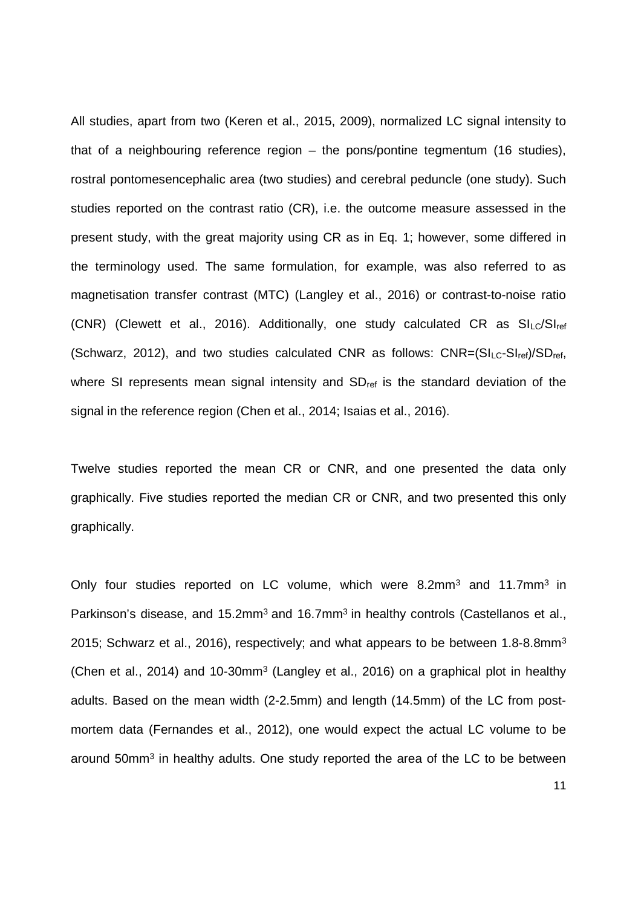All studies, apart from two (Keren et al., 2015, 2009), normalized LC signal intensity to that of a neighbouring reference region – the pons/pontine tegmentum (16 studies), rostral pontomesencephalic area (two studies) and cerebral peduncle (one study). Such studies reported on the contrast ratio (CR), i.e. the outcome measure assessed in the present study, with the great majority using CR as in Eq. 1; however, some differed in the terminology used. The same formulation, for example, was also referred to as magnetisation transfer contrast (MTC) (Langley et al., 2016) or contrast-to-noise ratio (CNR) (Clewett et al., 2016). Additionally, one study calculated CR as $SI_{LC}/SI_{ref}$ (Schwarz, 2012), and two studies calculated CNR as follows: $CNR=(SI_{LC}-SI_{ref})/SD_{ref}$, where SI represents mean signal intensity and $SD_{ref}$ is the standard deviation of the signal in the reference region (Chen et al., 2014; Isaias et al., 2016).

Twelve studies reported the mean CR or CNR, and one presented the data only graphically. Five studies reported the median CR or CNR, and two presented this only graphically.

Only four studies reported on LC volume, which were 8.2mm$^3$ and 11.7mm$^3$ in Parkinson's disease, and 15.2mm$^3$ and 16.7mm$^3$ in healthy controls (Castellanos et al., 2015; Schwarz et al., 2016), respectively; and what appears to be between 1.8-8.8mm$^3$ (Chen et al., 2014) and 10-30mm$^3$ (Langley et al., 2016) on a graphical plot in healthy adults. Based on the mean width (2-2.5mm) and length (14.5mm) of the LC from post-mortem data (Fernandes et al., 2012), one would expect the actual LC volume to be around 50mm$^3$ in healthy adults. One study reported the area of the LC to be between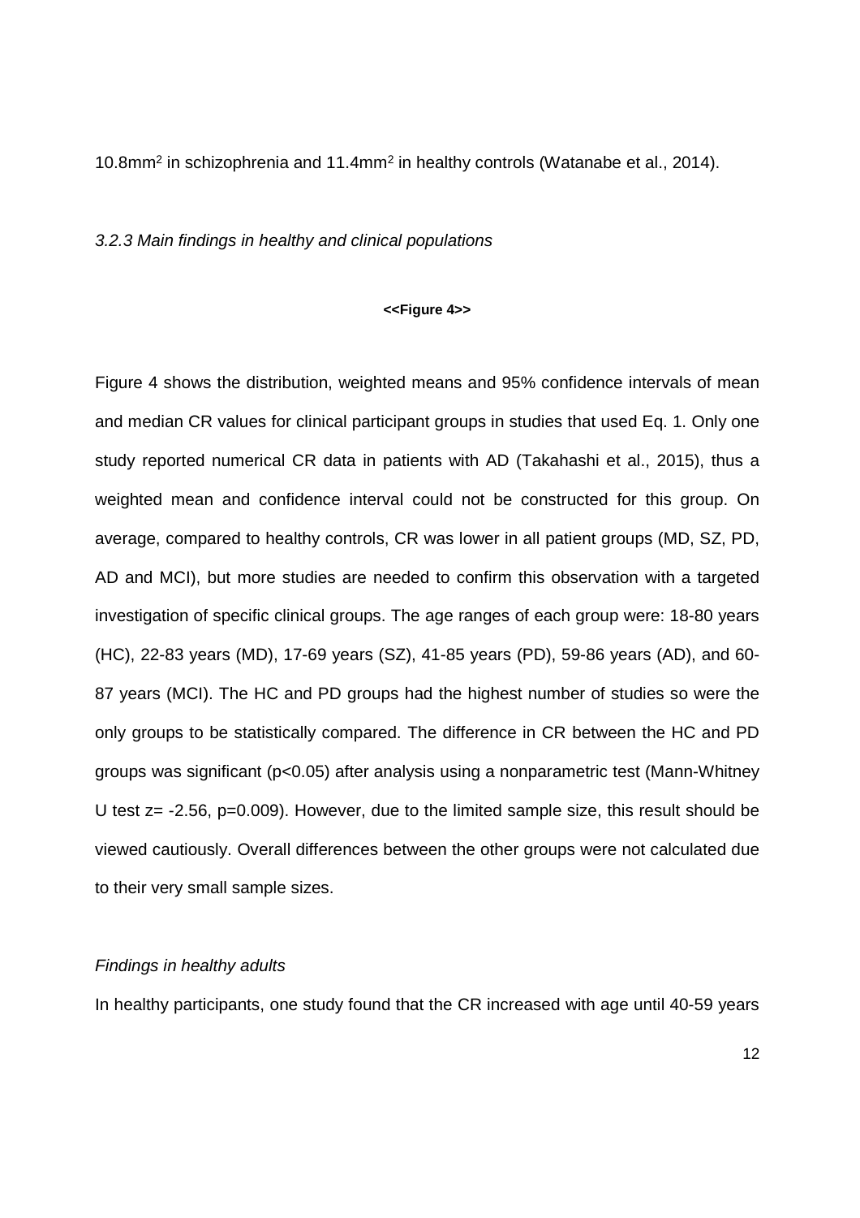10.8mm$^2$ in schizophrenia and 11.4mm$^2$ in healthy controls (Watanabe et al., 2014).

### *3.2.3 Main findings in healthy and clinical populations*

**<<Figure 4>>**

Figure 4 shows the distribution, weighted means and 95% confidence intervals of mean and median CR values for clinical participant groups in studies that used Eq. 1. Only one study reported numerical CR data in patients with AD (Takahashi et al., 2015), thus a weighted mean and confidence interval could not be constructed for this group. On average, compared to healthy controls, CR was lower in all patient groups (MD, SZ, PD, AD and MCI), but more studies are needed to confirm this observation with a targeted investigation of specific clinical groups. The age ranges of each group were: 18-80 years (HC), 22-83 years (MD), 17-69 years (SZ), 41-85 years (PD), 59-86 years (AD), and 60-87 years (MCI). The HC and PD groups had the highest number of studies so were the only groups to be statistically compared. The difference in CR between the HC and PD groups was significant ($p<0.05$) after analysis using a nonparametric test (Mann-Whitney U test $z= -2.56$, $p=0.009$). However, due to the limited sample size, this result should be viewed cautiously. Overall differences between the other groups were not calculated due to their very small sample sizes.

*Findings in healthy adults*

In healthy participants, one study found that the CR increased with age until 40-59 years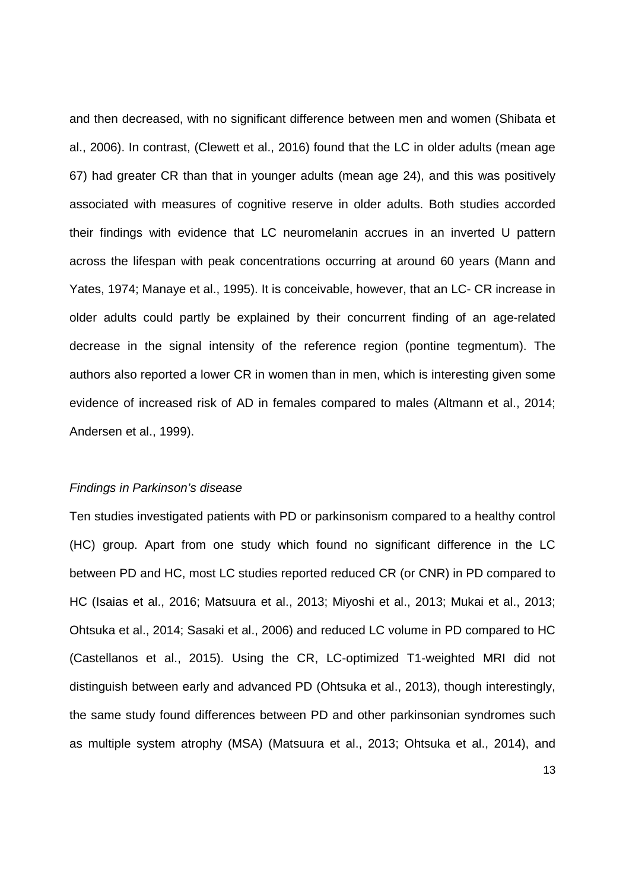and then decreased, with no significant difference between men and women (Shibata et al., 2006). In contrast, (Clewett et al., 2016) found that the LC in older adults (mean age 67) had greater CR than that in younger adults (mean age 24), and this was positively associated with measures of cognitive reserve in older adults. Both studies accorded their findings with evidence that LC neuromelanin accrues in an inverted U pattern across the lifespan with peak concentrations occurring at around 60 years (Mann and Yates, 1974; Manaye et al., 1995). It is conceivable, however, that an LC- CR increase in older adults could partly be explained by their concurrent finding of an age-related decrease in the signal intensity of the reference region (pontine tegmentum). The authors also reported a lower CR in women than in men, which is interesting given some evidence of increased risk of AD in females compared to males (Altmann et al., 2014; Andersen et al., 1999).

*Findings in Parkinson's disease*

Ten studies investigated patients with PD or parkinsonism compared to a healthy control (HC) group. Apart from one study which found no significant difference in the LC between PD and HC, most LC studies reported reduced CR (or CNR) in PD compared to HC (Isaias et al., 2016; Matsuura et al., 2013; Miyoshi et al., 2013; Mukai et al., 2013; Ohtsuka et al., 2014; Sasaki et al., 2006) and reduced LC volume in PD compared to HC (Castellanos et al., 2015). Using the CR, LC-optimized T1-weighted MRI did not distinguish between early and advanced PD (Ohtsuka et al., 2013), though interestingly, the same study found differences between PD and other parkinsonian syndromes such as multiple system atrophy (MSA) (Matsuura et al., 2013; Ohtsuka et al., 2014), and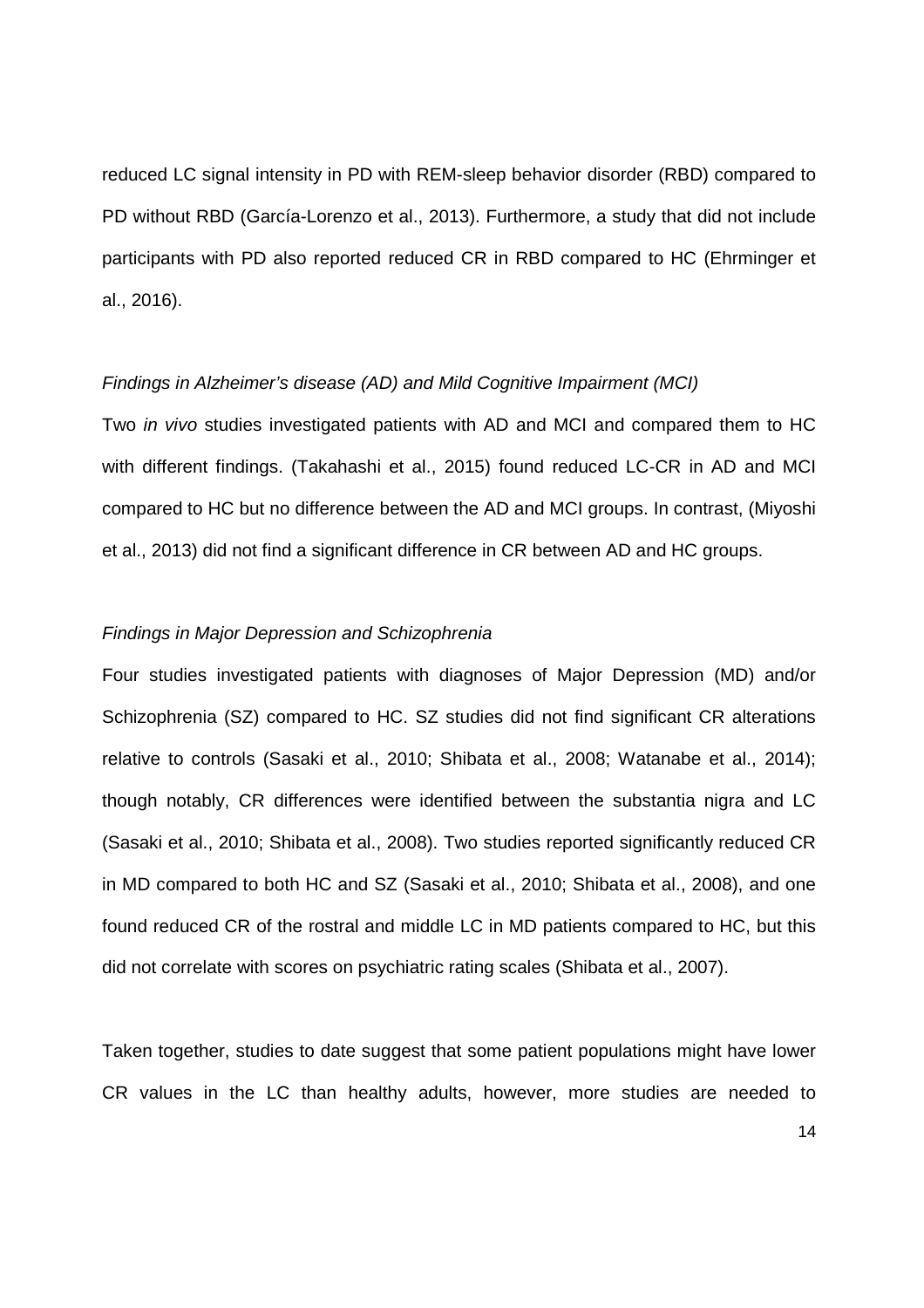reduced LC signal intensity in PD with REM-sleep behavior disorder (RBD) compared to PD without RBD (García-Lorenzo et al., 2013). Furthermore, a study that did not include participants with PD also reported reduced CR in RBD compared to HC (Ehrminger et al., 2016).

*Findings in Alzheimer's disease (AD) and Mild Cognitive Impairment (MCI)*

Two *in vivo* studies investigated patients with AD and MCI and compared them to HC with different findings. (Takahashi et al., 2015) found reduced LC-CR in AD and MCI compared to HC but no difference between the AD and MCI groups. In contrast, (Miyoshi et al., 2013) did not find a significant difference in CR between AD and HC groups.

*Findings in Major Depression and Schizophrenia*

Four studies investigated patients with diagnoses of Major Depression (MD) and/or Schizophrenia (SZ) compared to HC. SZ studies did not find significant CR alterations relative to controls (Sasaki et al., 2010; Shibata et al., 2008; Watanabe et al., 2014); though notably, CR differences were identified between the substantia nigra and LC (Sasaki et al., 2010; Shibata et al., 2008). Two studies reported significantly reduced CR in MD compared to both HC and SZ (Sasaki et al., 2010; Shibata et al., 2008), and one found reduced CR of the rostral and middle LC in MD patients compared to HC, but this did not correlate with scores on psychiatric rating scales (Shibata et al., 2007).

Taken together, studies to date suggest that some patient populations might have lower CR values in the LC than healthy adults, however, more studies are needed to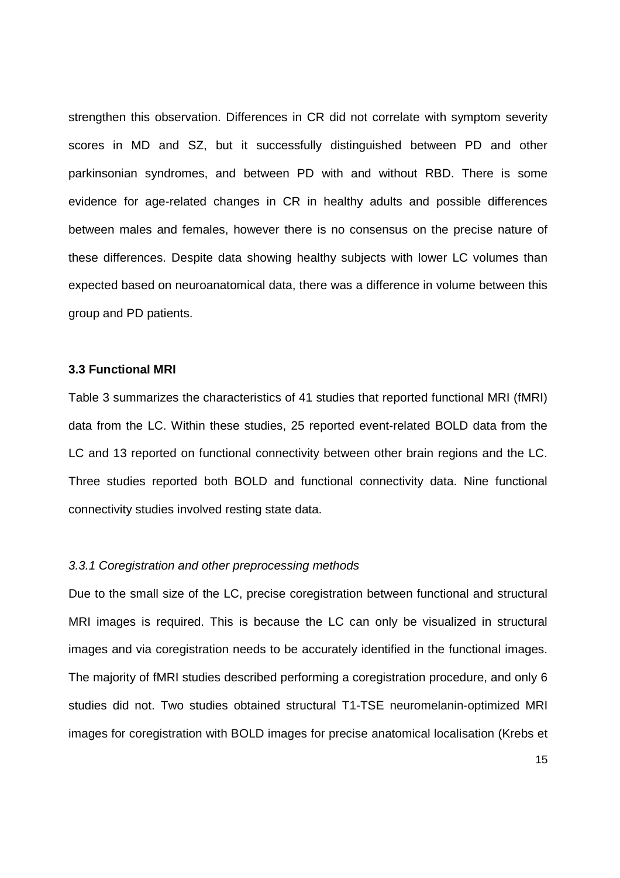strengthen this observation. Differences in CR did not correlate with symptom severity scores in MD and SZ, but it successfully distinguished between PD and other parkinsonian syndromes, and between PD with and without RBD. There is some evidence for age-related changes in CR in healthy adults and possible differences between males and females, however there is no consensus on the precise nature of these differences. Despite data showing healthy subjects with lower LC volumes than expected based on neuroanatomical data, there was a difference in volume between this group and PD patients.

### 3.3 Functional MRI

Table 3 summarizes the characteristics of 41 studies that reported functional MRI (fMRI) data from the LC. Within these studies, 25 reported event-related BOLD data from the LC and 13 reported on functional connectivity between other brain regions and the LC. Three studies reported both BOLD and functional connectivity data. Nine functional connectivity studies involved resting state data.

#### *3.3.1 Coregistration and other preprocessing methods*

Due to the small size of the LC, precise coregistration between functional and structural MRI images is required. This is because the LC can only be visualized in structural images and via coregistration needs to be accurately identified in the functional images. The majority of fMRI studies described performing a coregistration procedure, and only 6 studies did not. Two studies obtained structural T1-TSE neuromelanin-optimized MRI images for coregistration with BOLD images for precise anatomical localisation (Krebs et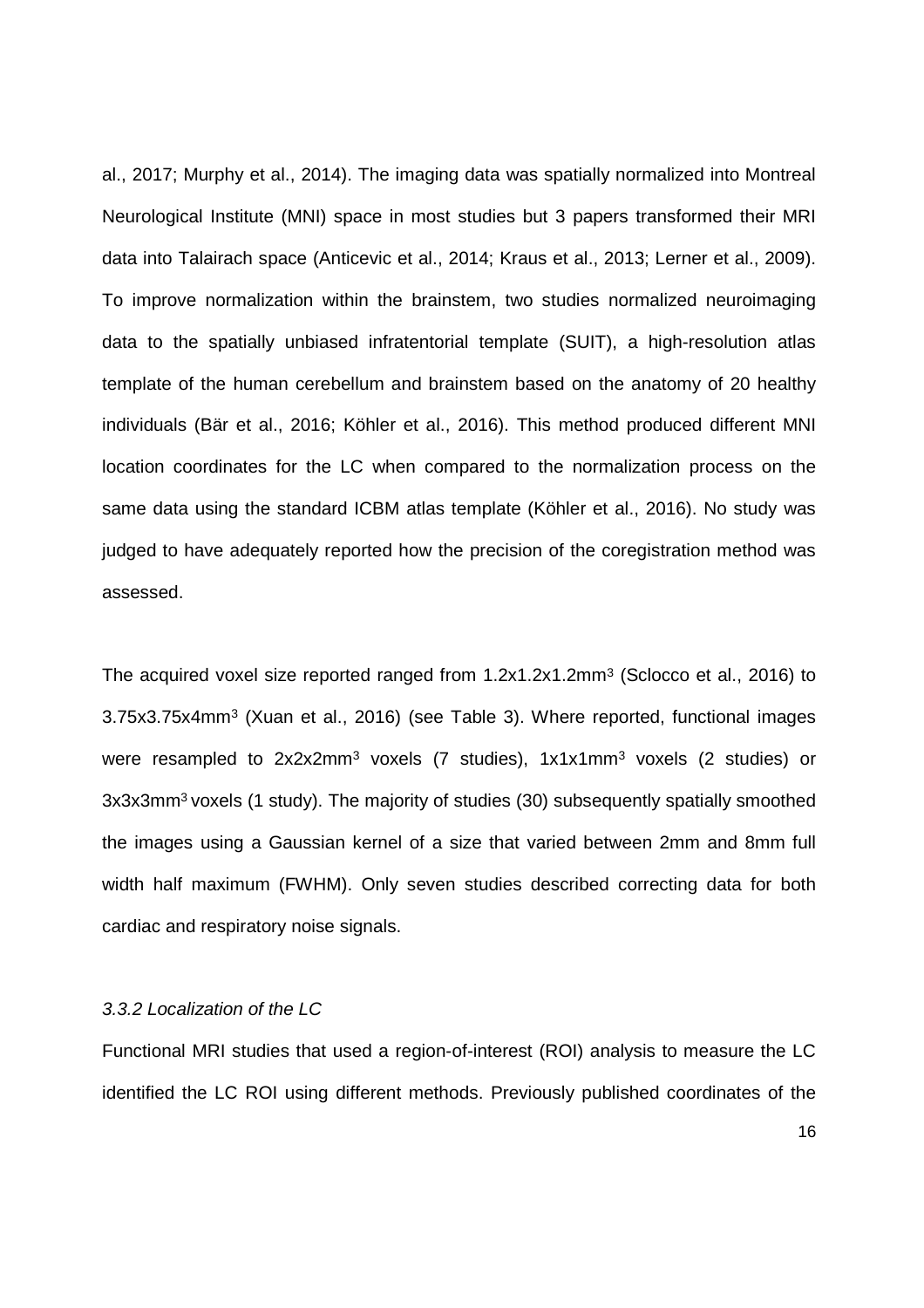al., 2017; Murphy et al., 2014). The imaging data was spatially normalized into Montreal Neurological Institute (MNI) space in most studies but 3 papers transformed their MRI data into Talairach space (Anticevic et al., 2014; Kraus et al., 2013; Lerner et al., 2009). To improve normalization within the brainstem, two studies normalized neuroimaging data to the spatially unbiased infratentorial template (SUIT), a high-resolution atlas template of the human cerebellum and brainstem based on the anatomy of 20 healthy individuals (Bär et al., 2016; Köhler et al., 2016). This method produced different MNI location coordinates for the LC when compared to the normalization process on the same data using the standard ICBM atlas template (Köhler et al., 2016). No study was judged to have adequately reported how the precision of the coregistration method was assessed.

The acquired voxel size reported ranged from 1.2x1.2x1.2mm$^3$ (Sclocco et al., 2016) to 3.75x3.75x4mm$^3$ (Xuan et al., 2016) (see Table 3). Where reported, functional images were resampled to 2x2x2mm$^3$ voxels (7 studies), 1x1x1mm$^3$ voxels (2 studies) or 3x3x3mm$^3$ voxels (1 study). The majority of studies (30) subsequently spatially smoothed the images using a Gaussian kernel of a size that varied between 2mm and 8mm full width half maximum (FWHM). Only seven studies described correcting data for both cardiac and respiratory noise signals.

### *3.3.2 Localization of the LC*

Functional MRI studies that used a region-of-interest (ROI) analysis to measure the LC identified the LC ROI using different methods. Previously published coordinates of the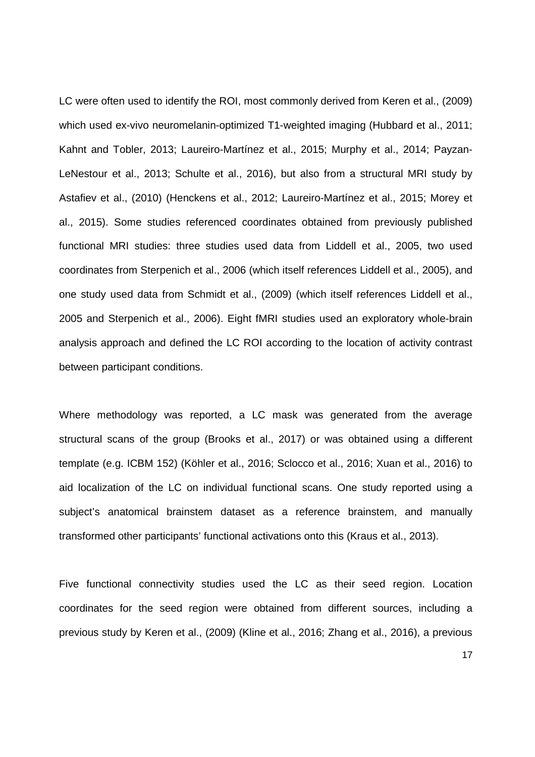LC were often used to identify the ROI, most commonly derived from Keren et al., (2009) which used ex-vivo neuromelanin-optimized T1-weighted imaging (Hubbard et al., 2011; Kahnt and Tobler, 2013; Laureiro-Martínez et al., 2015; Murphy et al., 2014; Payzan-LeNestour et al., 2013; Schulte et al., 2016), but also from a structural MRI study by Astafiev et al., (2010) (Henckens et al., 2012; Laureiro-Martínez et al., 2015; Morey et al., 2015). Some studies referenced coordinates obtained from previously published functional MRI studies: three studies used data from Liddell et al., 2005, two used coordinates from Sterpenich et al., 2006 (which itself references Liddell et al., 2005), and one study used data from Schmidt et al., (2009) (which itself references Liddell et al., 2005 and Sterpenich et al., 2006). Eight fMRI studies used an exploratory whole-brain analysis approach and defined the LC ROI according to the location of activity contrast between participant conditions.

Where methodology was reported, a LC mask was generated from the average structural scans of the group (Brooks et al., 2017) or was obtained using a different template (e.g. ICBM 152) (Köhler et al., 2016; Sclocco et al., 2016; Xuan et al., 2016) to aid localization of the LC on individual functional scans. One study reported using a subject's anatomical brainstem dataset as a reference brainstem, and manually transformed other participants' functional activations onto this (Kraus et al., 2013).

Five functional connectivity studies used the LC as their seed region. Location coordinates for the seed region were obtained from different sources, including a previous study by Keren et al., (2009) (Kline et al., 2016; Zhang et al., 2016), a previous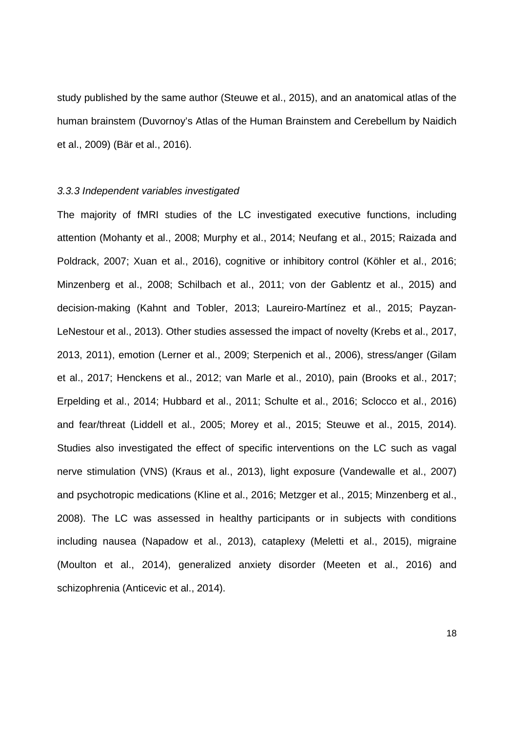study published by the same author (Steuwe et al., 2015), and an anatomical atlas of the human brainstem (Duvornoy's Atlas of the Human Brainstem and Cerebellum by Naidich et al., 2009) (Bär et al., 2016).

### *3.3.3 Independent variables investigated*

The majority of fMRI studies of the LC investigated executive functions, including attention (Mohanty et al., 2008; Murphy et al., 2014; Neufang et al., 2015; Raizada and Poldrack, 2007; Xuan et al., 2016), cognitive or inhibitory control (Köhler et al., 2016; Minzenberg et al., 2008; Schilbach et al., 2011; von der Gablentz et al., 2015) and decision-making (Kahnt and Tobler, 2013; Laureiro-Martínez et al., 2015; Payzan-LeNestour et al., 2013). Other studies assessed the impact of novelty (Krebs et al., 2017, 2013, 2011), emotion (Lerner et al., 2009; Sterpenich et al., 2006), stress/anger (Gilam et al., 2017; Henckens et al., 2012; van Marle et al., 2010), pain (Brooks et al., 2017; Erpelding et al., 2014; Hubbard et al., 2011; Schulte et al., 2016; Sclocco et al., 2016) and fear/threat (Liddell et al., 2005; Morey et al., 2015; Steuwe et al., 2015, 2014). Studies also investigated the effect of specific interventions on the LC such as vagal nerve stimulation (VNS) (Kraus et al., 2013), light exposure (Vandewalle et al., 2007) and psychotropic medications (Kline et al., 2016; Metzger et al., 2015; Minzenberg et al., 2008). The LC was assessed in healthy participants or in subjects with conditions including nausea (Napadow et al., 2013), cataplexy (Meletti et al., 2015), migraine (Moulton et al., 2014), generalized anxiety disorder (Meeten et al., 2016) and schizophrenia (Anticevic et al., 2014).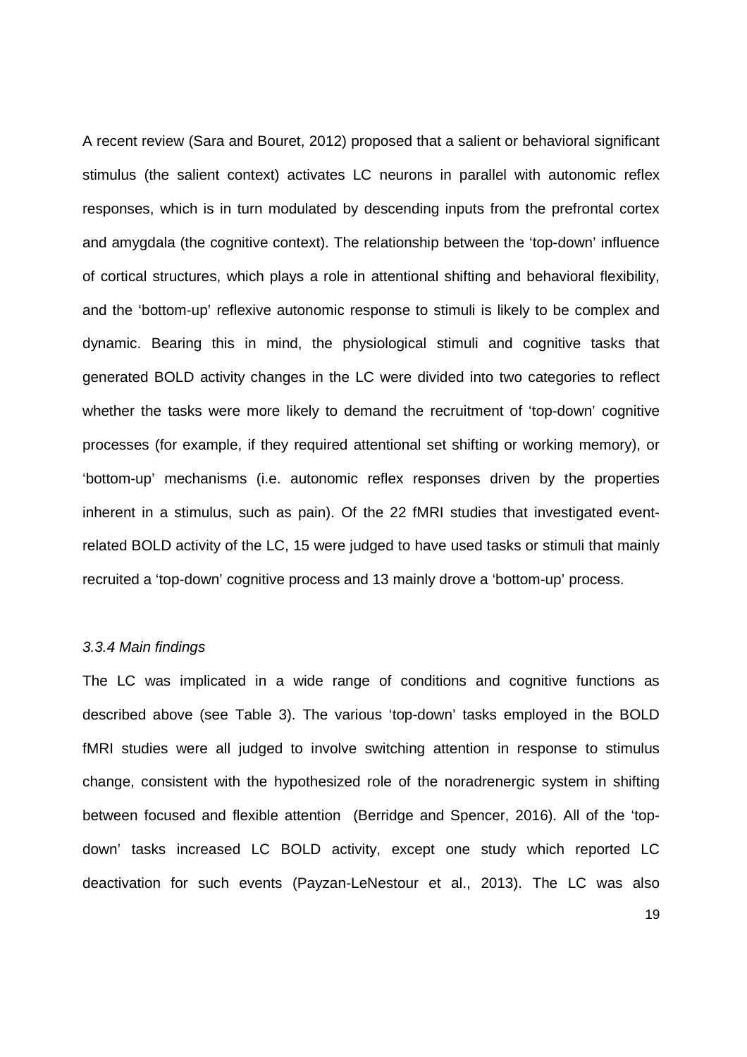A recent review (Sara and Bouret, 2012) proposed that a salient or behavioral significant stimulus (the salient context) activates LC neurons in parallel with autonomic reflex responses, which is in turn modulated by descending inputs from the prefrontal cortex and amygdala (the cognitive context). The relationship between the 'top-down' influence of cortical structures, which plays a role in attentional shifting and behavioral flexibility, and the 'bottom-up' reflexive autonomic response to stimuli is likely to be complex and dynamic. Bearing this in mind, the physiological stimuli and cognitive tasks that generated BOLD activity changes in the LC were divided into two categories to reflect whether the tasks were more likely to demand the recruitment of 'top-down' cognitive processes (for example, if they required attentional set shifting or working memory), or 'bottom-up' mechanisms (i.e. autonomic reflex responses driven by the properties inherent in a stimulus, such as pain). Of the 22 fMRI studies that investigated event-related BOLD activity of the LC, 15 were judged to have used tasks or stimuli that mainly recruited a 'top-down' cognitive process and 13 mainly drove a 'bottom-up' process.

### *3.3.4 Main findings*

The LC was implicated in a wide range of conditions and cognitive functions as described above (see Table 3). The various 'top-down' tasks employed in the BOLD fMRI studies were all judged to involve switching attention in response to stimulus change, consistent with the hypothesized role of the noradrenergic system in shifting between focused and flexible attention (Berridge and Spencer, 2016). All of the 'top-down' tasks increased LC BOLD activity, except one study which reported LC deactivation for such events (Payzan-LeNestour et al., 2013). The LC was also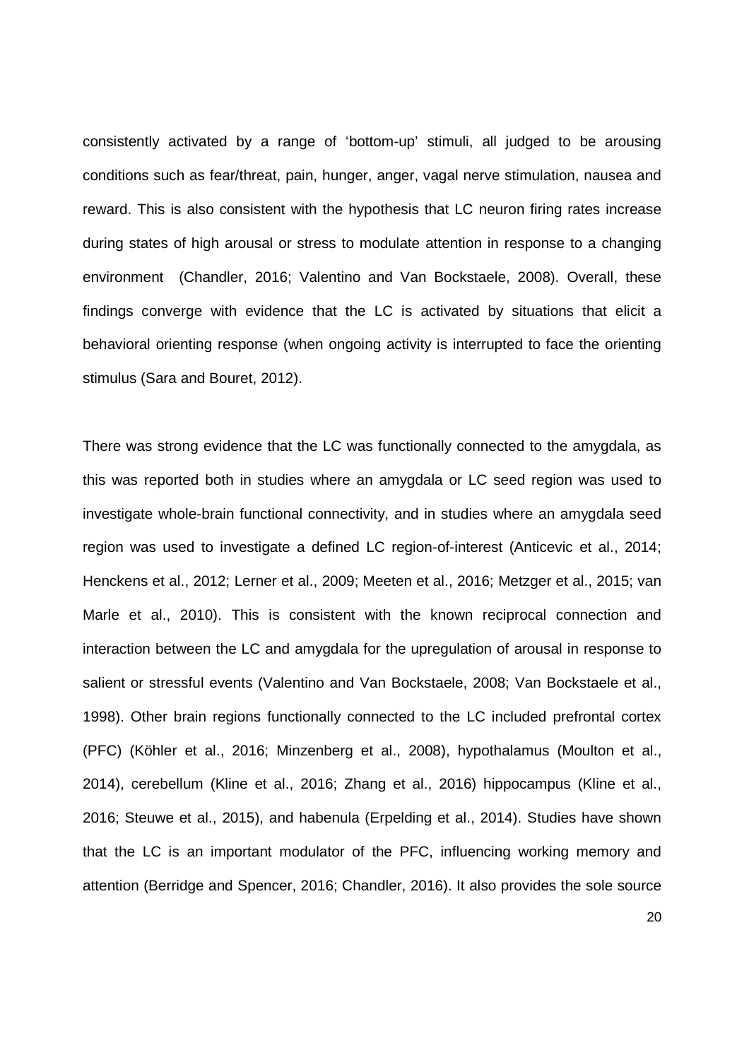consistently activated by a range of 'bottom-up' stimuli, all judged to be arousing conditions such as fear/threat, pain, hunger, anger, vagal nerve stimulation, nausea and reward. This is also consistent with the hypothesis that LC neuron firing rates increase during states of high arousal or stress to modulate attention in response to a changing environment (Chandler, 2016; Valentino and Van Bockstaele, 2008). Overall, these findings converge with evidence that the LC is activated by situations that elicit a behavioral orienting response (when ongoing activity is interrupted to face the orienting stimulus (Sara and Bouret, 2012).

There was strong evidence that the LC was functionally connected to the amygdala, as this was reported both in studies where an amygdala or LC seed region was used to investigate whole-brain functional connectivity, and in studies where an amygdala seed region was used to investigate a defined LC region-of-interest (Anticevic et al., 2014; Henckens et al., 2012; Lerner et al., 2009; Meeten et al., 2016; Metzger et al., 2015; van Marle et al., 2010). This is consistent with the known reciprocal connection and interaction between the LC and amygdala for the upregulation of arousal in response to salient or stressful events (Valentino and Van Bockstaele, 2008; Van Bockstaele et al., 1998). Other brain regions functionally connected to the LC included prefrontal cortex (PFC) (Köhler et al., 2016; Minzenberg et al., 2008), hypothalamus (Moulton et al., 2014), cerebellum (Kline et al., 2016; Zhang et al., 2016) hippocampus (Kline et al., 2016; Steuwe et al., 2015), and habenula (Erpelding et al., 2014). Studies have shown that the LC is an important modulator of the PFC, influencing working memory and attention (Berridge and Spencer, 2016; Chandler, 2016). It also provides the sole source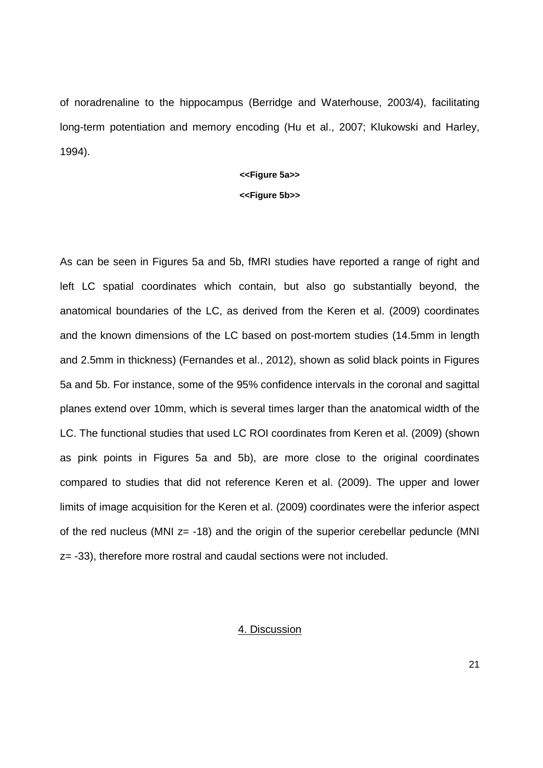of noradrenaline to the hippocampus (Berridge and Waterhouse, 2003/4), facilitating long-term potentiation and memory encoding (Hu et al., 2007; Klukowski and Harley, 1994).

**<<Figure 5a>>**

**<<Figure 5b>>**

As can be seen in Figures 5a and 5b, fMRI studies have reported a range of right and left LC spatial coordinates which contain, but also go substantially beyond, the anatomical boundaries of the LC, as derived from the Keren et al. (2009) coordinates and the known dimensions of the LC based on post-mortem studies (14.5mm in length and 2.5mm in thickness) (Fernandes et al., 2012), shown as solid black points in Figures 5a and 5b. For instance, some of the 95% confidence intervals in the coronal and sagittal planes extend over 10mm, which is several times larger than the anatomical width of the LC. The functional studies that used LC ROI coordinates from Keren et al. (2009) (shown as pink points in Figures 5a and 5b), are more close to the original coordinates compared to studies that did not reference Keren et al. (2009). The upper and lower limits of image acquisition for the Keren et al. (2009) coordinates were the inferior aspect of the red nucleus (MNI z= -18) and the origin of the superior cerebellar peduncle (MNI z= -33), therefore more rostral and caudal sections were not included.

## 4. Discussion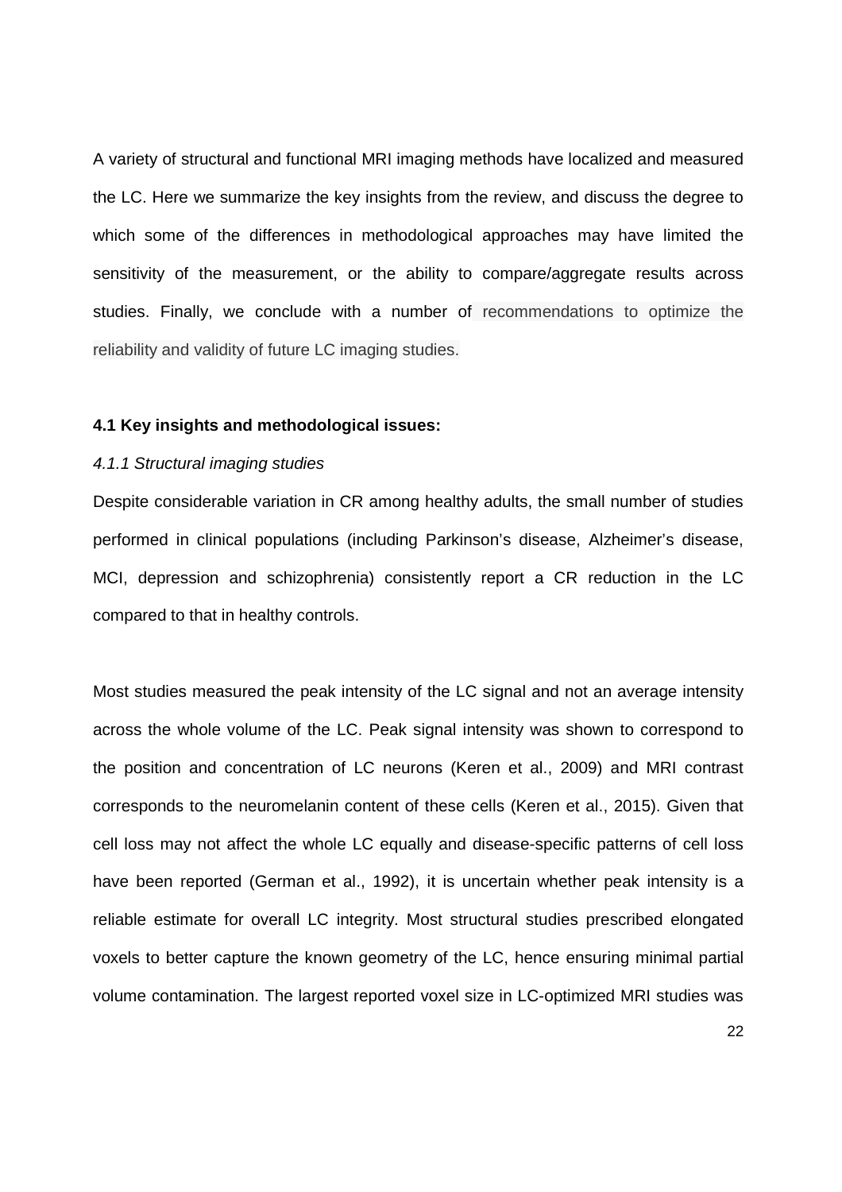A variety of structural and functional MRI imaging methods have localized and measured the LC. Here we summarize the key insights from the review, and discuss the degree to which some of the differences in methodological approaches may have limited the sensitivity of the measurement, or the ability to compare/aggregate results across studies. Finally, we conclude with a number of recommendations to optimize the reliability and validity of future LC imaging studies.

### 4.1 Key insights and methodological issues:

#### *4.1.1 Structural imaging studies*

Despite considerable variation in CR among healthy adults, the small number of studies performed in clinical populations (including Parkinson's disease, Alzheimer's disease, MCI, depression and schizophrenia) consistently report a CR reduction in the LC compared to that in healthy controls.

Most studies measured the peak intensity of the LC signal and not an average intensity across the whole volume of the LC. Peak signal intensity was shown to correspond to the position and concentration of LC neurons (Keren et al., 2009) and MRI contrast corresponds to the neuromelanin content of these cells (Keren et al., 2015). Given that cell loss may not affect the whole LC equally and disease-specific patterns of cell loss have been reported (German et al., 1992), it is uncertain whether peak intensity is a reliable estimate for overall LC integrity. Most structural studies prescribed elongated voxels to better capture the known geometry of the LC, hence ensuring minimal partial volume contamination. The largest reported voxel size in LC-optimized MRI studies was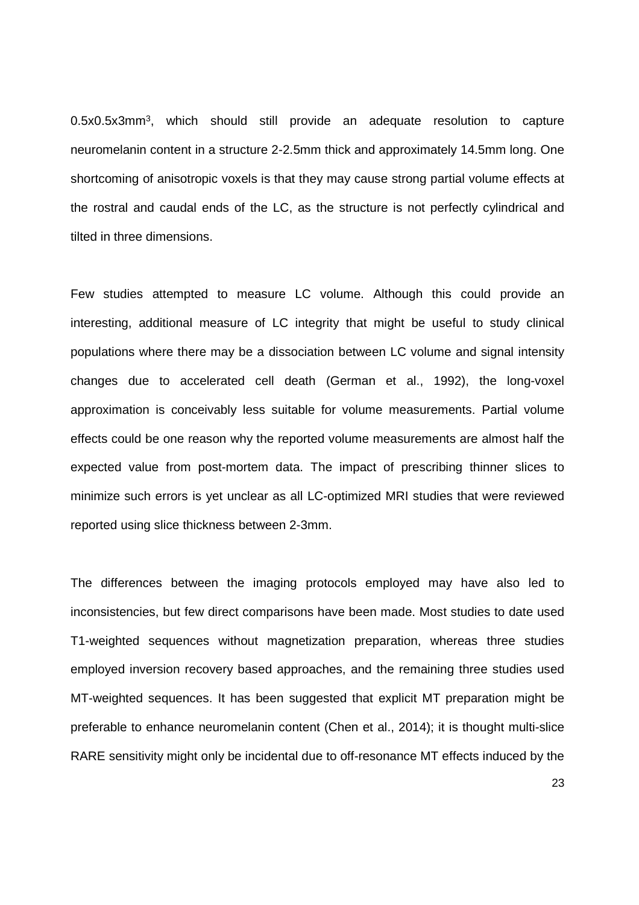0.5x0.5x3mm$^3$, which should still provide an adequate resolution to capture neuromelanin content in a structure 2-2.5mm thick and approximately 14.5mm long. One shortcoming of anisotropic voxels is that they may cause strong partial volume effects at the rostral and caudal ends of the LC, as the structure is not perfectly cylindrical and tilted in three dimensions.

Few studies attempted to measure LC volume. Although this could provide an interesting, additional measure of LC integrity that might be useful to study clinical populations where there may be a dissociation between LC volume and signal intensity changes due to accelerated cell death (German et al., 1992), the long-voxel approximation is conceivably less suitable for volume measurements. Partial volume effects could be one reason why the reported volume measurements are almost half the expected value from post-mortem data. The impact of prescribing thinner slices to minimize such errors is yet unclear as all LC-optimized MRI studies that were reviewed reported using slice thickness between 2-3mm.

The differences between the imaging protocols employed may have also led to inconsistencies, but few direct comparisons have been made. Most studies to date used T1-weighted sequences without magnetization preparation, whereas three studies employed inversion recovery based approaches, and the remaining three studies used MT-weighted sequences. It has been suggested that explicit MT preparation might be preferable to enhance neuromelanin content (Chen et al., 2014); it is thought multi-slice RARE sensitivity might only be incidental due to off-resonance MT effects induced by the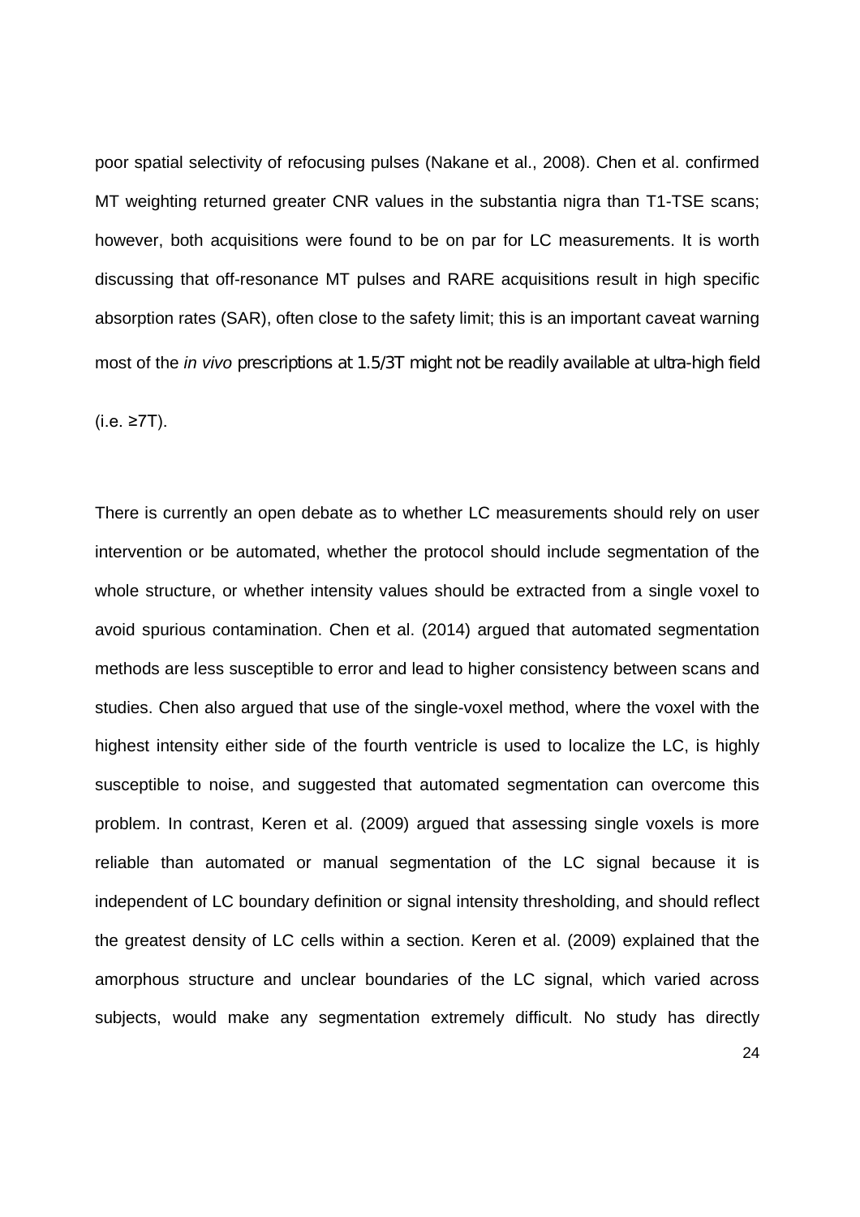poor spatial selectivity of refocusing pulses (Nakane et al., 2008). Chen et al. confirmed MT weighting returned greater CNR values in the substantia nigra than T1-TSE scans; however, both acquisitions were found to be on par for LC measurements. It is worth discussing that off-resonance MT pulses and RARE acquisitions result in high specific absorption rates (SAR), often close to the safety limit; this is an important caveat warning most of the *in vivo* prescriptions at 1.5/3T might not be readily available at ultra-high field (i.e. ≥7T).

There is currently an open debate as to whether LC measurements should rely on user intervention or be automated, whether the protocol should include segmentation of the whole structure, or whether intensity values should be extracted from a single voxel to avoid spurious contamination. Chen et al. (2014) argued that automated segmentation methods are less susceptible to error and lead to higher consistency between scans and studies. Chen also argued that use of the single-voxel method, where the voxel with the highest intensity either side of the fourth ventricle is used to localize the LC, is highly susceptible to noise, and suggested that automated segmentation can overcome this problem. In contrast, Keren et al. (2009) argued that assessing single voxels is more reliable than automated or manual segmentation of the LC signal because it is independent of LC boundary definition or signal intensity thresholding, and should reflect the greatest density of LC cells within a section. Keren et al. (2009) explained that the amorphous structure and unclear boundaries of the LC signal, which varied across subjects, would make any segmentation extremely difficult. No study has directly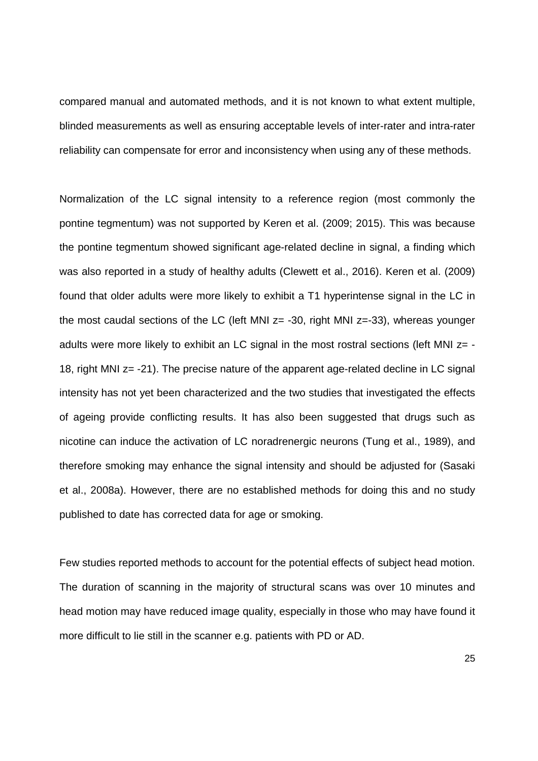compared manual and automated methods, and it is not known to what extent multiple, blinded measurements as well as ensuring acceptable levels of inter-rater and intra-rater reliability can compensate for error and inconsistency when using any of these methods.

Normalization of the LC signal intensity to a reference region (most commonly the pontine tegmentum) was not supported by Keren et al. (2009; 2015). This was because the pontine tegmentum showed significant age-related decline in signal, a finding which was also reported in a study of healthy adults (Clewett et al., 2016). Keren et al. (2009) found that older adults were more likely to exhibit a T1 hyperintense signal in the LC in the most caudal sections of the LC (left MNI z= -30, right MNI z=-33), whereas younger adults were more likely to exhibit an LC signal in the most rostral sections (left MNI z= -18, right MNI z= -21). The precise nature of the apparent age-related decline in LC signal intensity has not yet been characterized and the two studies that investigated the effects of ageing provide conflicting results. It has also been suggested that drugs such as nicotine can induce the activation of LC noradrenergic neurons (Tung et al., 1989), and therefore smoking may enhance the signal intensity and should be adjusted for (Sasaki et al., 2008a). However, there are no established methods for doing this and no study published to date has corrected data for age or smoking.

Few studies reported methods to account for the potential effects of subject head motion. The duration of scanning in the majority of structural scans was over 10 minutes and head motion may have reduced image quality, especially in those who may have found it more difficult to lie still in the scanner e.g. patients with PD or AD.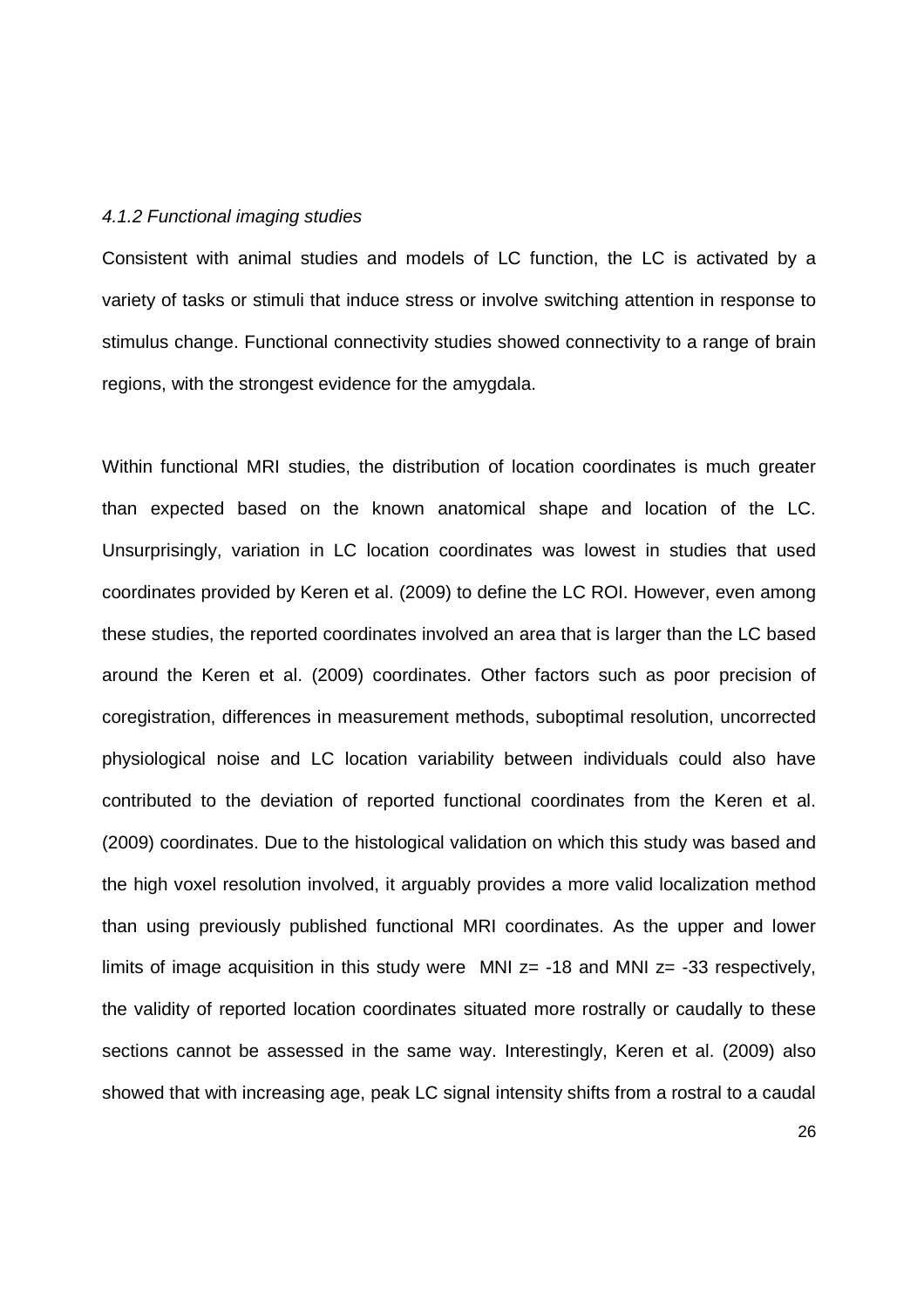### *4.1.2 Functional imaging studies*

Consistent with animal studies and models of LC function, the LC is activated by a variety of tasks or stimuli that induce stress or involve switching attention in response to stimulus change. Functional connectivity studies showed connectivity to a range of brain regions, with the strongest evidence for the amygdala.

Within functional MRI studies, the distribution of location coordinates is much greater than expected based on the known anatomical shape and location of the LC. Unsurprisingly, variation in LC location coordinates was lowest in studies that used coordinates provided by Keren et al. (2009) to define the LC ROI. However, even among these studies, the reported coordinates involved an area that is larger than the LC based around the Keren et al. (2009) coordinates. Other factors such as poor precision of coregistration, differences in measurement methods, suboptimal resolution, uncorrected physiological noise and LC location variability between individuals could also have contributed to the deviation of reported functional coordinates from the Keren et al. (2009) coordinates. Due to the histological validation on which this study was based and the high voxel resolution involved, it arguably provides a more valid localization method than using previously published functional MRI coordinates. As the upper and lower limits of image acquisition in this study were MNI z= -18 and MNI z= -33 respectively, the validity of reported location coordinates situated more rostrally or caudally to these sections cannot be assessed in the same way. Interestingly, Keren et al. (2009) also showed that with increasing age, peak LC signal intensity shifts from a rostral to a caudal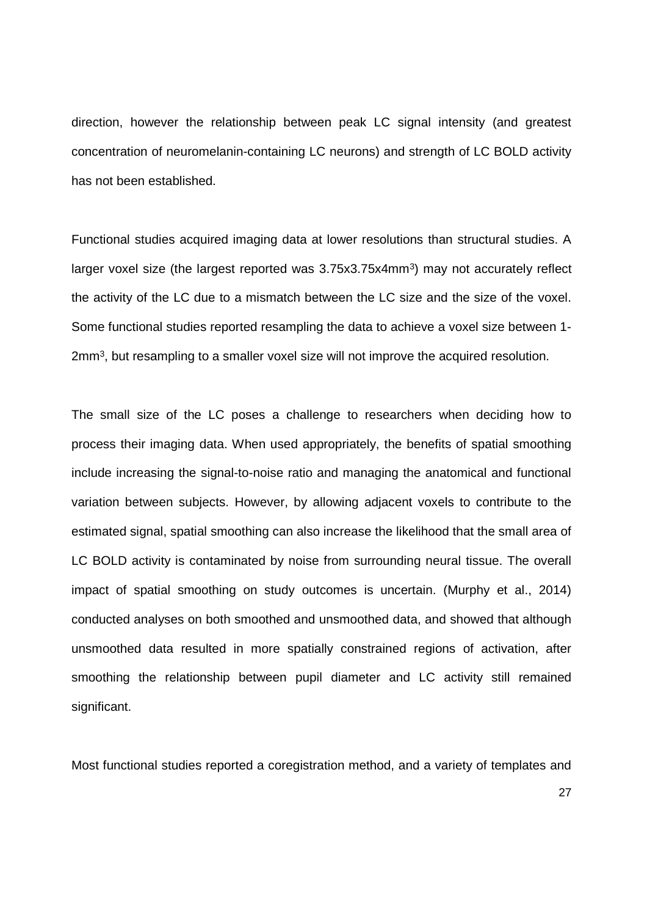direction, however the relationship between peak LC signal intensity (and greatest concentration of neuromelanin-containing LC neurons) and strength of LC BOLD activity has not been established.

Functional studies acquired imaging data at lower resolutions than structural studies. A larger voxel size (the largest reported was 3.75x3.75x4mm$^3$) may not accurately reflect the activity of the LC due to a mismatch between the LC size and the size of the voxel. Some functional studies reported resampling the data to achieve a voxel size between 1-2mm$^3$, but resampling to a smaller voxel size will not improve the acquired resolution.

The small size of the LC poses a challenge to researchers when deciding how to process their imaging data. When used appropriately, the benefits of spatial smoothing include increasing the signal-to-noise ratio and managing the anatomical and functional variation between subjects. However, by allowing adjacent voxels to contribute to the estimated signal, spatial smoothing can also increase the likelihood that the small area of LC BOLD activity is contaminated by noise from surrounding neural tissue. The overall impact of spatial smoothing on study outcomes is uncertain. (Murphy et al., 2014) conducted analyses on both smoothed and unsmoothed data, and showed that although unsmoothed data resulted in more spatially constrained regions of activation, after smoothing the relationship between pupil diameter and LC activity still remained significant.

Most functional studies reported a coregistration method, and a variety of templates and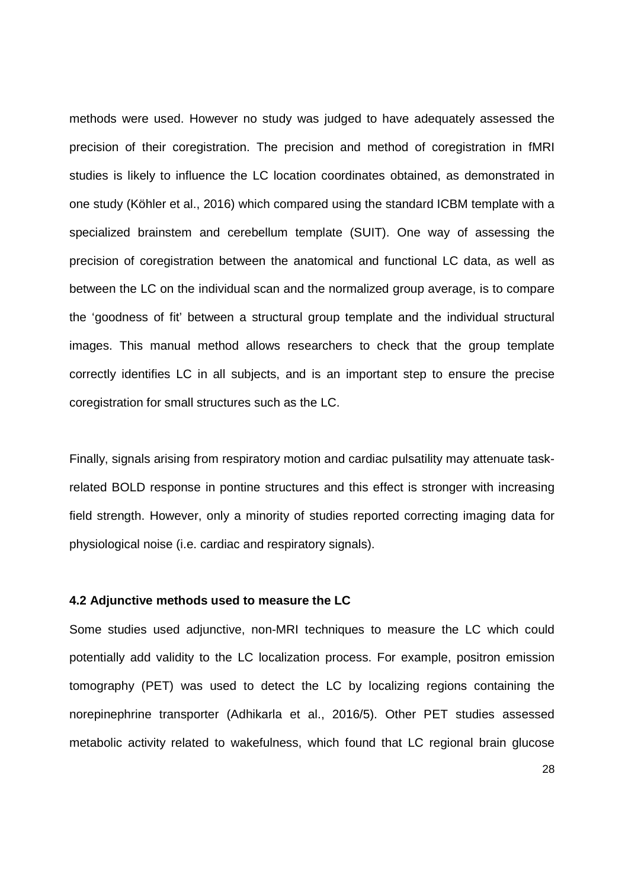methods were used. However no study was judged to have adequately assessed the precision of their coregistration. The precision and method of coregistration in fMRI studies is likely to influence the LC location coordinates obtained, as demonstrated in one study (Köhler et al., 2016) which compared using the standard ICBM template with a specialized brainstem and cerebellum template (SUIT). One way of assessing the precision of coregistration between the anatomical and functional LC data, as well as between the LC on the individual scan and the normalized group average, is to compare the 'goodness of fit' between a structural group template and the individual structural images. This manual method allows researchers to check that the group template correctly identifies LC in all subjects, and is an important step to ensure the precise coregistration for small structures such as the LC.

Finally, signals arising from respiratory motion and cardiac pulsatility may attenuate task-related BOLD response in pontine structures and this effect is stronger with increasing field strength. However, only a minority of studies reported correcting imaging data for physiological noise (i.e. cardiac and respiratory signals).

### 4.2 Adjunctive methods used to measure the LC

Some studies used adjunctive, non-MRI techniques to measure the LC which could potentially add validity to the LC localization process. For example, positron emission tomography (PET) was used to detect the LC by localizing regions containing the norepinephrine transporter (Adhikarla et al., 2016/5). Other PET studies assessed metabolic activity related to wakefulness, which found that LC regional brain glucose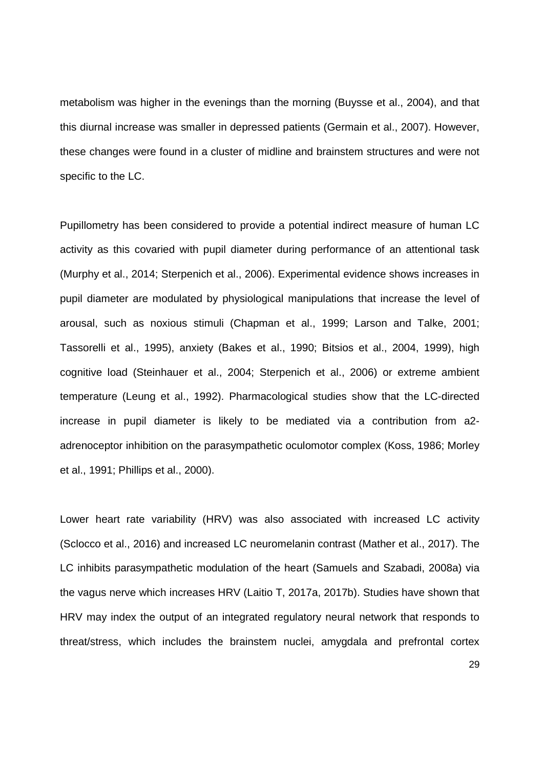metabolism was higher in the evenings than the morning (Buysse et al., 2004), and that this diurnal increase was smaller in depressed patients (Germain et al., 2007). However, these changes were found in a cluster of midline and brainstem structures and were not specific to the LC.

Pupillometry has been considered to provide a potential indirect measure of human LC activity as this covaried with pupil diameter during performance of an attentional task (Murphy et al., 2014; Sterpenich et al., 2006). Experimental evidence shows increases in pupil diameter are modulated by physiological manipulations that increase the level of arousal, such as noxious stimuli (Chapman et al., 1999; Larson and Talke, 2001; Tassorelli et al., 1995), anxiety (Bakes et al., 1990; Bitsios et al., 2004, 1999), high cognitive load (Steinhauer et al., 2004; Sterpenich et al., 2006) or extreme ambient temperature (Leung et al., 1992). Pharmacological studies show that the LC-directed increase in pupil diameter is likely to be mediated via a contribution from a2-adrenoceptor inhibition on the parasympathetic oculomotor complex (Koss, 1986; Morley et al., 1991; Phillips et al., 2000).

Lower heart rate variability (HRV) was also associated with increased LC activity (Sclocco et al., 2016) and increased LC neuromelanin contrast (Mather et al., 2017). The LC inhibits parasympathetic modulation of the heart (Samuels and Szabadi, 2008a) via the vagus nerve which increases HRV (Laitio T, 2017a, 2017b). Studies have shown that HRV may index the output of an integrated regulatory neural network that responds to threat/stress, which includes the brainstem nuclei, amygdala and prefrontal cortex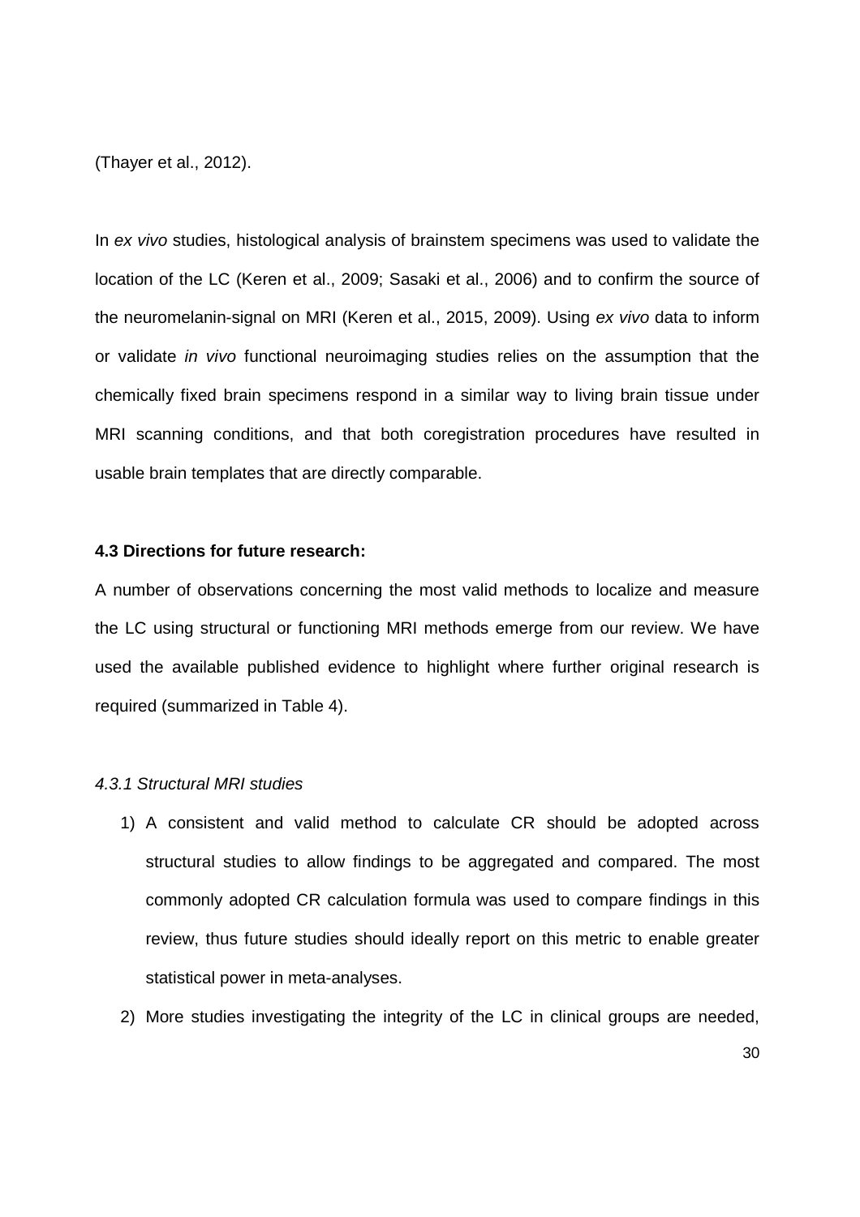(Thayer et al., 2012).

In *ex vivo* studies, histological analysis of brainstem specimens was used to validate the location of the LC (Keren et al., 2009; Sasaki et al., 2006) and to confirm the source of the neuromelanin-signal on MRI (Keren et al., 2015, 2009). Using *ex vivo* data to inform or validate *in vivo* functional neuroimaging studies relies on the assumption that the chemically fixed brain specimens respond in a similar way to living brain tissue under MRI scanning conditions, and that both coregistration procedures have resulted in usable brain templates that are directly comparable.

### 4.3 Directions for future research:

A number of observations concerning the most valid methods to localize and measure the LC using structural or functioning MRI methods emerge from our review. We have used the available published evidence to highlight where further original research is required (summarized in Table 4).

#### *4.3.1 Structural MRI studies*

1) A consistent and valid method to calculate CR should be adopted across structural studies to allow findings to be aggregated and compared. The most commonly adopted CR calculation formula was used to compare findings in this review, thus future studies should ideally report on this metric to enable greater statistical power in meta-analyses.
2) More studies investigating the integrity of the LC in clinical groups are needed,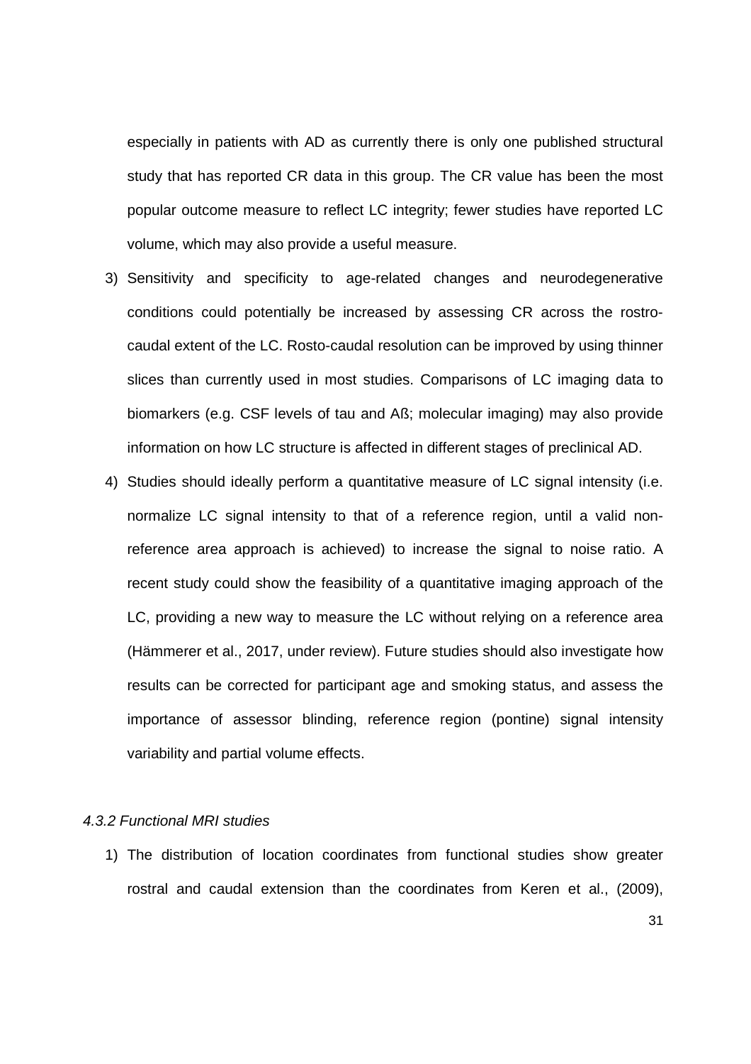especially in patients with AD as currently there is only one published structural study that has reported CR data in this group. The CR value has been the most popular outcome measure to reflect LC integrity; fewer studies have reported LC volume, which may also provide a useful measure.

3) Sensitivity and specificity to age-related changes and neurodegenerative conditions could potentially be increased by assessing CR across the rostro-caudal extent of the LC. Rosto-caudal resolution can be improved by using thinner slices than currently used in most studies. Comparisons of LC imaging data to biomarkers (e.g. CSF levels of tau and Aß; molecular imaging) may also provide information on how LC structure is affected in different stages of preclinical AD.
4) Studies should ideally perform a quantitative measure of LC signal intensity (i.e. normalize LC signal intensity to that of a reference region, until a valid non-reference area approach is achieved) to increase the signal to noise ratio. A recent study could show the feasibility of a quantitative imaging approach of the LC, providing a new way to measure the LC without relying on a reference area (Hämmerer et al., 2017, under review). Future studies should also investigate how results can be corrected for participant age and smoking status, and assess the importance of assessor blinding, reference region (pontine) signal intensity variability and partial volume effects.

*4.3.2 Functional MRI studies*

1) The distribution of location coordinates from functional studies show greater rostral and caudal extension than the coordinates from Keren et al., (2009),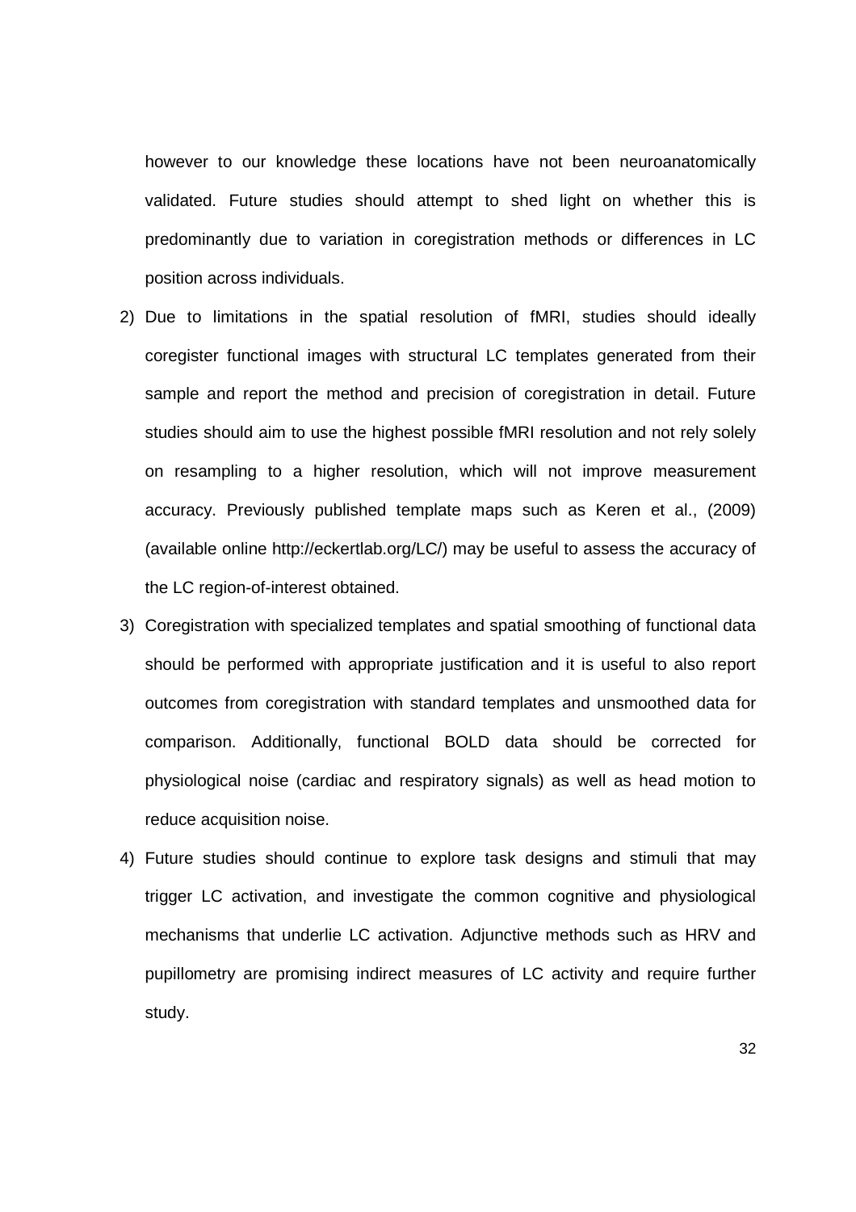however to our knowledge these locations have not been neuroanatomically validated. Future studies should attempt to shed light on whether this is predominantly due to variation in coregistration methods or differences in LC position across individuals.

2) Due to limitations in the spatial resolution of fMRI, studies should ideally coregister functional images with structural LC templates generated from their sample and report the method and precision of coregistration in detail. Future studies should aim to use the highest possible fMRI resolution and not rely solely on resampling to a higher resolution, which will not improve measurement accuracy. Previously published template maps such as Keren et al., (2009) (available online http://eckertlab.org/LC/) may be useful to assess the accuracy of the LC region-of-interest obtained.
3) Coregistration with specialized templates and spatial smoothing of functional data should be performed with appropriate justification and it is useful to also report outcomes from coregistration with standard templates and unsmoothed data for comparison. Additionally, functional BOLD data should be corrected for physiological noise (cardiac and respiratory signals) as well as head motion to reduce acquisition noise.
4) Future studies should continue to explore task designs and stimuli that may trigger LC activation, and investigate the common cognitive and physiological mechanisms that underlie LC activation. Adjunctive methods such as HRV and pupillometry are promising indirect measures of LC activity and require further study.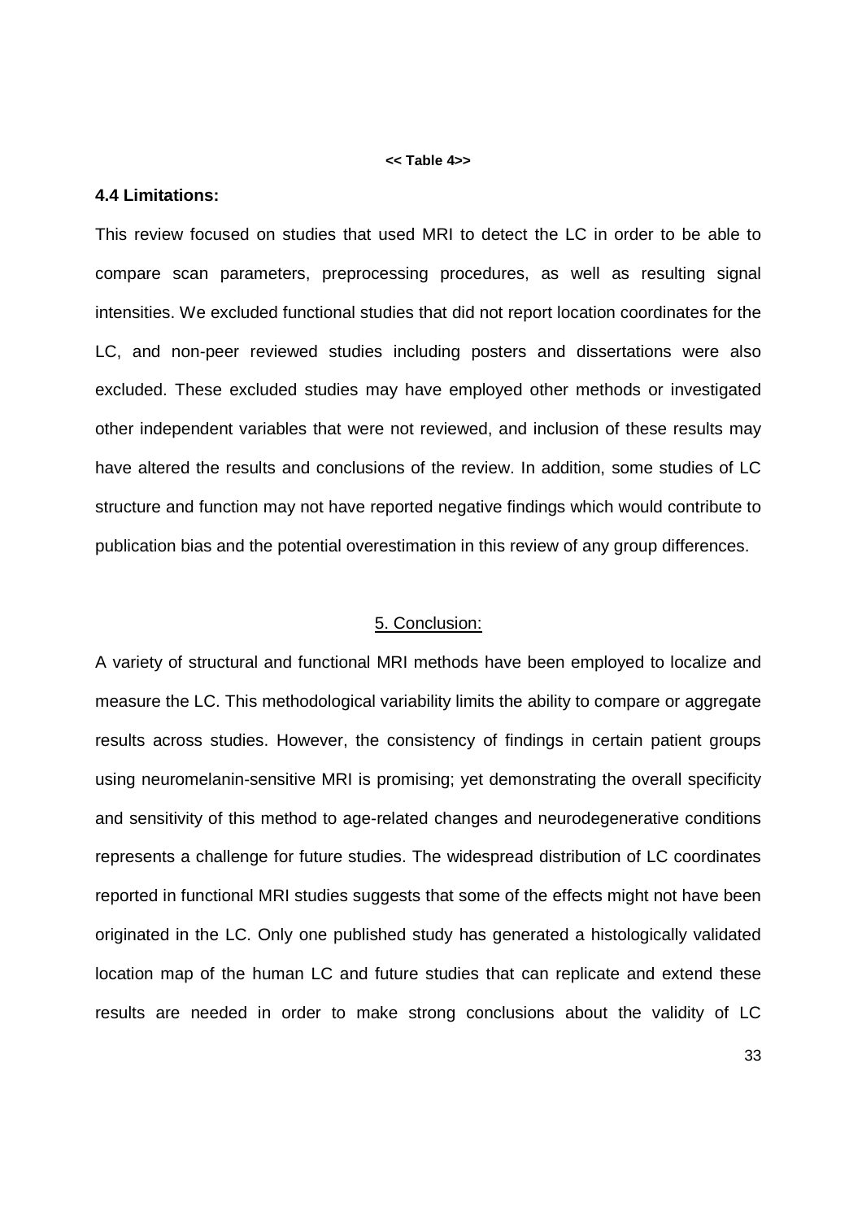**<< Table 4>>**

### 4.4 Limitations:

This review focused on studies that used MRI to detect the LC in order to be able to compare scan parameters, preprocessing procedures, as well as resulting signal intensities. We excluded functional studies that did not report location coordinates for the LC, and non-peer reviewed studies including posters and dissertations were also excluded. These excluded studies may have employed other methods or investigated other independent variables that were not reviewed, and inclusion of these results may have altered the results and conclusions of the review. In addition, some studies of LC structure and function may not have reported negative findings which would contribute to publication bias and the potential overestimation in this review of any group differences.

## 5. Conclusion:

A variety of structural and functional MRI methods have been employed to localize and measure the LC. This methodological variability limits the ability to compare or aggregate results across studies. However, the consistency of findings in certain patient groups using neuromelanin-sensitive MRI is promising; yet demonstrating the overall specificity and sensitivity of this method to age-related changes and neurodegenerative conditions represents a challenge for future studies. The widespread distribution of LC coordinates reported in functional MRI studies suggests that some of the effects might not have been originated in the LC. Only one published study has generated a histologically validated location map of the human LC and future studies that can replicate and extend these results are needed in order to make strong conclusions about the validity of LC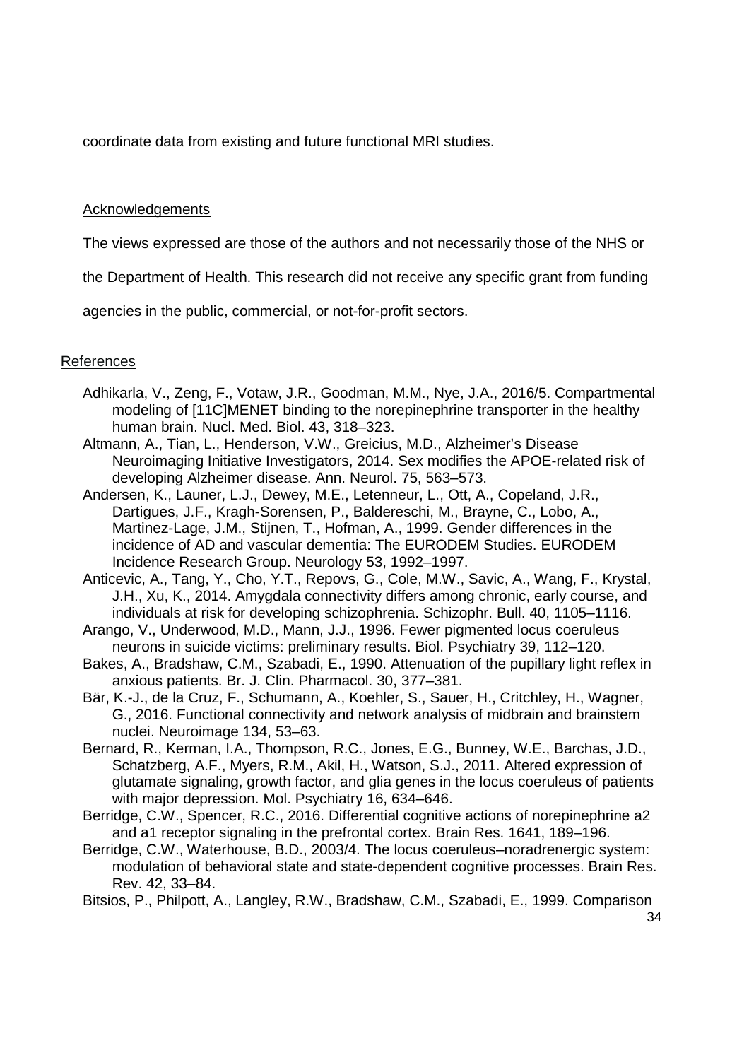coordinate data from existing and future functional MRI studies.

## Acknowledgements

The views expressed are those of the authors and not necessarily those of the NHS or the Department of Health. This research did not receive any specific grant from funding agencies in the public, commercial, or not-for-profit sectors.

## References

Adhikarla, V., Zeng, F., Votaw, J.R., Goodman, M.M., Nye, J.A., 2016/5. Compartmental modeling of [11C]MENET binding to the norepinephrine transporter in the healthy human brain. Nucl. Med. Biol. 43, 318–323.

Altmann, A., Tian, L., Henderson, V.W., Greicius, M.D., Alzheimer's Disease Neuroimaging Initiative Investigators, 2014. Sex modifies the APOE-related risk of developing Alzheimer disease. Ann. Neurol. 75, 563–573.

Andersen, K., Launer, L.J., Dewey, M.E., Letenneur, L., Ott, A., Copeland, J.R., Dartigues, J.F., Kragh-Sorensen, P., Baldereschi, M., Brayne, C., Lobo, A., Martinez-Lage, J.M., Stijnen, T., Hofman, A., 1999. Gender differences in the incidence of AD and vascular dementia: The EURODEM Studies. EURODEM Incidence Research Group. Neurology 53, 1992–1997.

Anticevic, A., Tang, Y., Cho, Y.T., Repovs, G., Cole, M.W., Savic, A., Wang, F., Krystal, J.H., Xu, K., 2014. Amygdala connectivity differs among chronic, early course, and individuals at risk for developing schizophrenia. Schizophr. Bull. 40, 1105–1116.

Arango, V., Underwood, M.D., Mann, J.J., 1996. Fewer pigmented locus coeruleus neurons in suicide victims: preliminary results. Biol. Psychiatry 39, 112–120.

Bakes, A., Bradshaw, C.M., Szabadi, E., 1990. Attenuation of the pupillary light reflex in anxious patients. Br. J. Clin. Pharmacol. 30, 377–381.

Bär, K.-J., de la Cruz, F., Schumann, A., Koehler, S., Sauer, H., Critchley, H., Wagner, G., 2016. Functional connectivity and network analysis of midbrain and brainstem nuclei. Neuroimage 134, 53–63.

Bernard, R., Kerman, I.A., Thompson, R.C., Jones, E.G., Bunney, W.E., Barchas, J.D., Schatzberg, A.F., Myers, R.M., Akil, H., Watson, S.J., 2011. Altered expression of glutamate signaling, growth factor, and glia genes in the locus coeruleus of patients with major depression. Mol. Psychiatry 16, 634–646.

Berridge, C.W., Spencer, R.C., 2016. Differential cognitive actions of norepinephrine a2 and a1 receptor signaling in the prefrontal cortex. Brain Res. 1641, 189–196.

Berridge, C.W., Waterhouse, B.D., 2003/4. The locus coeruleus–noradrenergic system: modulation of behavioral state and state-dependent cognitive processes. Brain Res. Rev. 42, 33–84.

Bitsios, P., Philpott, A., Langley, R.W., Bradshaw, C.M., Szabadi, E., 1999. Comparison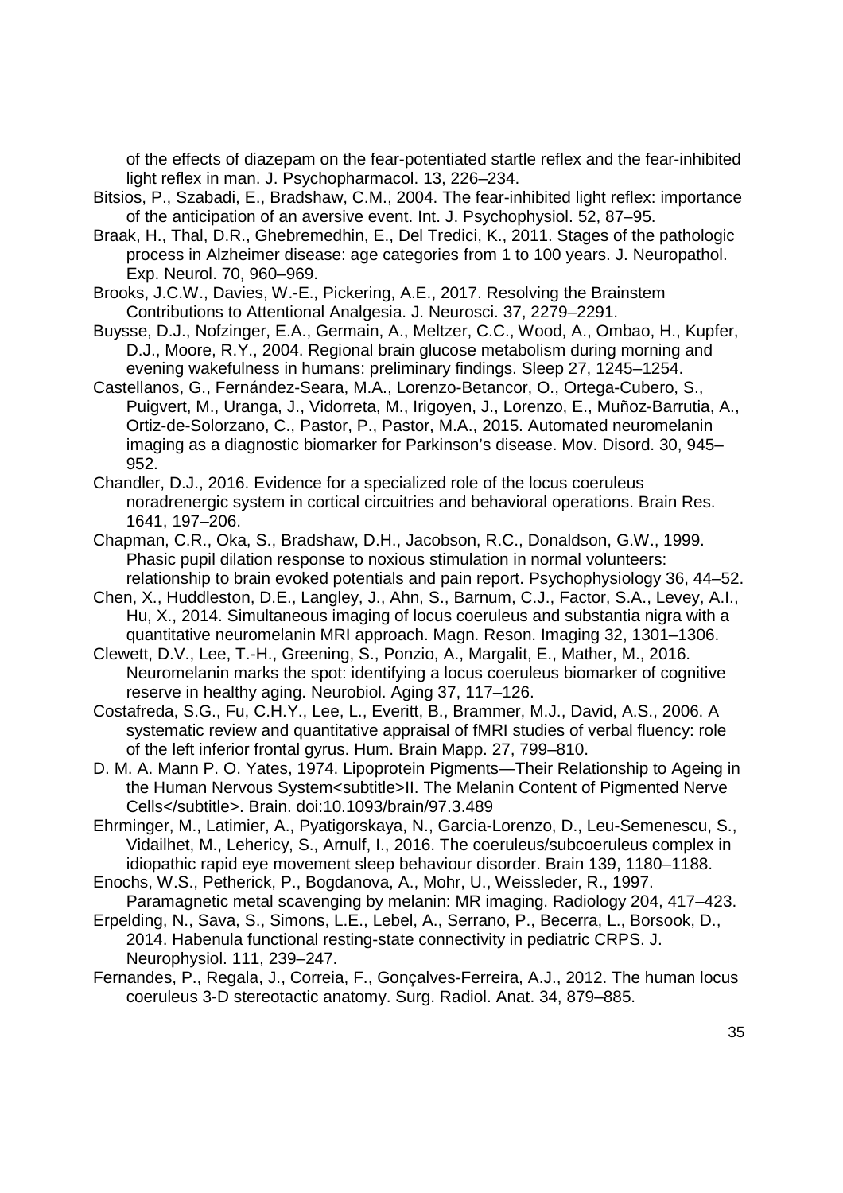of the effects of diazepam on the fear-potentiated startle reflex and the fear-inhibited light reflex in man. J. Psychopharmacol. 13, 226–234.

Bitsios, P., Szabadi, E., Bradshaw, C.M., 2004. The fear-inhibited light reflex: importance of the anticipation of an aversive event. Int. J. Psychophysiol. 52, 87–95.

Braak, H., Thal, D.R., Ghebremedhin, E., Del Tredici, K., 2011. Stages of the pathologic process in Alzheimer disease: age categories from 1 to 100 years. J. Neuropathol. Exp. Neurol. 70, 960–969.

Brooks, J.C.W., Davies, W.-E., Pickering, A.E., 2017. Resolving the Brainstem Contributions to Attentional Analgesia. J. Neurosci. 37, 2279–2291.

Buysse, D.J., Nofzinger, E.A., Germain, A., Meltzer, C.C., Wood, A., Ombao, H., Kupfer, D.J., Moore, R.Y., 2004. Regional brain glucose metabolism during morning and evening wakefulness in humans: preliminary findings. Sleep 27, 1245–1254.

Castellanos, G., Fernández-Seara, M.A., Lorenzo-Betancor, O., Ortega-Cubero, S., Puigvert, M., Uranga, J., Vidorreta, M., Irigoyen, J., Lorenzo, E., Muñoz-Barrutia, A., Ortiz-de-Solorzano, C., Pastor, P., Pastor, M.A., 2015. Automated neuromelanin imaging as a diagnostic biomarker for Parkinson's disease. Mov. Disord. 30, 945–952.

Chandler, D.J., 2016. Evidence for a specialized role of the locus coeruleus noradrenergic system in cortical circuitries and behavioral operations. Brain Res. 1641, 197–206.

Chapman, C.R., Oka, S., Bradshaw, D.H., Jacobson, R.C., Donaldson, G.W., 1999. Phasic pupil dilation response to noxious stimulation in normal volunteers: relationship to brain evoked potentials and pain report. Psychophysiology 36, 44–52.

Chen, X., Huddleston, D.E., Langley, J., Ahn, S., Barnum, C.J., Factor, S.A., Levey, A.I., Hu, X., 2014. Simultaneous imaging of locus coeruleus and substantia nigra with a quantitative neuromelanin MRI approach. Magn. Reson. Imaging 32, 1301–1306.

Clewett, D.V., Lee, T.-H., Greening, S., Ponzio, A., Margalit, E., Mather, M., 2016. Neuromelanin marks the spot: identifying a locus coeruleus biomarker of cognitive reserve in healthy aging. Neurobiol. Aging 37, 117–126.

Costafreda, S.G., Fu, C.H.Y., Lee, L., Everitt, B., Brammer, M.J., David, A.S., 2006. A systematic review and quantitative appraisal of fMRI studies of verbal fluency: role of the left inferior frontal gyrus. Hum. Brain Mapp. 27, 799–810.

D. M. A. Mann P. O. Yates, 1974. Lipoprotein Pigments—Their Relationship to Ageing in the Human Nervous System<subtitle>II. The Melanin Content of Pigmented Nerve Cells</subtitle>. Brain. doi:10.1093/brain/97.3.489

Ehrminger, M., Latimier, A., Pyatigorskaya, N., Garcia-Lorenzo, D., Leu-Semenescu, S., Vidailhet, M., Lehericy, S., Arnulf, I., 2016. The coeruleus/subcoeruleus complex in idiopathic rapid eye movement sleep behaviour disorder. Brain 139, 1180–1188.

Enochs, W.S., Petherick, P., Bogdanova, A., Mohr, U., Weissleder, R., 1997. Paramagnetic metal scavenging by melanin: MR imaging. Radiology 204, 417–423.

Erpelding, N., Sava, S., Simons, L.E., Lebel, A., Serrano, P., Becerra, L., Borsook, D., 2014. Habenula functional resting-state connectivity in pediatric CRPS. J. Neurophysiol. 111, 239–247.

Fernandes, P., Regala, J., Correia, F., Gonçalves-Ferreira, A.J., 2012. The human locus coeruleus 3-D stereotactic anatomy. Surg. Radiol. Anat. 34, 879–885.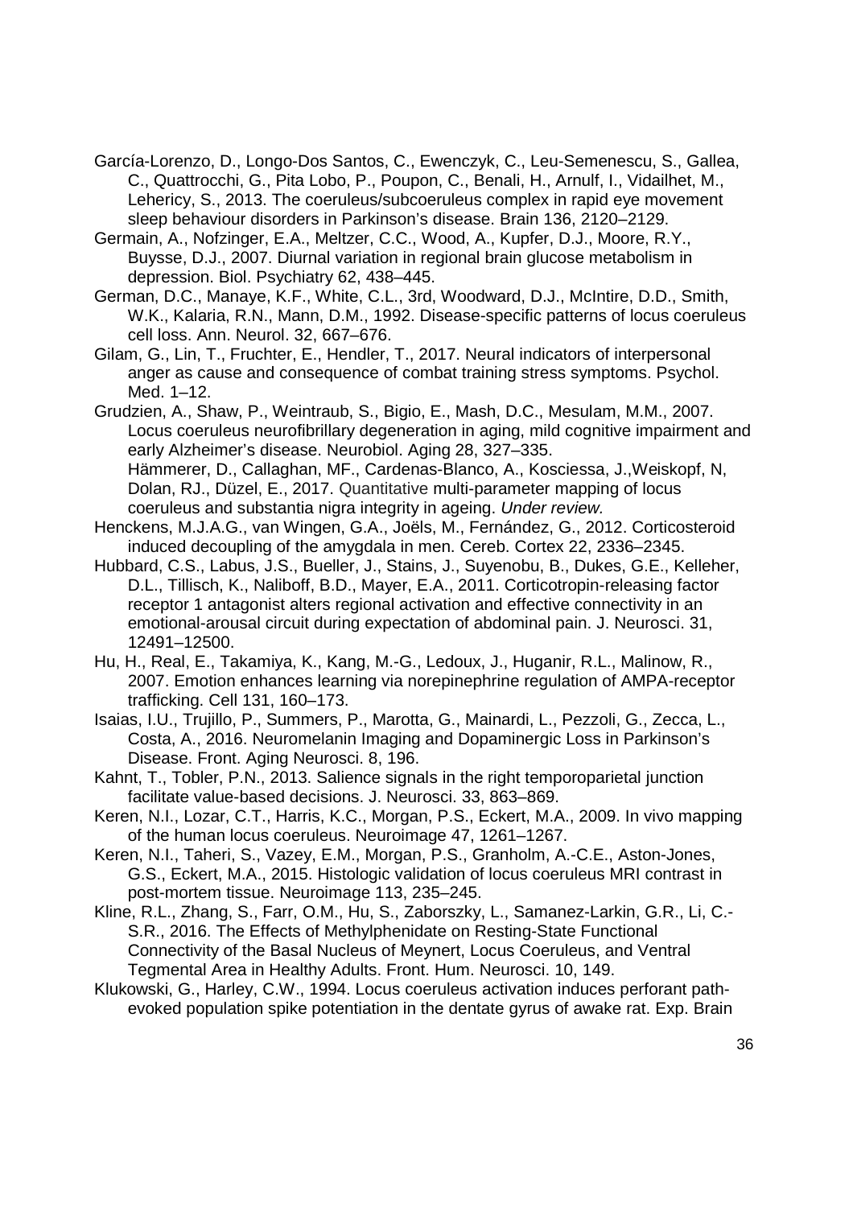García-Lorenzo, D., Longo-Dos Santos, C., Ewenczyk, C., Leu-Semenescu, S., Gallea, C., Quattrocchi, G., Pita Lobo, P., Poupon, C., Benali, H., Arnulf, I., Vidailhet, M., Lehericy, S., 2013. The coeruleus/subcoeruleus complex in rapid eye movement sleep behaviour disorders in Parkinson's disease. Brain 136, 2120–2129.

Germain, A., Nofzinger, E.A., Meltzer, C.C., Wood, A., Kupfer, D.J., Moore, R.Y., Buysse, D.J., 2007. Diurnal variation in regional brain glucose metabolism in depression. Biol. Psychiatry 62, 438–445.

German, D.C., Manaye, K.F., White, C.L., 3rd, Woodward, D.J., McIntire, D.D., Smith, W.K., Kalaria, R.N., Mann, D.M., 1992. Disease-specific patterns of locus coeruleus cell loss. Ann. Neurol. 32, 667–676.

Gilam, G., Lin, T., Fruchter, E., Hendler, T., 2017. Neural indicators of interpersonal anger as cause and consequence of combat training stress symptoms. Psychol. Med. 1–12.

Grudzien, A., Shaw, P., Weintraub, S., Bigio, E., Mash, D.C., Mesulam, M.M., 2007. Locus coeruleus neurofibrillary degeneration in aging, mild cognitive impairment and early Alzheimer's disease. Neurobiol. Aging 28, 327–335.
Hämmerer, D., Callaghan, MF., Cardenas-Blanco, A., Kosciessa, J.,Weiskopf, N, Dolan, RJ., Düzel, E., 2017. Quantitative multi-parameter mapping of locus coeruleus and substantia nigra integrity in ageing. *Under review.*

Henckens, M.J.A.G., van Wingen, G.A., Joëls, M., Fernández, G., 2012. Corticosteroid induced decoupling of the amygdala in men. Cereb. Cortex 22, 2336–2345.

Hubbard, C.S., Labus, J.S., Bueller, J., Stains, J., Suyenobu, B., Dukes, G.E., Kelleher, D.L., Tillisch, K., Naliboff, B.D., Mayer, E.A., 2011. Corticotropin-releasing factor receptor 1 antagonist alters regional activation and effective connectivity in an emotional-arousal circuit during expectation of abdominal pain. J. Neurosci. 31, 12491–12500.

Hu, H., Real, E., Takamiya, K., Kang, M.-G., Ledoux, J., Huganir, R.L., Malinow, R., 2007. Emotion enhances learning via norepinephrine regulation of AMPA-receptor trafficking. Cell 131, 160–173.

Isaias, I.U., Trujillo, P., Summers, P., Marotta, G., Mainardi, L., Pezzoli, G., Zecca, L., Costa, A., 2016. Neuromelanin Imaging and Dopaminergic Loss in Parkinson's Disease. Front. Aging Neurosci. 8, 196.

Kahnt, T., Tobler, P.N., 2013. Salience signals in the right temporoparietal junction facilitate value-based decisions. J. Neurosci. 33, 863–869.

Keren, N.I., Lozar, C.T., Harris, K.C., Morgan, P.S., Eckert, M.A., 2009. In vivo mapping of the human locus coeruleus. Neuroimage 47, 1261–1267.

Keren, N.I., Taheri, S., Vazey, E.M., Morgan, P.S., Granholm, A.-C.E., Aston-Jones, G.S., Eckert, M.A., 2015. Histologic validation of locus coeruleus MRI contrast in post-mortem tissue. Neuroimage 113, 235–245.

Kline, R.L., Zhang, S., Farr, O.M., Hu, S., Zaborszky, L., Samanez-Larkin, G.R., Li, C.-S.R., 2016. The Effects of Methylphenidate on Resting-State Functional Connectivity of the Basal Nucleus of Meynert, Locus Coeruleus, and Ventral Tegmental Area in Healthy Adults. Front. Hum. Neurosci. 10, 149.

Klukowski, G., Harley, C.W., 1994. Locus coeruleus activation induces perforant path-evoked population spike potentiation in the dentate gyrus of awake rat. Exp. Brain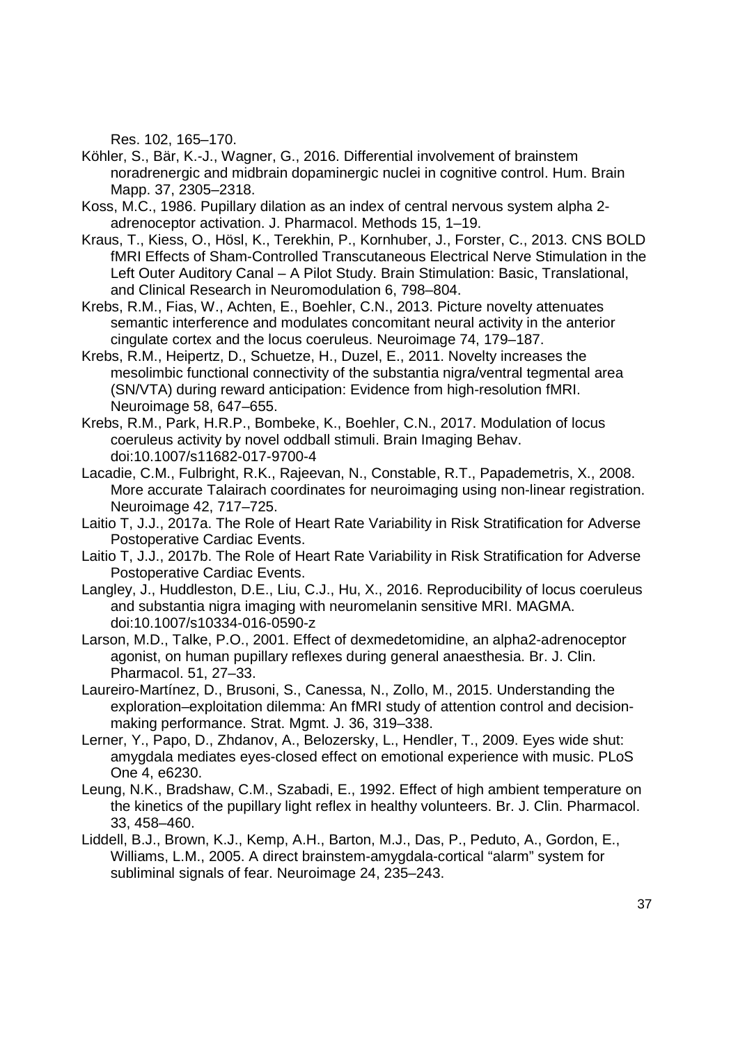Res. 102, 165–170.

Köhler, S., Bär, K.-J., Wagner, G., 2016. Differential involvement of brainstem noradrenergic and midbrain dopaminergic nuclei in cognitive control. Hum. Brain Mapp. 37, 2305–2318.

Koss, M.C., 1986. Pupillary dilation as an index of central nervous system alpha 2-adrenoceptor activation. J. Pharmacol. Methods 15, 1–19.

Kraus, T., Kiess, O., Hösl, K., Terekhin, P., Kornhuber, J., Forster, C., 2013. CNS BOLD fMRI Effects of Sham-Controlled Transcutaneous Electrical Nerve Stimulation in the Left Outer Auditory Canal – A Pilot Study. Brain Stimulation: Basic, Translational, and Clinical Research in Neuromodulation 6, 798–804.

Krebs, R.M., Fias, W., Achten, E., Boehler, C.N., 2013. Picture novelty attenuates semantic interference and modulates concomitant neural activity in the anterior cingulate cortex and the locus coeruleus. Neuroimage 74, 179–187.

Krebs, R.M., Heipertz, D., Schuetze, H., Duzel, E., 2011. Novelty increases the mesolimbic functional connectivity of the substantia nigra/ventral tegmental area (SN/VTA) during reward anticipation: Evidence from high-resolution fMRI. Neuroimage 58, 647–655.

Krebs, R.M., Park, H.R.P., Bombeke, K., Boehler, C.N., 2017. Modulation of locus coeruleus activity by novel oddball stimuli. Brain Imaging Behav. doi:10.1007/s11682-017-9700-4

Lacadie, C.M., Fulbright, R.K., Rajeevan, N., Constable, R.T., Papademetris, X., 2008. More accurate Talairach coordinates for neuroimaging using non-linear registration. Neuroimage 42, 717–725.

Laitio T, J.J., 2017a. The Role of Heart Rate Variability in Risk Stratification for Adverse Postoperative Cardiac Events.

Laitio T, J.J., 2017b. The Role of Heart Rate Variability in Risk Stratification for Adverse Postoperative Cardiac Events.

Langley, J., Huddleston, D.E., Liu, C.J., Hu, X., 2016. Reproducibility of locus coeruleus and substantia nigra imaging with neuromelanin sensitive MRI. MAGMA. doi:10.1007/s10334-016-0590-z

Larson, M.D., Talke, P.O., 2001. Effect of dexmedetomidine, an alpha2-adrenoceptor agonist, on human pupillary reflexes during general anaesthesia. Br. J. Clin. Pharmacol. 51, 27–33.

Laureiro-Martínez, D., Brusoni, S., Canessa, N., Zollo, M., 2015. Understanding the exploration–exploitation dilemma: An fMRI study of attention control and decision-making performance. Strat. Mgmt. J. 36, 319–338.

Lerner, Y., Papo, D., Zhdanov, A., Belozersky, L., Hendler, T., 2009. Eyes wide shut: amygdala mediates eyes-closed effect on emotional experience with music. PLoS One 4, e6230.

Leung, N.K., Bradshaw, C.M., Szabadi, E., 1992. Effect of high ambient temperature on the kinetics of the pupillary light reflex in healthy volunteers. Br. J. Clin. Pharmacol. 33, 458–460.

Liddell, B.J., Brown, K.J., Kemp, A.H., Barton, M.J., Das, P., Peduto, A., Gordon, E., Williams, L.M., 2005. A direct brainstem-amygdala-cortical "alarm" system for subliminal signals of fear. Neuroimage 24, 235–243.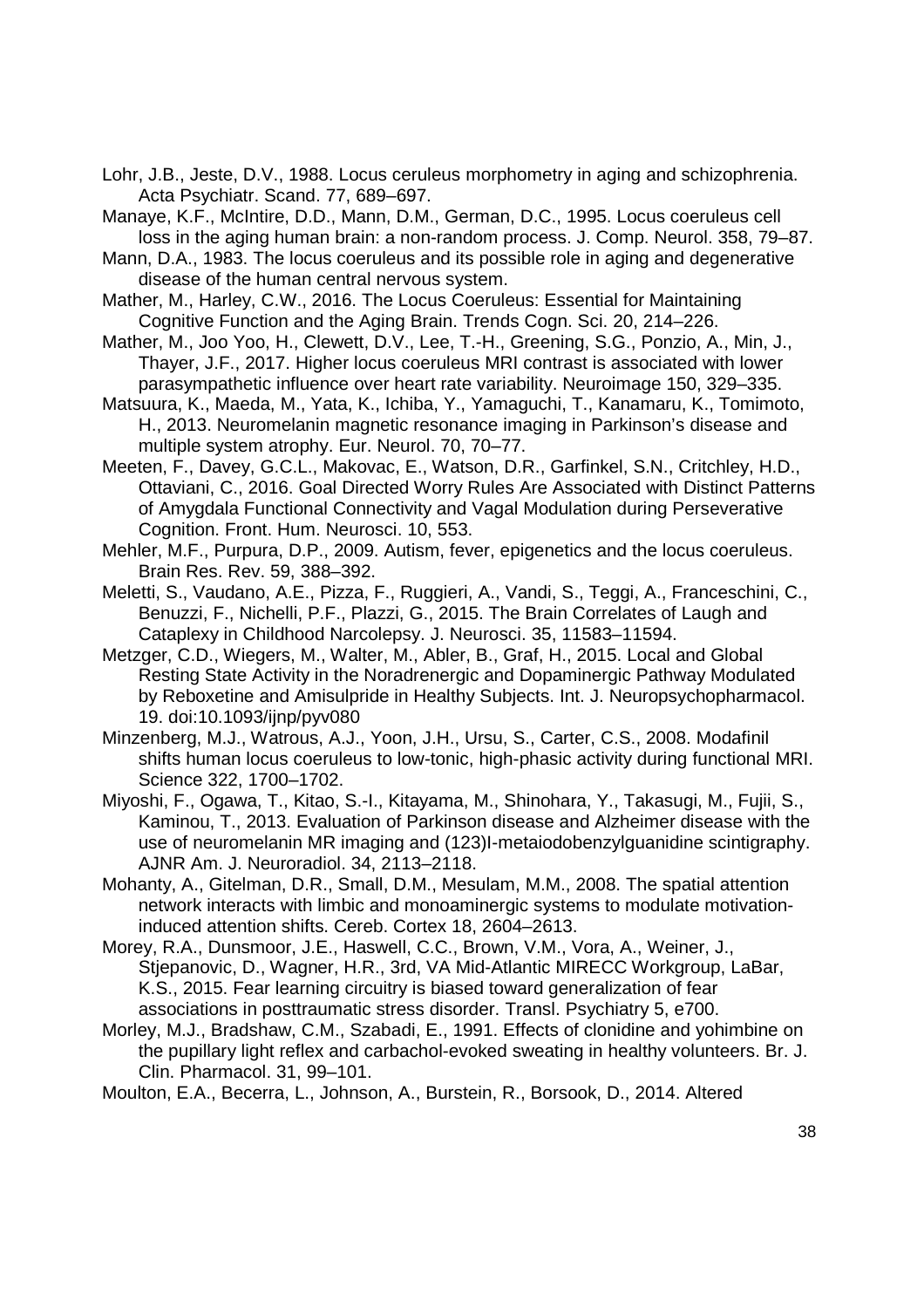Lohr, J.B., Jeste, D.V., 1988. Locus ceruleus morphometry in aging and schizophrenia. Acta Psychiatr. Scand. 77, 689–697.

Manaye, K.F., McIntire, D.D., Mann, D.M., German, D.C., 1995. Locus coeruleus cell loss in the aging human brain: a non-random process. J. Comp. Neurol. 358, 79–87.

Mann, D.A., 1983. The locus coeruleus and its possible role in aging and degenerative disease of the human central nervous system.

Mather, M., Harley, C.W., 2016. The Locus Coeruleus: Essential for Maintaining Cognitive Function and the Aging Brain. Trends Cogn. Sci. 20, 214–226.

Mather, M., Joo Yoo, H., Clewett, D.V., Lee, T.-H., Greening, S.G., Ponzio, A., Min, J., Thayer, J.F., 2017. Higher locus coeruleus MRI contrast is associated with lower parasympathetic influence over heart rate variability. Neuroimage 150, 329–335.

Matsuura, K., Maeda, M., Yata, K., Ichiba, Y., Yamaguchi, T., Kanamaru, K., Tomimoto, H., 2013. Neuromelanin magnetic resonance imaging in Parkinson's disease and multiple system atrophy. Eur. Neurol. 70, 70–77.

Meeten, F., Davey, G.C.L., Makovac, E., Watson, D.R., Garfinkel, S.N., Critchley, H.D., Ottaviani, C., 2016. Goal Directed Worry Rules Are Associated with Distinct Patterns of Amygdala Functional Connectivity and Vagal Modulation during Perseverative Cognition. Front. Hum. Neurosci. 10, 553.

Mehler, M.F., Purpura, D.P., 2009. Autism, fever, epigenetics and the locus coeruleus. Brain Res. Rev. 59, 388–392.

Meletti, S., Vaudano, A.E., Pizza, F., Ruggieri, A., Vandi, S., Teggi, A., Franceschini, C., Benuzzi, F., Nichelli, P.F., Plazzi, G., 2015. The Brain Correlates of Laugh and Cataplexy in Childhood Narcolepsy. J. Neurosci. 35, 11583–11594.

Metzger, C.D., Wiegers, M., Walter, M., Abler, B., Graf, H., 2015. Local and Global Resting State Activity in the Noradrenergic and Dopaminergic Pathway Modulated by Reboxetine and Amisulpride in Healthy Subjects. Int. J. Neuropsychopharmacol. 19. doi:10.1093/ijnp/pyv080

Minzenberg, M.J., Watrous, A.J., Yoon, J.H., Ursu, S., Carter, C.S., 2008. Modafinil shifts human locus coeruleus to low-tonic, high-phasic activity during functional MRI. Science 322, 1700–1702.

Miyoshi, F., Ogawa, T., Kitao, S.-I., Kitayama, M., Shinohara, Y., Takasugi, M., Fujii, S., Kaminou, T., 2013. Evaluation of Parkinson disease and Alzheimer disease with the use of neuromelanin MR imaging and (123)I-metaiodobenzylguanidine scintigraphy. AJNR Am. J. Neuroradiol. 34, 2113–2118.

Mohanty, A., Gitelman, D.R., Small, D.M., Mesulam, M.M., 2008. The spatial attention network interacts with limbic and monoaminergic systems to modulate motivation-induced attention shifts. Cereb. Cortex 18, 2604–2613.

Morey, R.A., Dunsmoor, J.E., Haswell, C.C., Brown, V.M., Vora, A., Weiner, J., Stjepanovic, D., Wagner, H.R., 3rd, VA Mid-Atlantic MIRECC Workgroup, LaBar, K.S., 2015. Fear learning circuitry is biased toward generalization of fear associations in posttraumatic stress disorder. Transl. Psychiatry 5, e700.

Morley, M.J., Bradshaw, C.M., Szabadi, E., 1991. Effects of clonidine and yohimbine on the pupillary light reflex and carbachol-evoked sweating in healthy volunteers. Br. J. Clin. Pharmacol. 31, 99–101.

Moulton, E.A., Becerra, L., Johnson, A., Burstein, R., Borsook, D., 2014. Altered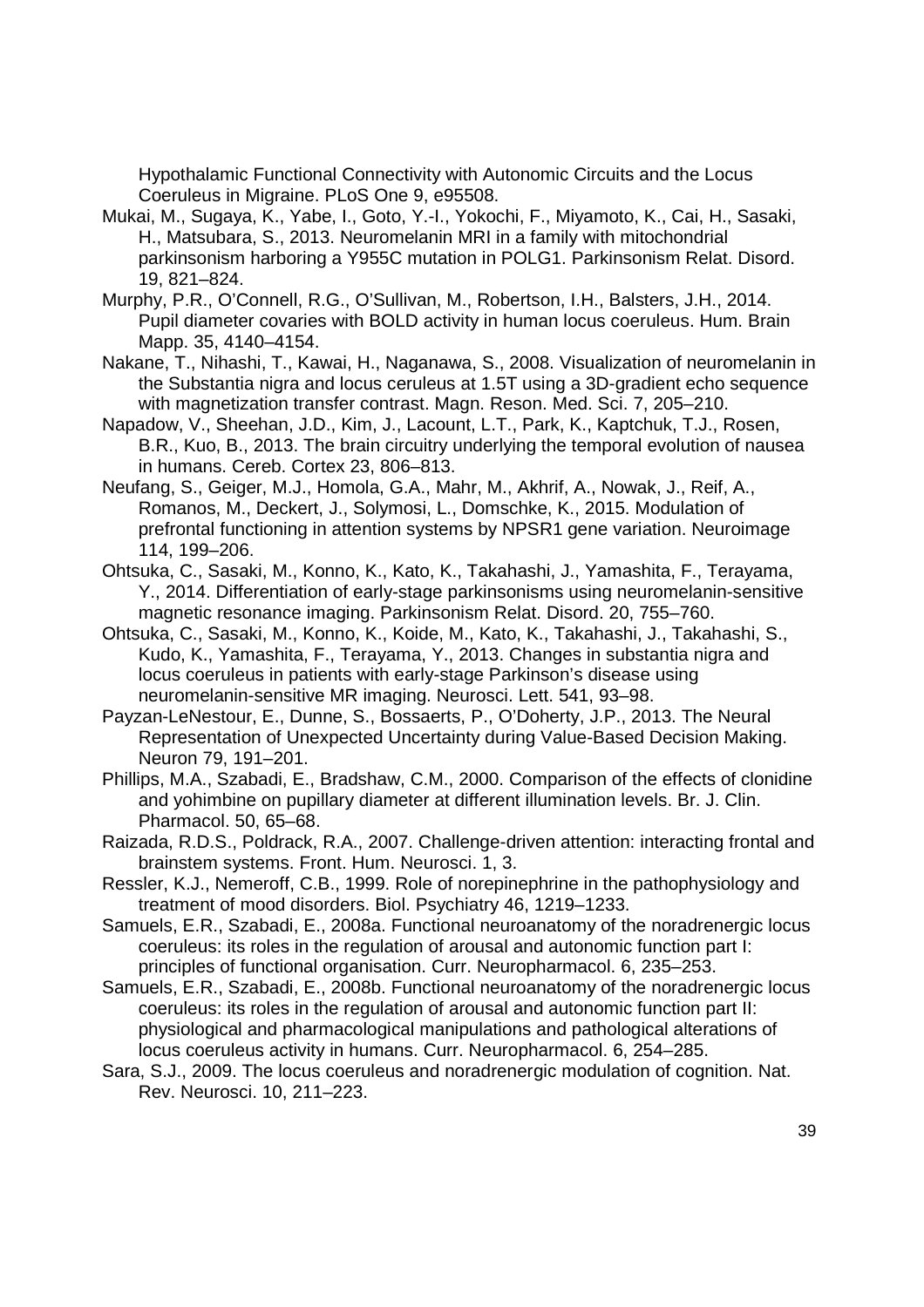Hypothalamic Functional Connectivity with Autonomic Circuits and the Locus Coeruleus in Migraine. PLoS One 9, e95508.

Mukai, M., Sugaya, K., Yabe, I., Goto, Y.-I., Yokochi, F., Miyamoto, K., Cai, H., Sasaki, H., Matsubara, S., 2013. Neuromelanin MRI in a family with mitochondrial parkinsonism harboring a Y955C mutation in POLG1. Parkinsonism Relat. Disord. 19, 821–824.

Murphy, P.R., O'Connell, R.G., O'Sullivan, M., Robertson, I.H., Balsters, J.H., 2014. Pupil diameter covaries with BOLD activity in human locus coeruleus. Hum. Brain Mapp. 35, 4140–4154.

Nakane, T., Nihashi, T., Kawai, H., Naganawa, S., 2008. Visualization of neuromelanin in the Substantia nigra and locus ceruleus at 1.5T using a 3D-gradient echo sequence with magnetization transfer contrast. Magn. Reson. Med. Sci. 7, 205–210.

Napadow, V., Sheehan, J.D., Kim, J., Lacount, L.T., Park, K., Kaptchuk, T.J., Rosen, B.R., Kuo, B., 2013. The brain circuitry underlying the temporal evolution of nausea in humans. Cereb. Cortex 23, 806–813.

Neufang, S., Geiger, M.J., Homola, G.A., Mahr, M., Akhrif, A., Nowak, J., Reif, A., Romanos, M., Deckert, J., Solymosi, L., Domschke, K., 2015. Modulation of prefrontal functioning in attention systems by NPSR1 gene variation. Neuroimage 114, 199–206.

Ohtsuka, C., Sasaki, M., Konno, K., Kato, K., Takahashi, J., Yamashita, F., Terayama, Y., 2014. Differentiation of early-stage parkinsonisms using neuromelanin-sensitive magnetic resonance imaging. Parkinsonism Relat. Disord. 20, 755–760.

Ohtsuka, C., Sasaki, M., Konno, K., Koide, M., Kato, K., Takahashi, J., Takahashi, S., Kudo, K., Yamashita, F., Terayama, Y., 2013. Changes in substantia nigra and locus coeruleus in patients with early-stage Parkinson's disease using neuromelanin-sensitive MR imaging. Neurosci. Lett. 541, 93–98.

Payzan-LeNestour, E., Dunne, S., Bossaerts, P., O'Doherty, J.P., 2013. The Neural Representation of Unexpected Uncertainty during Value-Based Decision Making. Neuron 79, 191–201.

Phillips, M.A., Szabadi, E., Bradshaw, C.M., 2000. Comparison of the effects of clonidine and yohimbine on pupillary diameter at different illumination levels. Br. J. Clin. Pharmacol. 50, 65–68.

Raizada, R.D.S., Poldrack, R.A., 2007. Challenge-driven attention: interacting frontal and brainstem systems. Front. Hum. Neurosci. 1, 3.

Ressler, K.J., Nemeroff, C.B., 1999. Role of norepinephrine in the pathophysiology and treatment of mood disorders. Biol. Psychiatry 46, 1219–1233.

Samuels, E.R., Szabadi, E., 2008a. Functional neuroanatomy of the noradrenergic locus coeruleus: its roles in the regulation of arousal and autonomic function part I: principles of functional organisation. Curr. Neuropharmacol. 6, 235–253.

Samuels, E.R., Szabadi, E., 2008b. Functional neuroanatomy of the noradrenergic locus coeruleus: its roles in the regulation of arousal and autonomic function part II: physiological and pharmacological manipulations and pathological alterations of locus coeruleus activity in humans. Curr. Neuropharmacol. 6, 254–285.

Sara, S.J., 2009. The locus coeruleus and noradrenergic modulation of cognition. Nat. Rev. Neurosci. 10, 211–223.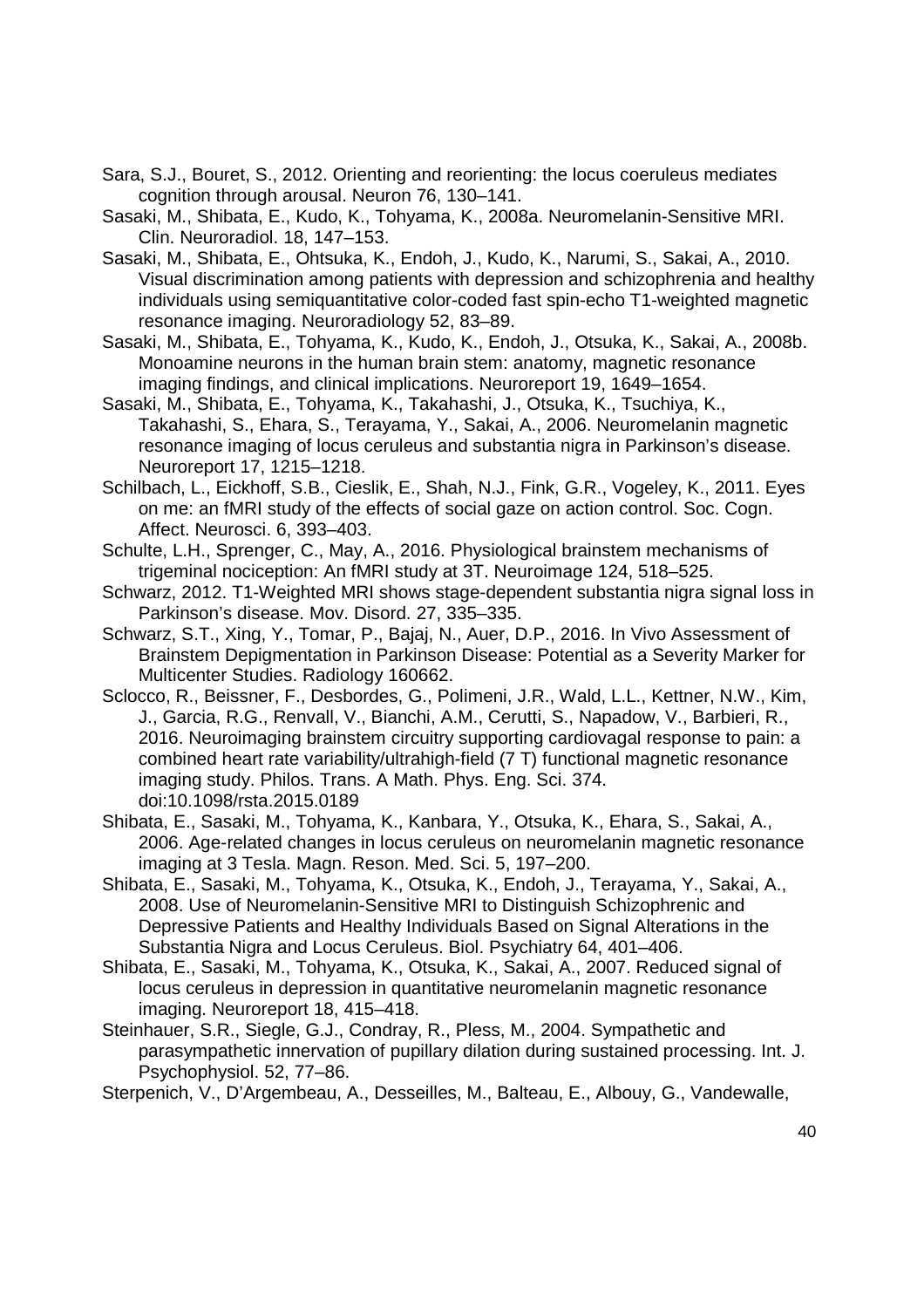Sara, S.J., Bouret, S., 2012. Orienting and reorienting: the locus coeruleus mediates cognition through arousal. Neuron 76, 130–141.

Sasaki, M., Shibata, E., Kudo, K., Tohyama, K., 2008a. Neuromelanin-Sensitive MRI. Clin. Neuroradiol. 18, 147–153.

Sasaki, M., Shibata, E., Ohtsuka, K., Endoh, J., Kudo, K., Narumi, S., Sakai, A., 2010. Visual discrimination among patients with depression and schizophrenia and healthy individuals using semiquantitative color-coded fast spin-echo T1-weighted magnetic resonance imaging. Neuroradiology 52, 83–89.

Sasaki, M., Shibata, E., Tohyama, K., Kudo, K., Endoh, J., Otsuka, K., Sakai, A., 2008b. Monoamine neurons in the human brain stem: anatomy, magnetic resonance imaging findings, and clinical implications. Neuroreport 19, 1649–1654.

Sasaki, M., Shibata, E., Tohyama, K., Takahashi, J., Otsuka, K., Tsuchiya, K., Takahashi, S., Ehara, S., Terayama, Y., Sakai, A., 2006. Neuromelanin magnetic resonance imaging of locus ceruleus and substantia nigra in Parkinson's disease. Neuroreport 17, 1215–1218.

Schilbach, L., Eickhoff, S.B., Cieslik, E., Shah, N.J., Fink, G.R., Vogeley, K., 2011. Eyes on me: an fMRI study of the effects of social gaze on action control. Soc. Cogn. Affect. Neurosci. 6, 393–403.

Schulte, L.H., Sprenger, C., May, A., 2016. Physiological brainstem mechanisms of trigeminal nociception: An fMRI study at 3T. Neuroimage 124, 518–525.

Schwarz, 2012. T1-Weighted MRI shows stage-dependent substantia nigra signal loss in Parkinson's disease. Mov. Disord. 27, 335–335.

Schwarz, S.T., Xing, Y., Tomar, P., Bajaj, N., Auer, D.P., 2016. In Vivo Assessment of Brainstem Depigmentation in Parkinson Disease: Potential as a Severity Marker for Multicenter Studies. Radiology 160662.

Sclocco, R., Beissner, F., Desbordes, G., Polimeni, J.R., Wald, L.L., Kettner, N.W., Kim, J., Garcia, R.G., Renvall, V., Bianchi, A.M., Cerutti, S., Napadow, V., Barbieri, R., 2016. Neuroimaging brainstem circuitry supporting cardiovagal response to pain: a combined heart rate variability/ultrahigh-field (7 T) functional magnetic resonance imaging study. Philos. Trans. A Math. Phys. Eng. Sci. 374. doi:10.1098/rsta.2015.0189

Shibata, E., Sasaki, M., Tohyama, K., Kanbara, Y., Otsuka, K., Ehara, S., Sakai, A., 2006. Age-related changes in locus ceruleus on neuromelanin magnetic resonance imaging at 3 Tesla. Magn. Reson. Med. Sci. 5, 197–200.

Shibata, E., Sasaki, M., Tohyama, K., Otsuka, K., Endoh, J., Terayama, Y., Sakai, A., 2008. Use of Neuromelanin-Sensitive MRI to Distinguish Schizophrenic and Depressive Patients and Healthy Individuals Based on Signal Alterations in the Substantia Nigra and Locus Ceruleus. Biol. Psychiatry 64, 401–406.

Shibata, E., Sasaki, M., Tohyama, K., Otsuka, K., Sakai, A., 2007. Reduced signal of locus ceruleus in depression in quantitative neuromelanin magnetic resonance imaging. Neuroreport 18, 415–418.

Steinhauer, S.R., Siegle, G.J., Condray, R., Pless, M., 2004. Sympathetic and parasympathetic innervation of pupillary dilation during sustained processing. Int. J. Psychophysiol. 52, 77–86.

Sterpenich, V., D'Argembeau, A., Desseilles, M., Balteau, E., Albouy, G., Vandewalle,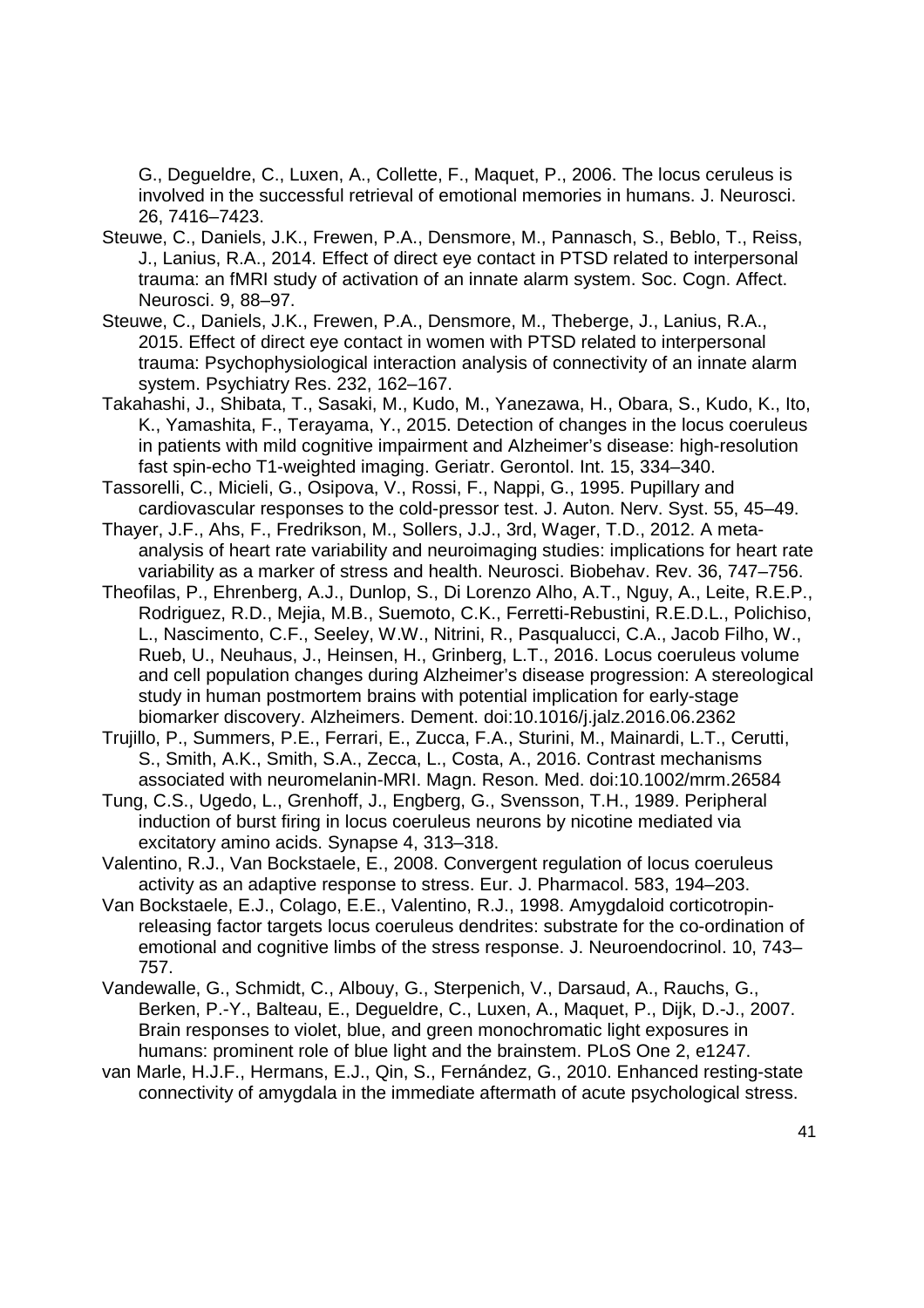G., Degueldre, C., Luxen, A., Collette, F., Maquet, P., 2006. The locus ceruleus is involved in the successful retrieval of emotional memories in humans. J. Neurosci. 26, 7416–7423.

Steuwe, C., Daniels, J.K., Frewen, P.A., Densmore, M., Pannasch, S., Beblo, T., Reiss, J., Lanius, R.A., 2014. Effect of direct eye contact in PTSD related to interpersonal trauma: an fMRI study of activation of an innate alarm system. Soc. Cogn. Affect. Neurosci. 9, 88–97.

Steuwe, C., Daniels, J.K., Frewen, P.A., Densmore, M., Theberge, J., Lanius, R.A., 2015. Effect of direct eye contact in women with PTSD related to interpersonal trauma: Psychophysiological interaction analysis of connectivity of an innate alarm system. Psychiatry Res. 232, 162–167.

Takahashi, J., Shibata, T., Sasaki, M., Kudo, M., Yanezawa, H., Obara, S., Kudo, K., Ito, K., Yamashita, F., Terayama, Y., 2015. Detection of changes in the locus coeruleus in patients with mild cognitive impairment and Alzheimer's disease: high-resolution fast spin-echo T1-weighted imaging. Geriatr. Gerontol. Int. 15, 334–340.

Tassorelli, C., Micieli, G., Osipova, V., Rossi, F., Nappi, G., 1995. Pupillary and cardiovascular responses to the cold-pressor test. J. Auton. Nerv. Syst. 55, 45–49.

Thayer, J.F., Ahs, F., Fredrikson, M., Sollers, J.J., 3rd, Wager, T.D., 2012. A meta-analysis of heart rate variability and neuroimaging studies: implications for heart rate variability as a marker of stress and health. Neurosci. Biobehav. Rev. 36, 747–756.

Theofilas, P., Ehrenberg, A.J., Dunlop, S., Di Lorenzo Alho, A.T., Nguy, A., Leite, R.E.P., Rodriguez, R.D., Mejia, M.B., Suemoto, C.K., Ferretti-Rebustini, R.E.D.L., Polichiso, L., Nascimento, C.F., Seeley, W.W., Nitrini, R., Pasqualucci, C.A., Jacob Filho, W., Rueb, U., Neuhaus, J., Heinsen, H., Grinberg, L.T., 2016. Locus coeruleus volume and cell population changes during Alzheimer's disease progression: A stereological study in human postmortem brains with potential implication for early-stage biomarker discovery. Alzheimers. Dement. doi:10.1016/j.jalz.2016.06.2362

Trujillo, P., Summers, P.E., Ferrari, E., Zucca, F.A., Sturini, M., Mainardi, L.T., Cerutti, S., Smith, A.K., Smith, S.A., Zecca, L., Costa, A., 2016. Contrast mechanisms associated with neuromelanin-MRI. Magn. Reson. Med. doi:10.1002/mrm.26584

Tung, C.S., Ugedo, L., Grenhoff, J., Engberg, G., Svensson, T.H., 1989. Peripheral induction of burst firing in locus coeruleus neurons by nicotine mediated via excitatory amino acids. Synapse 4, 313–318.

Valentino, R.J., Van Bockstaele, E., 2008. Convergent regulation of locus coeruleus activity as an adaptive response to stress. Eur. J. Pharmacol. 583, 194–203.

Van Bockstaele, E.J., Colago, E.E., Valentino, R.J., 1998. Amygdaloid corticotropin-releasing factor targets locus coeruleus dendrites: substrate for the co-ordination of emotional and cognitive limbs of the stress response. J. Neuroendocrinol. 10, 743–757.

Vandewalle, G., Schmidt, C., Albouy, G., Sterpenich, V., Darsaud, A., Rauchs, G., Berken, P.-Y., Balteau, E., Degueldre, C., Luxen, A., Maquet, P., Dijk, D.-J., 2007. Brain responses to violet, blue, and green monochromatic light exposures in humans: prominent role of blue light and the brainstem. PLoS One 2, e1247.

van Marle, H.J.F., Hermans, E.J., Qin, S., Fernández, G., 2010. Enhanced resting-state connectivity of amygdala in the immediate aftermath of acute psychological stress.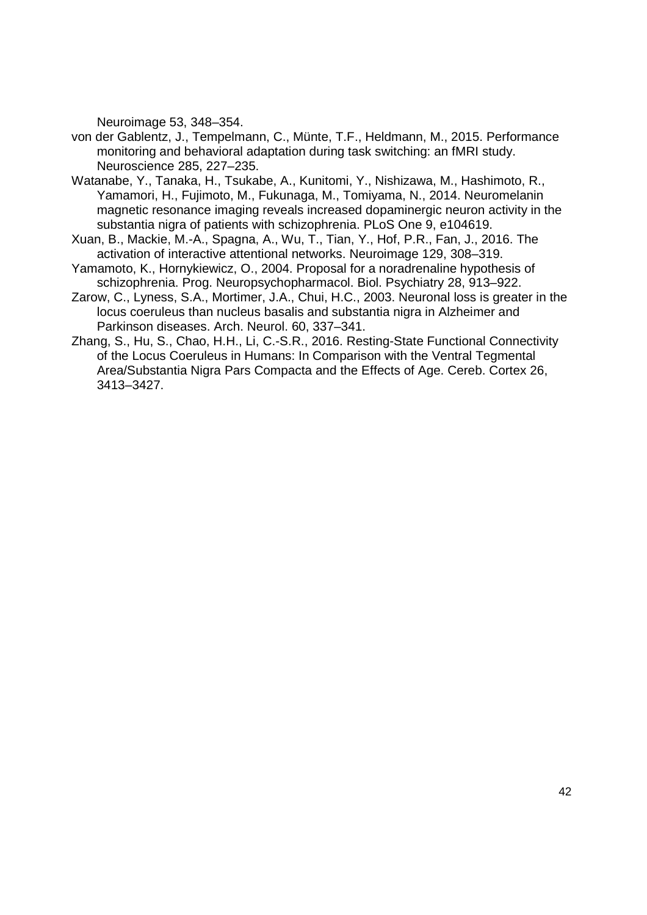Neuroimage 53, 348–354.

von der Gablentz, J., Tempelmann, C., Münte, T.F., Heldmann, M., 2015. Performance monitoring and behavioral adaptation during task switching: an fMRI study. Neuroscience 285, 227–235.

Watanabe, Y., Tanaka, H., Tsukabe, A., Kunitomi, Y., Nishizawa, M., Hashimoto, R., Yamamori, H., Fujimoto, M., Fukunaga, M., Tomiyama, N., 2014. Neuromelanin magnetic resonance imaging reveals increased dopaminergic neuron activity in the substantia nigra of patients with schizophrenia. PLoS One 9, e104619.

Xuan, B., Mackie, M.-A., Spagna, A., Wu, T., Tian, Y., Hof, P.R., Fan, J., 2016. The activation of interactive attentional networks. Neuroimage 129, 308–319.

Yamamoto, K., Hornykiewicz, O., 2004. Proposal for a noradrenaline hypothesis of schizophrenia. Prog. Neuropsychopharmacol. Biol. Psychiatry 28, 913–922.

Zarow, C., Lyness, S.A., Mortimer, J.A., Chui, H.C., 2003. Neuronal loss is greater in the locus coeruleus than nucleus basalis and substantia nigra in Alzheimer and Parkinson diseases. Arch. Neurol. 60, 337–341.

Zhang, S., Hu, S., Chao, H.H., Li, C.-S.R., 2016. Resting-State Functional Connectivity of the Locus Coeruleus in Humans: In Comparison with the Ventral Tegmental Area/Substantia Nigra Pars Compacta and the Effects of Age. Cereb. Cortex 26, 3413–3427.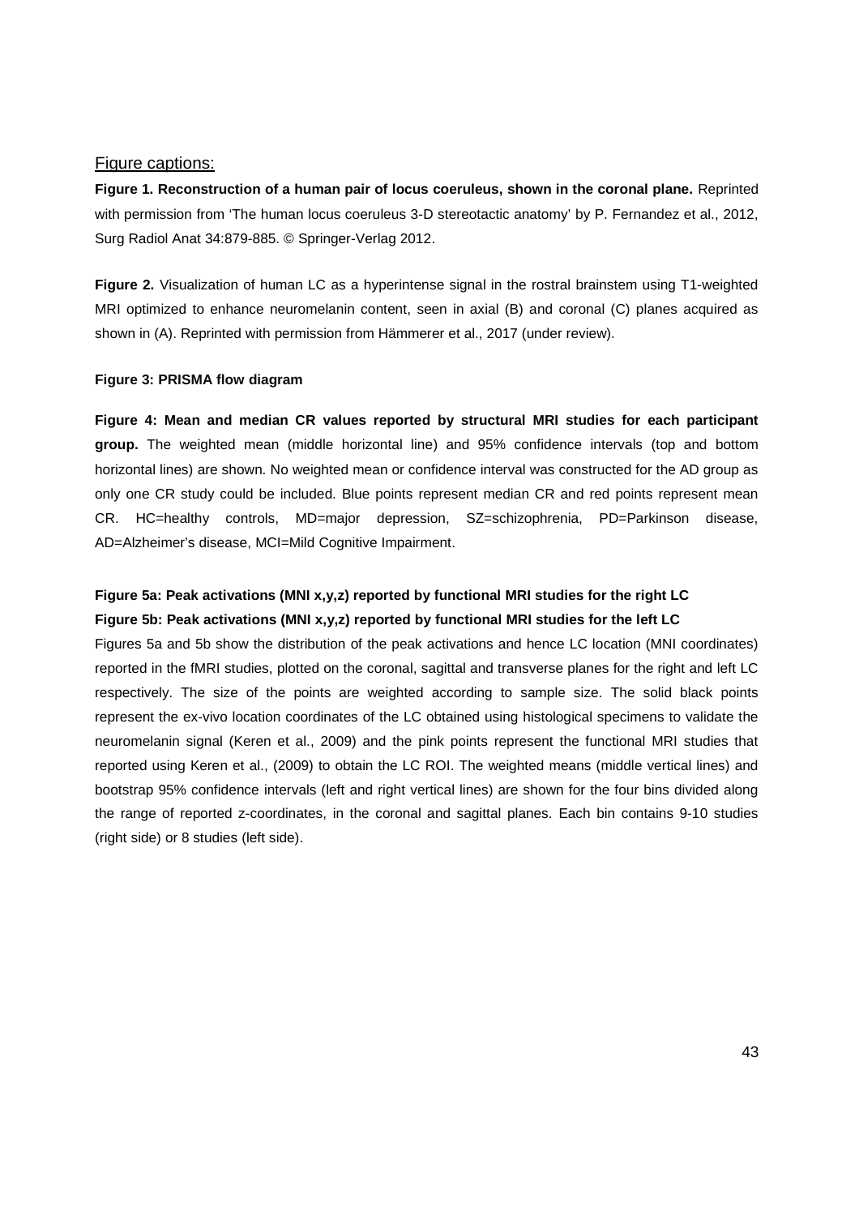## Figure captions:

**Figure 1. Reconstruction of a human pair of locus coeruleus, shown in the coronal plane.** Reprinted with permission from 'The human locus coeruleus 3-D stereotactic anatomy' by P. Fernandez et al., 2012, Surg Radiol Anat 34:879-885. © Springer-Verlag 2012.

**Figure 2.** Visualization of human LC as a hyperintense signal in the rostral brainstem using T1-weighted MRI optimized to enhance neuromelanin content, seen in axial (B) and coronal (C) planes acquired as shown in (A). Reprinted with permission from Hämmerer et al., 2017 (under review).

**Figure 3: PRISMA flow diagram**

**Figure 4: Mean and median CR values reported by structural MRI studies for each participant group.** The weighted mean (middle horizontal line) and 95% confidence intervals (top and bottom horizontal lines) are shown. No weighted mean or confidence interval was constructed for the AD group as only one CR study could be included. Blue points represent median CR and red points represent mean CR. HC=healthy controls, MD=major depression, SZ=schizophrenia, PD=Parkinson disease, AD=Alzheimer's disease, MCI=Mild Cognitive Impairment.

**Figure 5a: Peak activations (MNI x,y,z) reported by functional MRI studies for the right LC**

**Figure 5b: Peak activations (MNI x,y,z) reported by functional MRI studies for the left LC**

Figures 5a and 5b show the distribution of the peak activations and hence LC location (MNI coordinates) reported in the fMRI studies, plotted on the coronal, sagittal and transverse planes for the right and left LC respectively. The size of the points are weighted according to sample size. The solid black points represent the ex-vivo location coordinates of the LC obtained using histological specimens to validate the neuromelanin signal (Keren et al., 2009) and the pink points represent the functional MRI studies that reported using Keren et al., (2009) to obtain the LC ROI. The weighted means (middle vertical lines) and bootstrap 95% confidence intervals (left and right vertical lines) are shown for the four bins divided along the range of reported z-coordinates, in the coronal and sagittal planes. Each bin contains 9-10 studies (right side) or 8 studies (left side).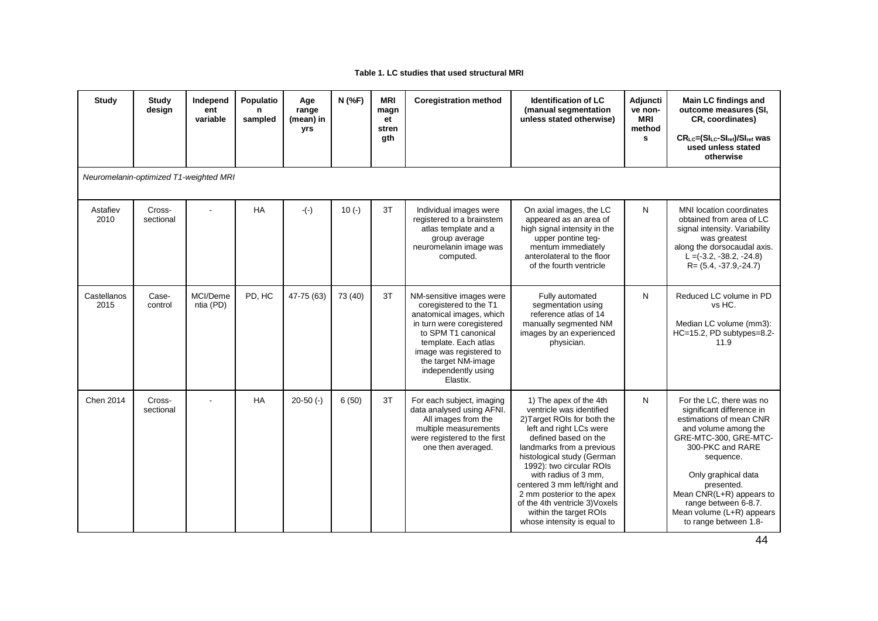**Table 1. LC studies that used structural MRI**

| Study | Study design | Independent variable | Population sampled | Age range (mean) in yrs | N (%F) | MRI magnet strength | Coregistration method | Identification of LC (manual segmentation unless stated otherwise) | Adjunctive non-MRI methods | Main LC findings and outcome measures (SI, CR, coordinates) $CR_{LC}=(SI_{LC}-SI_{ref})/SI_{ref}$ was used unless stated otherwise |
|---|---|---|---|---|---|---|---|---|---|---|
| *Neuromelanin-optimized T1-weighted MRI* | | | | | | | | | | |
| Astafiev 2010 | Cross-sectional | - | HA | -(-) | 10 (-) | 3T | Individual images were registered to a brainstem atlas template and a group average neuromelanin image was computed. | On axial images, the LC appeared as an area of high signal intensity in the upper pontine tegmentum immediately anterolateral to the floor of the fourth ventricle | N | MNI location coordinates obtained from area of LC signal intensity. Variability was greatest along the dorsocaudal axis. L =(-3.2, -38.2, -24.8) R= (5.4, -37.9,-24.7) |
| Castellanos 2015 | Case-control | MCI/Dementia (PD) | PD, HC | 47-75 (63) | 73 (40) | 3T | NM-sensitive images were coregistered to the T1 anatomical images, which in turn were coregistered to SPM T1 canonical template. Each atlas image was registered to the target NM-image independently using Elastix. | Fully automated segmentation using reference atlas of 14 manually segmented NM images by an experienced physician. | N | Reduced LC volume in PD vs HC. Median LC volume (mm3): HC=15.2, PD subtypes=8.2-11.9 |
| Chen 2014 | Cross-sectional | - | HA | 20-50 (-) | 6 (50) | 3T | For each subject, imaging data analysed using AFNI. All images from the multiple measurements were registered to the first one then averaged. | 1) The apex of the 4th ventricle was identified 2)Target ROIs for both the left and right LCs were defined based on the landmarks from a previous histological study (German 1992): two circular ROIs with radius of 3 mm, centered 3 mm left/right and 2 mm posterior to the apex of the 4th ventricle 3)Voxels within the target ROIs whose intensity is equal to | N | For the LC, there was no significant difference in estimations of mean CNR and volume among the GRE-MTC-300, GRE-MTC-300-PKC and RARE sequence. Only graphical data presented. Mean CNR(L+R) appears to range between 6-8.7. Mean volume (L+R) appears to range between 1.8- |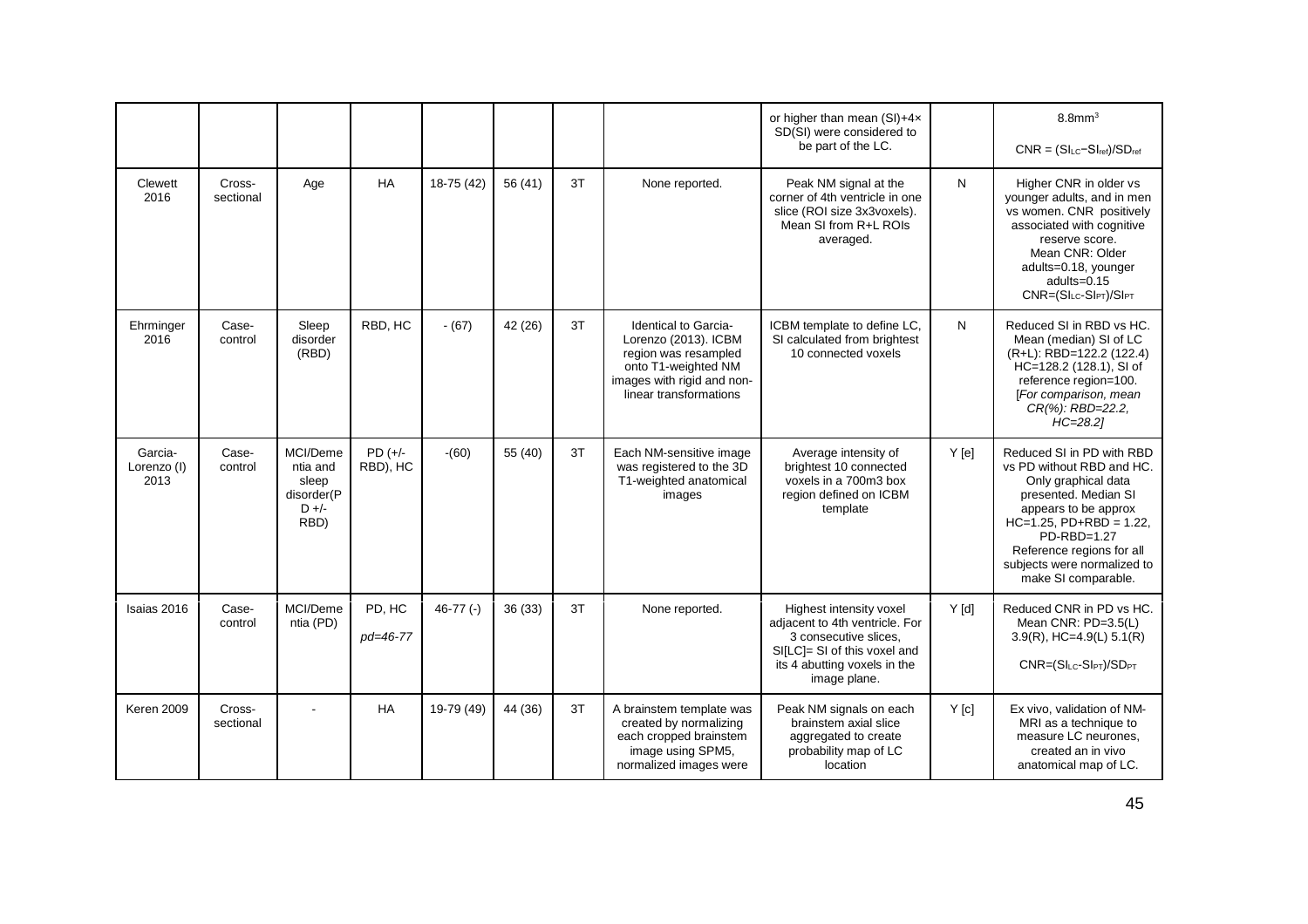| | | | | | | | | | | |
|---|---|---|---|---|---|---|---|---|---|---|
| | | | | | | | | or higher than mean (SI)+4× SD(SI) were considered to be part of the LC. | | 8.8mm$^3$ $CNR = (SI_{LC}-SI_{ref})/SD_{ref}$ |
| Clewett 2016 | Cross-sectional | Age | HA | 18-75 (42) | 56 (41) | 3T | None reported. | Peak NM signal at the corner of 4th ventricle in one slice (ROI size 3x3voxels). Mean SI from R+L ROIs averaged. | N | Higher CNR in older vs younger adults, and in men vs women. CNR positively associated with cognitive reserve score. Mean CNR: Older adults=0.18, younger adults=0.15 $CNR=(SI_{LC}-SI_{PT})/SI_{PT}$ |
| Ehrminger 2016 | Case-control | Sleep disorder (RBD) | RBD, HC | - (67) | 42 (26) | 3T | Identical to Garcia-Lorenzo (2013). ICBM region was resampled onto T1-weighted NM images with rigid and non-linear transformations | ICBM template to define LC, SI calculated from brightest 10 connected voxels | N | Reduced SI in RBD vs HC. Mean (median) SI of LC (R+L): RBD=122.2 (122.4) HC=128.2 (128.1), SI of reference region=100. [*For comparison, mean CR(%): RBD=22.2, HC=28.2*] |
| Garcia-Lorenzo (I) 2013 | Case-control | MCI/Dementia and sleep disorder(PD +/- RBD) | PD (+/- RBD), HC | -(60) | 55 (40) | 3T | Each NM-sensitive image was registered to the 3D T1-weighted anatomical images | Average intensity of brightest 10 connected voxels in a 700m3 box region defined on ICBM template | Y [e] | Reduced SI in PD with RBD vs PD without RBD and HC. Only graphical data presented. Median SI appears to be approx HC=1.25, PD+RBD = 1.22, PD-RBD=1.27 Reference regions for all subjects were normalized to make SI comparable. |
| Isaias 2016 | Case-control | MCI/Dementia (PD) | PD, HC *pd=46-77* | 46-77 (-) | 36 (33) | 3T | None reported. | Highest intensity voxel adjacent to 4th ventricle. For 3 consecutive slices, SI[LC]= SI of this voxel and its 4 abutting voxels in the image plane. | Y [d] | Reduced CNR in PD vs HC. Mean CNR: PD=3.5(L) 3.9(R), HC=4.9(L) 5.1(R) $CNR=(SI_{LC}-SI_{PT})/SD_{PT}$ |
| Keren 2009 | Cross-sectional | - | HA | 19-79 (49) | 44 (36) | 3T | A brainstem template was created by normalizing each cropped brainstem image using SPM5, normalized images were | Peak NM signals on each brainstem axial slice aggregated to create probability map of LC location | Y [c] | Ex vivo, validation of NM-MRI as a technique to measure LC neurones, created an in vivo anatomical map of LC. |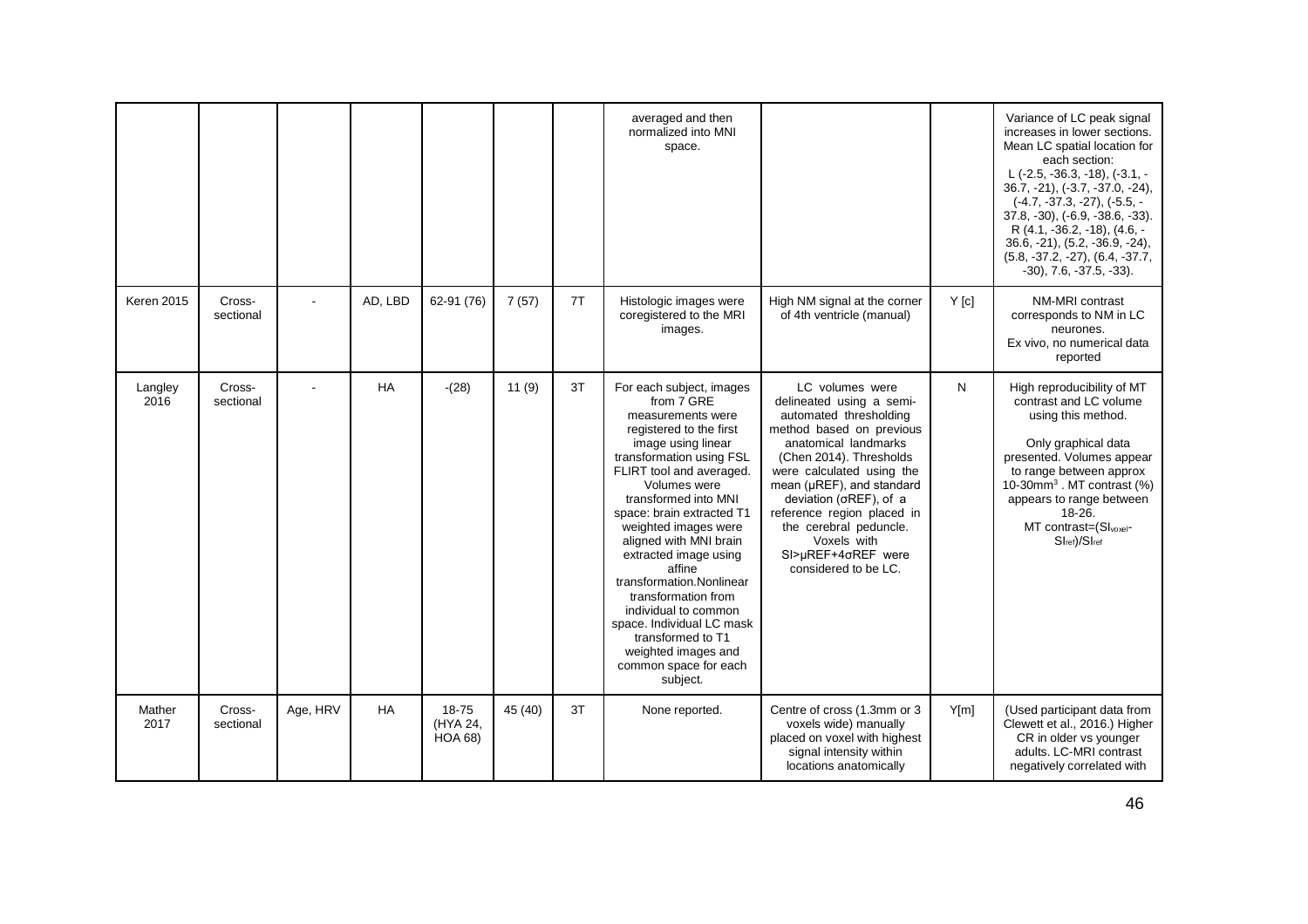| | | | | | | | | | | |
|---|---|---|---|---|---|---|---|---|---|---|
| | | | | | | | averaged and then normalized into MNI space. | | | Variance of LC peak signal increases in lower sections. Mean LC spatial location for each section: L (-2.5, -36.3, -18), (-3.1, -36.7, -21), (-3.7, -37.0, -24), (-4.7, -37.3, -27), (-5.5, -37.8, -30), (-6.9, -38.6, -33). R (4.1, -36.2, -18), (4.6, -36.6, -21), (5.2, -36.9, -24), (5.8, -37.2, -27), (6.4, -37.7, -30), 7.6, -37.5, -33). |
| Keren 2015 | Cross-sectional | - | AD, LBD | 62-91 (76) | 7 (57) | 7T | Histologic images were coregistered to the MRI images. | High NM signal at the corner of 4th ventricle (manual) | Y [c] | NM-MRI contrast corresponds to NM in LC neurones. Ex vivo, no numerical data reported |
| Langley 2016 | Cross-sectional | - | HA | -(28) | 11 (9) | 3T | For each subject, images from 7 GRE measurements were registered to the first image using linear transformation using FSL FLIRT tool and averaged. Volumes were transformed into MNI space: brain extracted T1 weighted images were aligned with MNI brain extracted image using affine transformation.Nonlinear transformation from individual to common space. Individual LC mask transformed to T1 weighted images and common space for each subject. | LC volumes were delineated using a semi-automated thresholding method based on previous anatomical landmarks (Chen 2014). Thresholds were calculated using the mean (μREF), and standard deviation (σREF), of a reference region placed in the cerebral peduncle. Voxels with SI>μREF+4σREF were considered to be LC. | N | High reproducibility of MT contrast and LC volume using this method. Only graphical data presented. Volumes appear to range between approx 10-30mm$^3$ . MT contrast (%) appears to range between 18-26. MT contrast=$(SI_{voxel}-SI_{ref})/SI_{ref}$ |
| Mather 2017 | Cross-sectional | Age, HRV | HA | 18-75 (HYA 24, HOA 68) | 45 (40) | 3T | None reported. | Centre of cross (1.3mm or 3 voxels wide) manually placed on voxel with highest signal intensity within locations anatomically | Y[m] | (Used participant data from Clewett et al., 2016.) Higher CR in older vs younger adults. LC-MRI contrast negatively correlated with |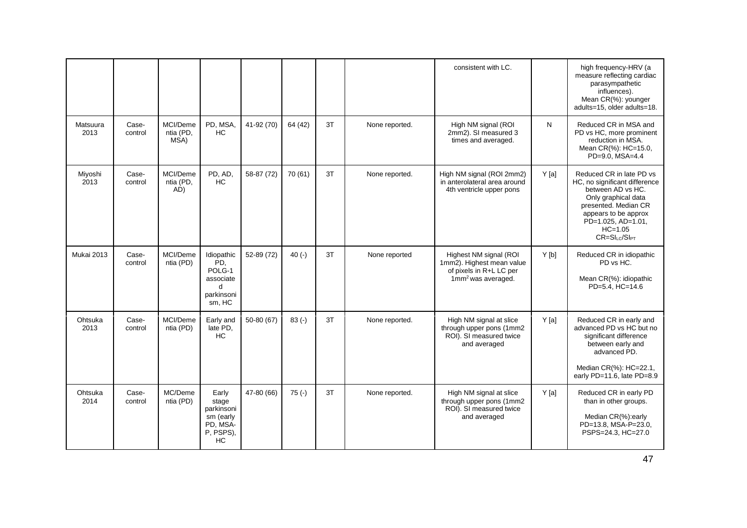| | | | | | | | | | | |
|---|---|---|---|---|---|---|---|---|---|---|
| | | | | | | | | consistent with LC. | | high frequency-HRV (a measure reflecting cardiac parasympathetic influences). Mean CR(%): younger adults=15, older adults=18. |
| Matsuura 2013 | Case-control | MCI/Dementia (PD, MSA) | PD, MSA, HC | 41-92 (70) | 64 (42) | 3T | None reported. | High NM signal (ROI 2mm2). SI measured 3 times and averaged. | N | Reduced CR in MSA and PD vs HC, more prominent reduction in MSA. Mean CR(%): HC=15.0, PD=9.0, MSA=4.4 |
| Miyoshi 2013 | Case-control | MCI/Dementia (PD, AD) | PD, AD, HC | 58-87 (72) | 70 (61) | 3T | None reported. | High NM signal (ROI 2mm2) in anterolateral area around 4th ventricle upper pons | Y [a] | Reduced CR in late PD vs HC, no significant difference between AD vs HC. Only graphical data presented. Median CR appears to be approx PD=1.025, AD=1.01, HC=1.05 $CR=SI_{LC}/SI_{PT}$ |
| Mukai 2013 | Case-control | MCI/Dementia (PD) | Idiopathic PD, POLG-1 associated parkinsonism, HC | 52-89 (72) | 40 (-) | 3T | None reported | Highest NM signal (ROI 1mm2). Highest mean value of pixels in R+L LC per $1mm^2$ was averaged. | Y [b] | Reduced CR in idiopathic PD vs HC. Mean CR(%): idiopathic PD=5.4, HC=14.6 |
| Ohtsuka 2013 | Case-control | MCI/Dementia (PD) | Early and late PD, HC | 50-80 (67) | 83 (-) | 3T | None reported. | High NM signal at slice through upper pons (1mm2 ROI). SI measured twice and averaged | Y [a] | Reduced CR in early and advanced PD vs HC but no significant difference between early and advanced PD. Median CR(%): HC=22.1, early PD=11.6, late PD=8.9 |
| Ohtsuka 2014 | Case-control | MC/Dementia (PD) | Early stage parkinsonism (early PD, MSA-P, PSPS), HC | 47-80 (66) | 75 (-) | 3T | None reported. | High NM signal at slice through upper pons (1mm2 ROI). SI measured twice and averaged | Y [a] | Reduced CR in early PD than in other groups. Median CR(%):early PD=13.8, MSA-P=23.0, PSPS=24.3, HC=27.0 |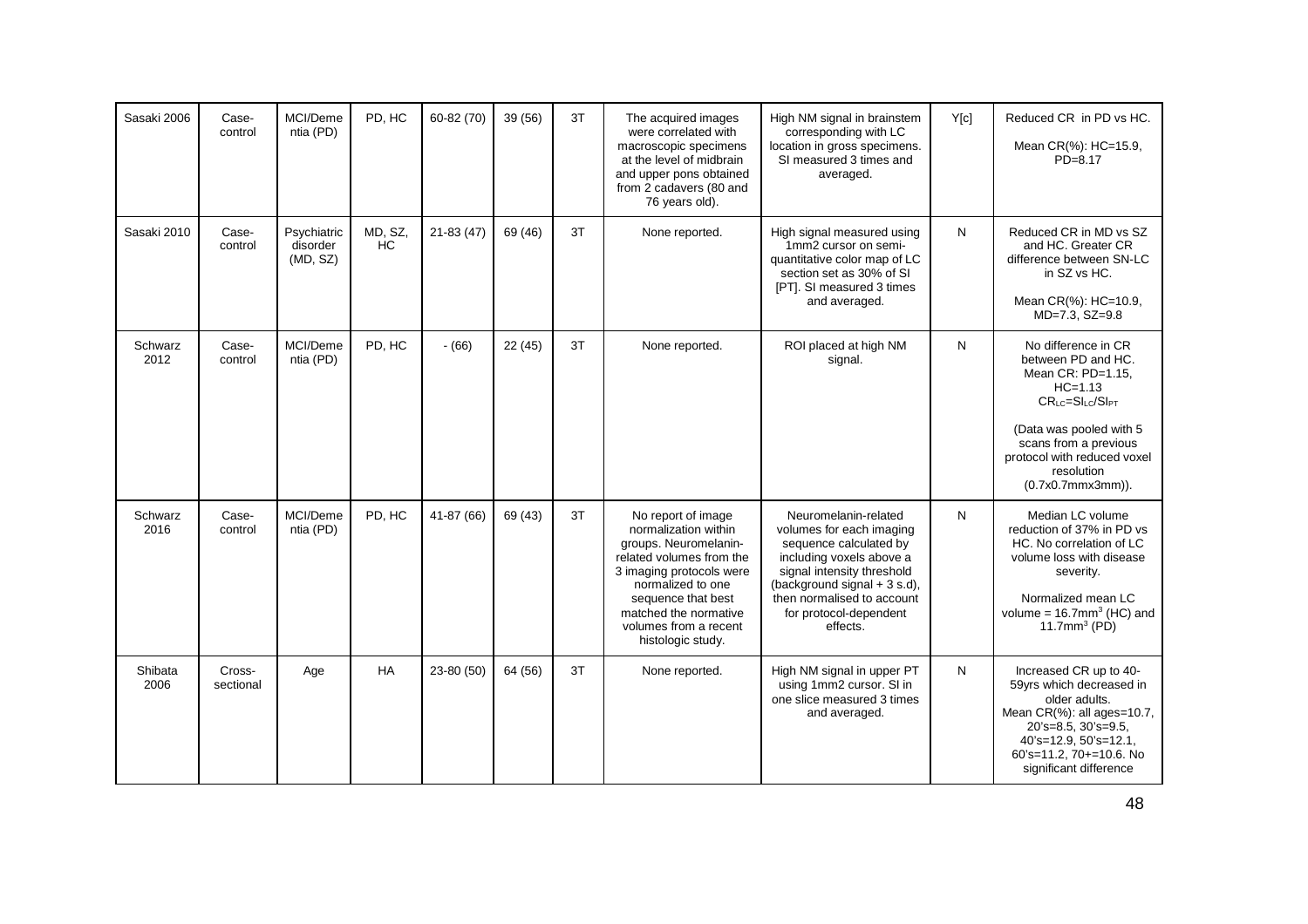| | | | | | | | | | | |
|---|---|---|---|---|---|---|---|---|---|---|
| Sasaki 2006 | Case-control | MCI/Dementia (PD) | PD, HC | 60-82 (70) | 39 (56) | 3T | The acquired images were correlated with macroscopic specimens at the level of midbrain and upper pons obtained from 2 cadavers (80 and 76 years old). | High NM signal in brainstem corresponding with LC location in gross specimens. SI measured 3 times and averaged. | Y[c] | Reduced CR in PD vs HC. Mean CR(%): HC=15.9, PD=8.17 |
| Sasaki 2010 | Case-control | Psychiatric disorder (MD, SZ) | MD, SZ, HC | 21-83 (47) | 69 (46) | 3T | None reported. | High signal measured using 1mm2 cursor on semi-quantitative color map of LC section set as 30% of SI [PT]. SI measured 3 times and averaged. | N | Reduced CR in MD vs SZ and HC. Greater CR difference between SN-LC in SZ vs HC. Mean CR(%): HC=10.9, MD=7.3, SZ=9.8 |
| Schwarz 2012 | Case-control | MCI/Dementia (PD) | PD, HC | - (66) | 22 (45) | 3T | None reported. | ROI placed at high NM signal. | N | No difference in CR between PD and HC. Mean CR: PD=1.15, HC=1.13 $CR_{LC}=SI_{LC}/SI_{PT}$ (Data was pooled with 5 scans from a previous protocol with reduced voxel resolution (0.7x0.7mmx3mm)). |
| Schwarz 2016 | Case-control | MCI/Dementia (PD) | PD, HC | 41-87 (66) | 69 (43) | 3T | No report of image normalization within groups. Neuromelanin-related volumes from the 3 imaging protocols were normalized to one sequence that best matched the normative volumes from a recent histologic study. | Neuromelanin-related volumes for each imaging sequence calculated by including voxels above a signal intensity threshold (background signal + 3 s.d), then normalised to account for protocol-dependent effects. | N | Median LC volume reduction of 37% in PD vs HC. No correlation of LC volume loss with disease severity. Normalized mean LC volume = $16.7mm^3$ (HC) and $11.7mm^3$ (PD) |
| Shibata 2006 | Cross-sectional | Age | HA | 23-80 (50) | 64 (56) | 3T | None reported. | High NM signal in upper PT using 1mm2 cursor. SI in one slice measured 3 times and averaged. | N | Increased CR up to 40-59yrs which decreased in older adults. Mean CR(%): all ages=10.7, 20's=8.5, 30's=9.5, 40's=12.9, 50's=12.1, 60's=11.2, 70+=10.6. No significant difference |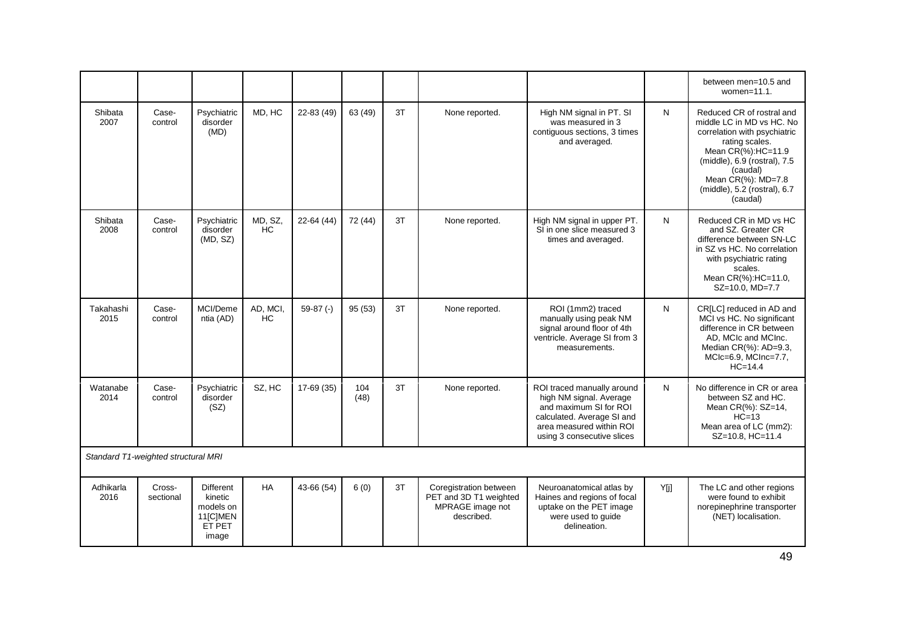| | | | | | | | | | | |
|---|---|---|---|---|---|---|---|---|---|---|
| | | | | | | | | | | between men=10.5 and women=11.1. |
| Shibata 2007 | Case-control | Psychiatric disorder (MD) | MD, HC | 22-83 (49) | 63 (49) | 3T | None reported. | High NM signal in PT. SI was measured in 3 contiguous sections, 3 times and averaged. | N | Reduced CR of rostral and middle LC in MD vs HC. No correlation with psychiatric rating scales. Mean CR(%):HC=11.9 (middle), 6.9 (rostral), 7.5 (caudal) Mean CR(%): MD=7.8 (middle), 5.2 (rostral), 6.7 (caudal) |
| Shibata 2008 | Case-control | Psychiatric disorder (MD, SZ) | MD, SZ, HC | 22-64 (44) | 72 (44) | 3T | None reported. | High NM signal in upper PT. SI in one slice measured 3 times and averaged. | N | Reduced CR in MD vs HC and SZ. Greater CR difference between SN-LC in SZ vs HC. No correlation with psychiatric rating scales. Mean CR(%):HC=11.0, SZ=10.0, MD=7.7 |
| Takahashi 2015 | Case-control | MCI/Dementia (AD) | AD, MCI, HC | 59-87 (-) | 95 (53) | 3T | None reported. | ROI (1mm2) traced manually using peak NM signal around floor of 4th ventricle. Average SI from 3 measurements. | N | CR[LC] reduced in AD and MCI vs HC. No significant difference in CR between AD, MCIc and MCInc. Median CR(%): AD=9.3, MCIc=6.9, MCInc=7.7, HC=14.4 |
| Watanabe 2014 | Case-control | Psychiatric disorder (SZ) | SZ, HC | 17-69 (35) | 104 (48) | 3T | None reported. | ROI traced manually around high NM signal. Average and maximum SI for ROI calculated. Average SI and area measured within ROI using 3 consecutive slices | N | No difference in CR or area between SZ and HC. Mean CR(%): SZ=14, HC=13 Mean area of LC (mm2): SZ=10.8, HC=11.4 |
| *Standard T1-weighted structural MRI* | | | | | | | | | | |
| Adhikarla 2016 | Cross-sectional | Different kinetic models on 11[C]MENET PET image | HA | 43-66 (54) | 6 (0) | 3T | Coregistration between PET and 3D T1 weighted MPRAGE image not described. | Neuroanatomical atlas by Haines and regions of focal uptake on the PET image were used to guide delineation. | Y[j] | The LC and other regions were found to exhibit norepinephrine transporter (NET) localisation. |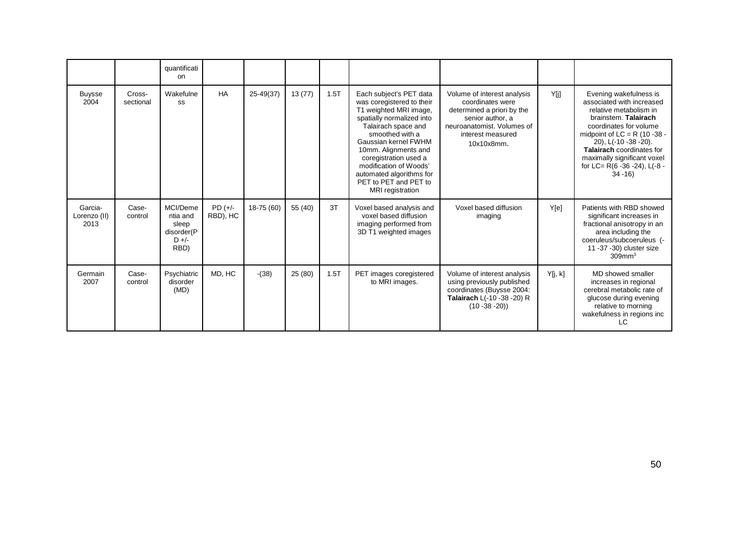| | | quantification | | | | | | | | |
|---|---|---|---|---|---|---|---|---|---|---|
| Buysse 2004 | Cross-sectional | Wakefulness | HA | 25-49(37) | 13 (77) | 1.5T | Each subject's PET data was coregistered to their T1 weighted MRI image, spatially normalized into Talairach space and smoothed with a Gaussian kernel FWHM 10mm. Alignments and coregistration used a modification of Woods' automated algorithms for PET to PET and PET to MRI registration | Volume of interest analysis coordinates were determined a priori by the senior author, a neuroanatomist. Volumes of interest measured 10x10x8mm. | Y[j] | Evening wakefulness is associated with increased relative metabolism in brainstem. **Talairach** coordinates for volume midpoint of LC = R (10 -38 -20), L(-10 -38 -20). **Talairach** coordinates for maximally significant voxel for LC= R(6 -36 -24), L(-8 -34 -16) |
| Garcia-Lorenzo (II) 2013 | Case-control | MCI/Dementia and sleep disorder(PD +/- RBD) | PD (+/- RBD), HC | 18-75 (60) | 55 (40) | 3T | Voxel based analysis and voxel based diffusion imaging performed from 3D T1 weighted images | Voxel based diffusion imaging | Y[e] | Patients with RBD showed significant increases in fractional anisotropy in an area including the coeruleus/subcoeruleus (-11 -37 -30) cluster size $309mm^3$ |
| Germain 2007 | Case-control | Psychiatric disorder (MD) | MD, HC | -(38) | 25 (80) | 1.5T | PET images coregistered to MRI images. | Volume of interest analysis using previously published coordinates (Buysse 2004: **Talairach** L(-10 -38 -20) R (10 -38 -20)) | Y[j, k] | MD showed smaller increases in regional cerebral metabolic rate of glucose during evening relative to morning wakefulness in regions inc LC |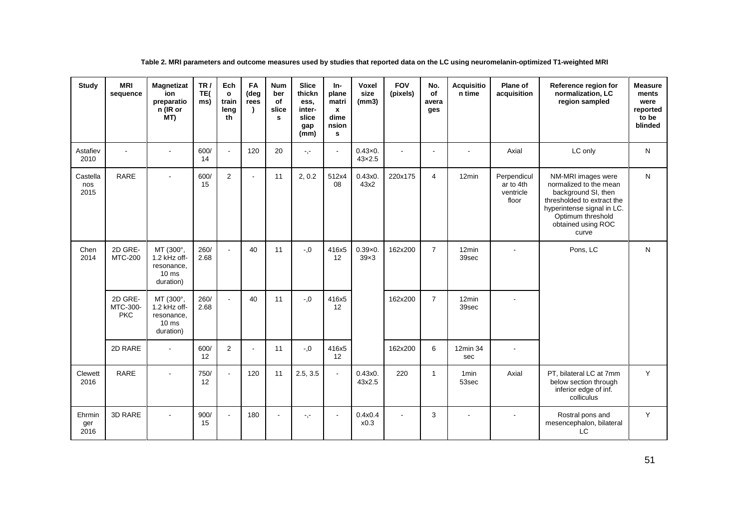**Table 2. MRI parameters and outcome measures used by studies that reported data on the LC using neuromelanin-optimized T1-weighted MRI**

| Study | MRI sequence | Magnetization preparation (IR or MT) | TR / TE(ms) | Echo train length | FA (degrees) | Number of slices | Slice thickness, inter-slice gap (mm) | In-plane matrix dimensions | Voxel size (mm3) | FOV (pixels) | No. of averages | Acquisition time | Plane of acquisition | Reference region for normalization, LC region sampled | Measurements were reported to be blinded |
|---|---|---|---|---|---|---|---|---|---|---|---|---|---|---|---|
| Astafiev 2010 | - | - | 600/14 | - | 120 | 20 | -,- | - | 0.43×0.43×2.5 | - | - | - | Axial | LC only | N |
| Castellanos 2015 | RARE | - | 600/15 | 2 | - | 11 | 2, 0.2 | 512x408 | 0.43x0.43x2 | 220x175 | 4 | 12min | Perpendicular to 4th ventricle floor | NM-MRI images were normalized to the mean background SI, then thresholded to extract the hyperintense signal in LC. Optimum threshold obtained using ROC curve | N |
| Chen 2014 | 2D GRE-MTC-200 | MT (300°, 1.2 kHz off-resonance, 10 ms duration) | 260/2.68 | - | 40 | 11 | -,0 | 416x512 | 0.39×0.39×3 | 162x200 | 7 | 12min 39sec | - | Pons, LC | N |
| | 2D GRE-MTC-300-PKC | MT (300°, 1.2 kHz off-resonance, 10 ms duration) | 260/2.68 | - | 40 | 11 | -,0 | 416x512 | | 162x200 | 7 | 12min 39sec | - | | |
| | 2D RARE | - | 600/12 | 2 | - | 11 | -,0 | 416x512 | | 162x200 | 6 | 12min 34 sec | - | | |
| Clewett 2016 | RARE | - | 750/12 | - | 120 | 11 | 2.5, 3.5 | - | 0.43x0.43x2.5 | 220 | 1 | 1min 53sec | Axial | PT, bilateral LC at 7mm below section through inferior edge of inf. colliculus | Y |
| Ehrminger 2016 | 3D RARE | - | 900/15 | - | 180 | - | -,- | - | 0.4x0.4x0.3 | - | 3 | - | - | Rostral pons and mesencephalon, bilateral LC | Y |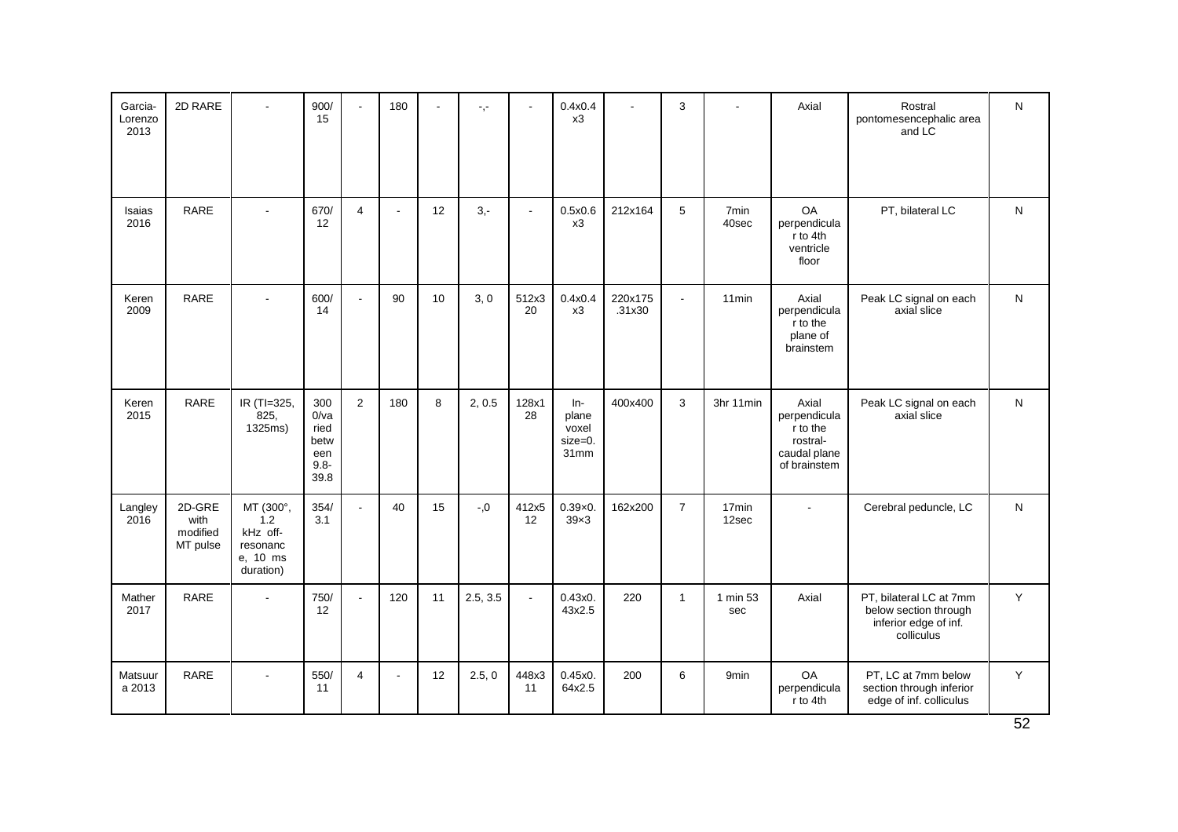| | | | | | | | | | | | | | | | |
|---|---|---|---|---|---|---|---|---|---|---|---|---|---|---|---|
| Garcia-Lorenzo 2013 | 2D RARE | - | 900/15 | - | 180 | - | -,- | - | 0.4x0.4x3 | - | 3 | - | Axial | Rostral pontomesencephalic area and LC | N |
| Isaias 2016 | RARE | - | 670/12 | 4 | - | 12 | 3,- | - | 0.5x0.6x3 | 212x164 | 5 | 7min 40sec | OA perpendicular to 4th ventricle floor | PT, bilateral LC | N |
| Keren 2009 | RARE | - | 600/14 | - | 90 | 10 | 3, 0 | 512x320 | 0.4x0.4x3 | 220x175.31x30 | - | 11min | Axial perpendicular to the plane of brainstem | Peak LC signal on each axial slice | N |
| Keren 2015 | RARE | IR (TI=325, 825, 1325ms) | 3000/varied between 9.8-39.8 | 2 | 180 | 8 | 2, 0.5 | 128x128 | In-plane voxel size=0.31mm | 400x400 | 3 | 3hr 11min | Axial perpendicular to the rostral-caudal plane of brainstem | Peak LC signal on each axial slice | N |
| Langley 2016 | 2D-GRE with modified MT pulse | MT (300°, 1.2 kHz off-resonance, 10 ms duration) | 354/3.1 | - | 40 | 15 | -,0 | 412x512 | 0.39×0.39×3 | 162x200 | 7 | 17min 12sec | - | Cerebral peduncle, LC | N |
| Mather 2017 | RARE | - | 750/12 | - | 120 | 11 | 2.5, 3.5 | - | 0.43x0.43x2.5 | 220 | 1 | 1 min 53 sec | Axial | PT, bilateral LC at 7mm below section through inferior edge of inf. colliculus | Y |
| Matsuura 2013 | RARE | - | 550/11 | 4 | - | 12 | 2.5, 0 | 448x311 | 0.45x0.64x2.5 | 200 | 6 | 9min | OA perpendicular to 4th | PT, LC at 7mm below section through inferior edge of inf. colliculus | Y |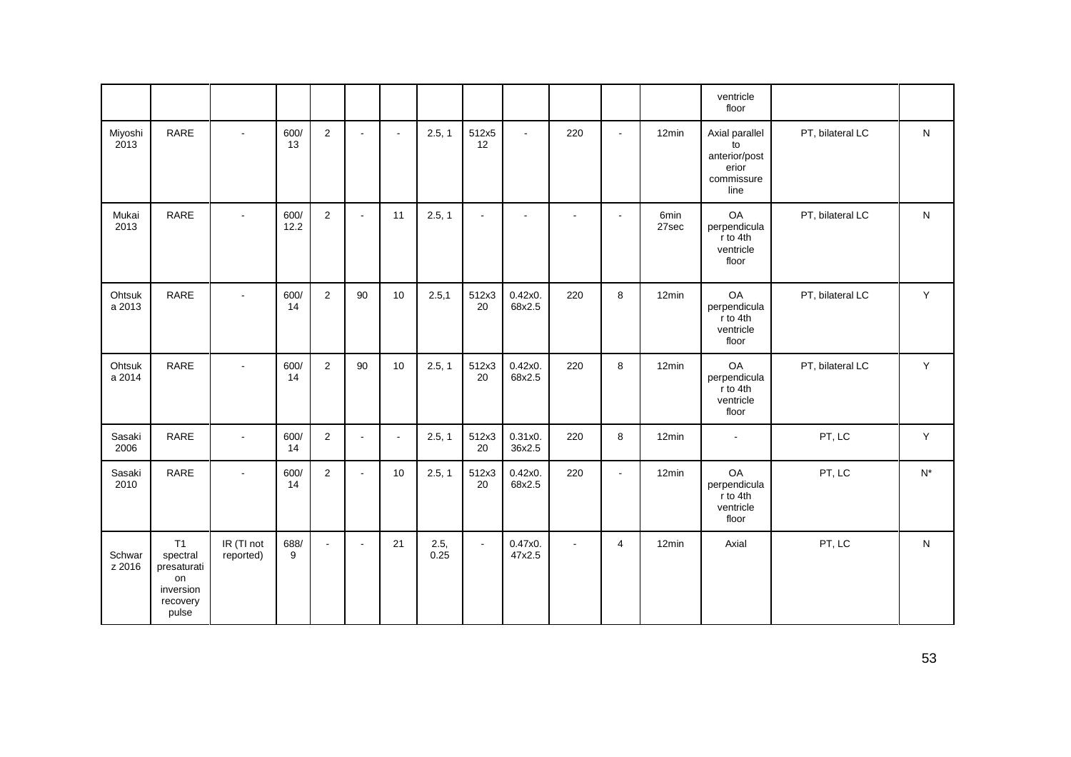| | | | | | | | | | | | | | | | |
|---|---|---|---|---|---|---|---|---|---|---|---|---|---|---|---|
| | | | | | | | | | | | | | ventricle floor | | |
| Miyoshi 2013 | RARE | - | 600/13 | 2 | - | - | 2.5, 1 | 512x512 | - | 220 | - | 12min | Axial parallel to anterior/posterior commissure line | PT, bilateral LC | N |
| Mukai 2013 | RARE | - | 600/12.2 | 2 | - | 11 | 2.5, 1 | - | - | - | - | 6min 27sec | OA perpendicular to 4th ventricle floor | PT, bilateral LC | N |
| Ohtsuka 2013 | RARE | - | 600/14 | 2 | 90 | 10 | 2.5,1 | 512x320 | 0.42x0.68x2.5 | 220 | 8 | 12min | OA perpendicular to 4th ventricle floor | PT, bilateral LC | Y |
| Ohtsuka 2014 | RARE | - | 600/14 | 2 | 90 | 10 | 2.5, 1 | 512x320 | 0.42x0.68x2.5 | 220 | 8 | 12min | OA perpendicular to 4th ventricle floor | PT, bilateral LC | Y |
| Sasaki 2006 | RARE | - | 600/14 | 2 | - | - | 2.5, 1 | 512x320 | 0.31x0.36x2.5 | 220 | 8 | 12min | - | PT, LC | Y |
| Sasaki 2010 | RARE | - | 600/14 | 2 | - | 10 | 2.5, 1 | 512x320 | 0.42x0.68x2.5 | 220 | - | 12min | OA perpendicular to 4th ventricle floor | PT, LC | N* |
| Schwarz 2016 | T1 spectral presaturation inversion recovery pulse | IR (TI not reported) | 688/9 | - | - | 21 | 2.5, 0.25 | - | 0.47x0.47x2.5 | - | 4 | 12min | Axial | PT, LC | N |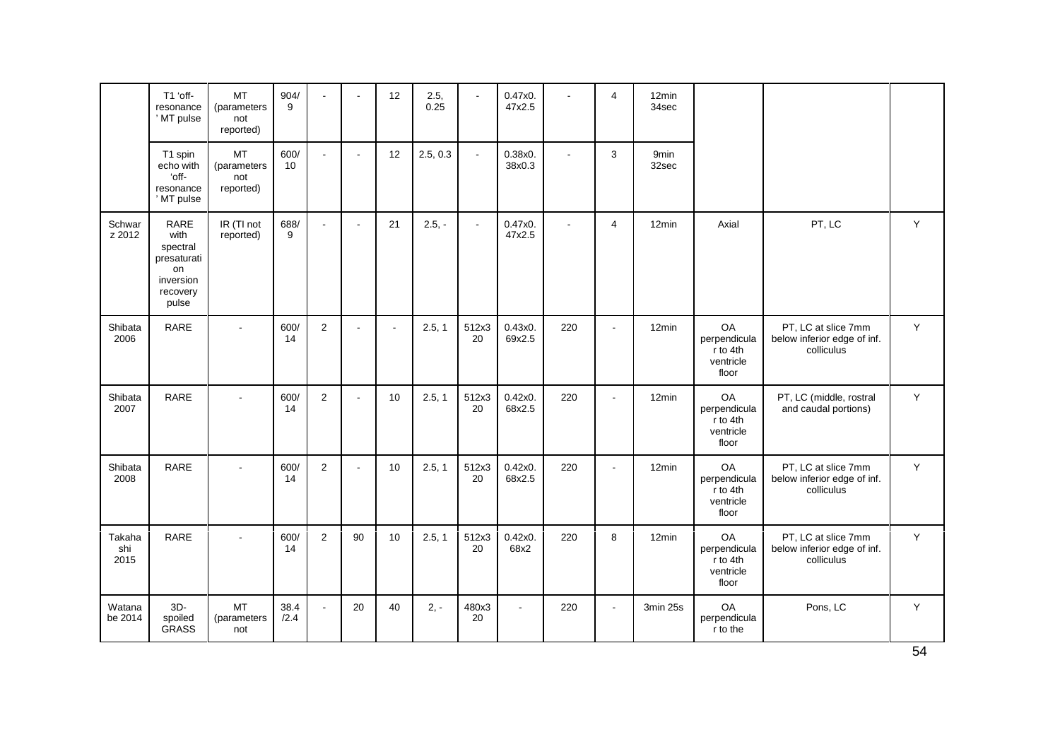| | | | | | | | | | | | | | | | |
|---|---|---|---|---|---|---|---|---|---|---|---|---|---|---|---|
| | T1 'off-resonance' MT pulse | MT (parameters not reported) | 904/9 | - | - | 12 | 2.5, 0.25 | - | 0.47x0.47x2.5 | - | 4 | 12min 34sec | | | |
| | T1 spin echo with 'off-resonance' MT pulse | MT (parameters not reported) | 600/10 | - | - | 12 | 2.5, 0.3 | - | 0.38x0.38x0.3 | - | 3 | 9min 32sec | | | |
| Schwarz 2012 | RARE with spectral presaturation inversion recovery pulse | IR (TI not reported) | 688/9 | - | - | 21 | 2.5, - | - | 0.47x0.47x2.5 | - | 4 | 12min | Axial | PT, LC | Y |
| Shibata 2006 | RARE | - | 600/14 | 2 | - | - | 2.5, 1 | 512x320 | 0.43x0.69x2.5 | 220 | - | 12min | OA perpendicular to 4th ventricle floor | PT, LC at slice 7mm below inferior edge of inf. colliculus | Y |
| Shibata 2007 | RARE | - | 600/14 | 2 | - | 10 | 2.5, 1 | 512x320 | 0.42x0.68x2.5 | 220 | - | 12min | OA perpendicular to 4th ventricle floor | PT, LC (middle, rostral and caudal portions) | Y |
| Shibata 2008 | RARE | - | 600/14 | 2 | - | 10 | 2.5, 1 | 512x320 | 0.42x0.68x2.5 | 220 | - | 12min | OA perpendicular to 4th ventricle floor | PT, LC at slice 7mm below inferior edge of inf. colliculus | Y |
| Takahashi 2015 | RARE | - | 600/14 | 2 | 90 | 10 | 2.5, 1 | 512x320 | 0.42x0.68x2 | 220 | 8 | 12min | OA perpendicular to 4th ventricle floor | PT, LC at slice 7mm below inferior edge of inf. colliculus | Y |
| Watanabe 2014 | 3D-spoiled GRASS | MT (parameters not | 38.4/2.4 | - | 20 | 40 | 2, - | 480x320 | - | 220 | - | 3min 25s | OA perpendicular to the | Pons, LC | Y |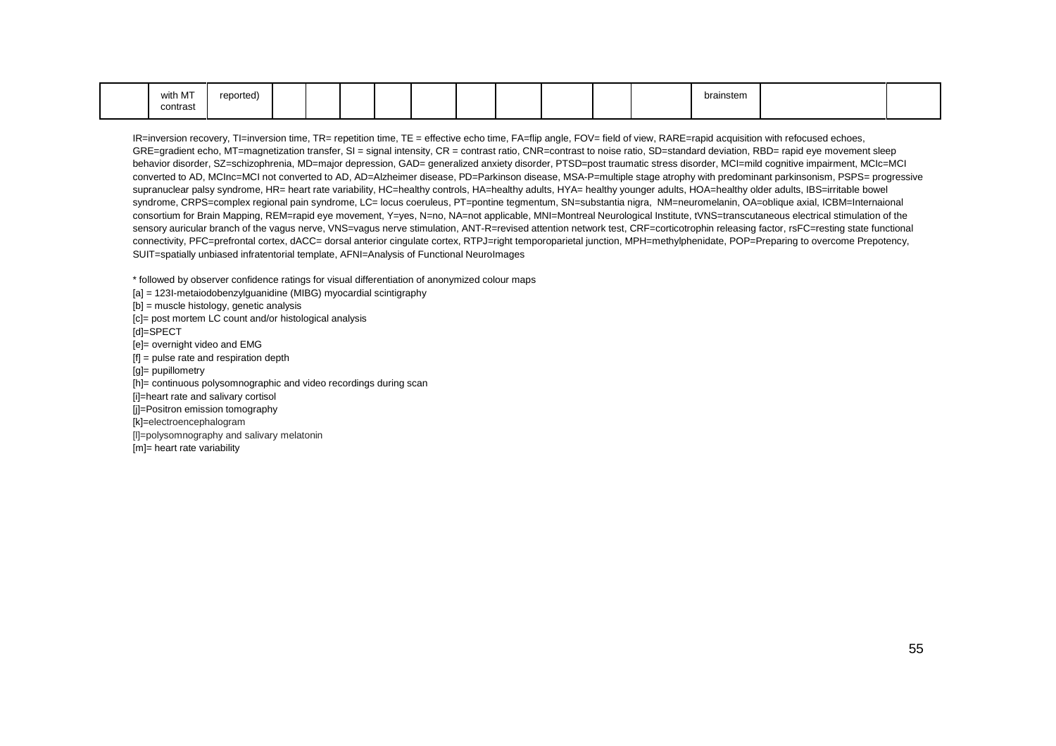| | | | | | | | | | | | | | | | | |
|---|---|---|---|---|---|---|---|---|---|---|---|---|---|---|---|---|
| | with MT contrast | reported) | | | | | | | | | | | | brainstem | | |

IR=inversion recovery, TI=inversion time, TR= repetition time, TE = effective echo time, FA=flip angle, FOV= field of view, RARE=rapid acquisition with refocused echoes, GRE=gradient echo, MT=magnetization transfer, SI = signal intensity, CR = contrast ratio, CNR=contrast to noise ratio, SD=standard deviation, RBD= rapid eye movement sleep behavior disorder, SZ=schizophrenia, MD=major depression, GAD= generalized anxiety disorder, PTSD=post traumatic stress disorder, MCI=mild cognitive impairment, MCIc=MCI converted to AD, MCInc=MCI not converted to AD, AD=Alzheimer disease, PD=Parkinson disease, MSA-P=multiple stage atrophy with predominant parkinsonism, PSPS= progressive supranuclear palsy syndrome, HR= heart rate variability, HC=healthy controls, HA=healthy adults, HYA= healthy younger adults, HOA=healthy older adults, IBS=irritable bowel syndrome, CRPS=complex regional pain syndrome, LC= locus coeruleus, PT=pontine tegmentum, SN=substantia nigra, NM=neuromelanin, OA=oblique axial, ICBM=Internaional consortium for Brain Mapping, REM=rapid eye movement, Y=yes, N=no, NA=not applicable, MNI=Montreal Neurological Institute, tVNS=transcutaneous electrical stimulation of the sensory auricular branch of the vagus nerve, VNS=vagus nerve stimulation, ANT-R=revised attention network test, CRF=corticotrophin releasing factor, rsFC=resting state functional connectivity, PFC=prefrontal cortex, dACC= dorsal anterior cingulate cortex, RTPJ=right temporoparietal junction, MPH=methylphenidate, POP=Preparing to overcome Prepotency, SUIT=spatially unbiased infratentorial template, AFNI=Analysis of Functional NeuroImages

* followed by observer confidence ratings for visual differentiation of anonymized colour maps

[a] = 123I-metaiodobenzylguanidine (MIBG) myocardial scintigraphy

[b] = muscle histology, genetic analysis

[c]= post mortem LC count and/or histological analysis

[d]=SPECT

[e]= overnight video and EMG

[f] = pulse rate and respiration depth

[g]= pupillometry

[h]= continuous polysomnographic and video recordings during scan

[i]=heart rate and salivary cortisol

[j]=Positron emission tomography

[k]=electroencephalogram

[l]=polysomnography and salivary melatonin

[m]= heart rate variability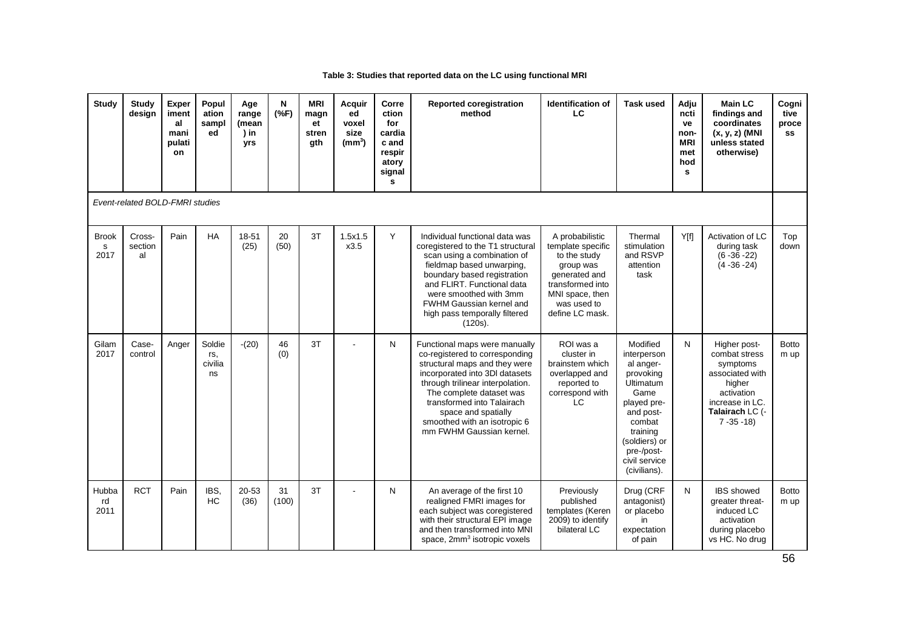**Table 3: Studies that reported data on the LC using functional MRI**

| Study | Study design | Experimental manipulation | Population sampled | Age range (mean) in yrs | N (%F) | MRI magnet strength | Acquired voxel size ($mm^3$) | Correction for cardiac and respiratory signals | Reported coregistration method | Identification of LC | Task used | Adjunctive non-MRI methods | Main LC findings and coordinates (x, y, z) (MNI unless stated otherwise) | Cognitive process |
|---|---|---|---|---|---|---|---|---|---|---|---|---|---|---|
| *Event-related BOLD-FMRI studies* | | | | | | | | | | | | | | |
| Brooks 2017 | Cross-sectional | Pain | HA | 18-51 (25) | 20 (50) | 3T | 1.5x1.5 x3.5 | Y | Individual functional data was coregistered to the T1 structural scan using a combination of fieldmap based unwarping, boundary based registration and FLIRT. Functional data were smoothed with 3mm FWHM Gaussian kernel and high pass temporally filtered (120s). | A probabilistic template specific to the study group was generated and transformed into MNI space, then was used to define LC mask. | Thermal stimulation and RSVP attention task | Y[f] | Activation of LC during task (6 -36 -22) (4 -36 -24) | Top down |
| Gilam 2017 | Case-control | Anger | Soldiers, civilians | -(20) | 46 (0) | 3T | - | N | Functional maps were manually co-registered to corresponding structural maps and they were incorporated into 3DI datasets through trilinear interpolation. The complete dataset was transformed into Talairach space and spatially smoothed with an isotropic 6 mm FWHM Gaussian kernel. | ROI was a cluster in brainstem which overlapped and reported to correspond with LC | Modified interpersonal anger-provoking Ultimatum Game played pre- and post-combat training (soldiers) or pre-/post-civil service (civilians). | N | Higher post-combat stress symptoms associated with higher activation increase in LC. **Talairach** LC (-7 -35 -18) | Bottom up |
| Hubbard 2011 | RCT | Pain | IBS, HC | 20-53 (36) | 31 (100) | 3T | - | N | An average of the first 10 realigned FMRI images for each subject was coregistered with their structural EPI image and then transformed into MNI space, $2mm^3$ isotropic voxels | Previously published templates (Keren 2009) to identify bilateral LC | Drug (CRF antagonist) or placebo in expectation of pain | N | IBS showed greater threat-induced LC activation during placebo vs HC. No drug | Bottom up |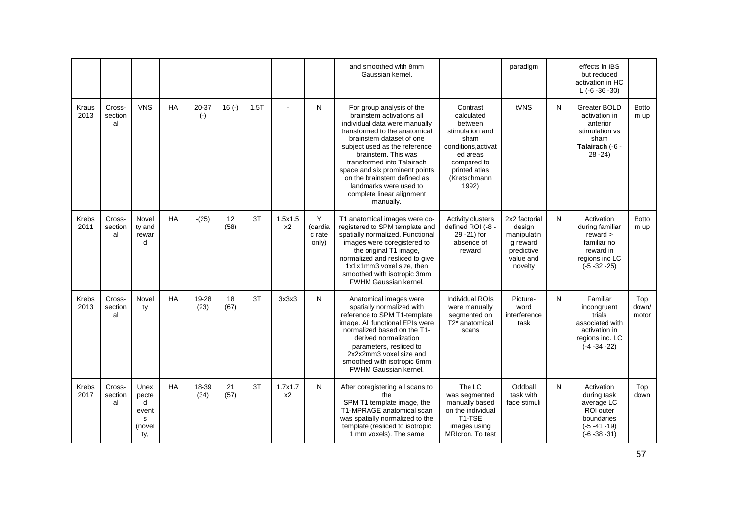| | | | | | | | | | | | | | | |
|---|---|---|---|---|---|---|---|---|---|---|---|---|---|---|
| | | | | | | | | | and smoothed with 8mm Gaussian kernel. | | paradigm | | effects in IBS but reduced activation in HC L (-6 -36 -30) | |
| Kraus 2013 | Cross-sectional | VNS | HA | 20-37 (-) | 16 (-) | 1.5T | - | N | For group analysis of the brainstem activations all individual data were manually transformed to the anatomical brainstem dataset of one subject used as the reference brainstem. This was transformed into Talairach space and six prominent points on the brainstem defined as landmarks were used to complete linear alignment manually. | Contrast calculated between stimulation and sham conditions,activated areas compared to printed atlas (Kretschmann 1992) | tVNS | N | Greater BOLD activation in anterior stimulation vs sham **Talairach** (-6 -28 -24) | Bottom up |
| Krebs 2011 | Cross-sectional | Novelty and reward | HA | -(25) | 12 (58) | 3T | 1.5x1.5 x2 | Y (cardiac rate only) | T1 anatomical images were co-registered to SPM template and spatially normalized. Functional images were coregistered to the original T1 image, normalized and resliced to give 1x1x1mm3 voxel size, then smoothed with isotropic 3mm FWHM Gaussian kernel. | Activity clusters defined ROI (-8 -29 -21) for absence of reward | 2x2 factorial design manipulating reward predictive value and novelty | N | Activation during familiar reward > familiar no reward in regions inc LC (-5 -32 -25) | Bottom up |
| Krebs 2013 | Cross-sectional | Novelty | HA | 19-28 (23) | 18 (67) | 3T | 3x3x3 | N | Anatomical images were spatially normalized with reference to SPM T1-template image. All functional EPIs were normalized based on the T1-derived normalization parameters, resliced to 2x2x2mm3 voxel size and smoothed with isotropic 6mm FWHM Gaussian kernel. | Individual ROIs were manually segmented on T2* anatomical scans | Picture-word interference task | N | Familiar incongruent trials associated with activation in regions inc. LC (-4 -34 -22) | Top down/ motor |
| Krebs 2017 | Cross-sectional | Unexpected events (novelty, | HA | 18-39 (34) | 21 (57) | 3T | 1.7x1.7 x2 | N | After coregistering all scans to the SPM T1 template image, the T1-MPRAGE anatomical scan was spatially normalized to the template (resliced to isotropic 1 mm voxels). The same | The LC was segmented manually based on the individual T1-TSE images using MRIcron. To test | Oddball task with face stimuli | N | Activation during task average LC ROI outer boundaries (-5 -41 -19) (-6 -38 -31) | Top down |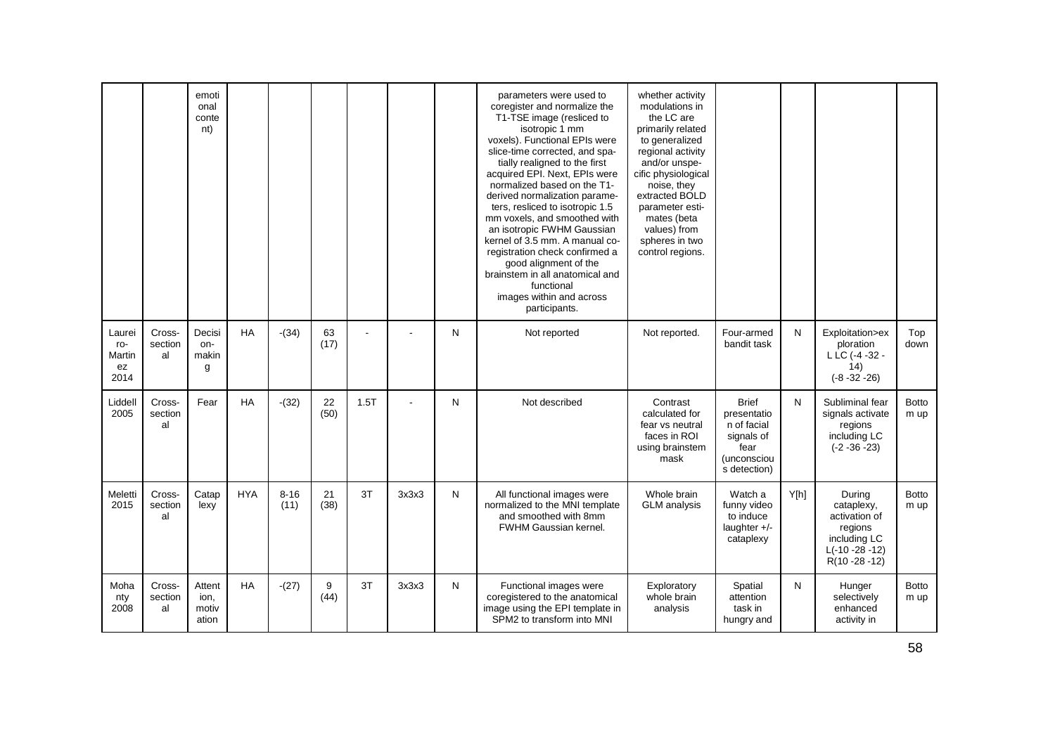| | | | | | | | | | | | | | | |
|---|---|---|---|---|---|---|---|---|---|---|---|---|---|---|
| | | emotional content) | | | | | | | parameters were used to coregister and normalize the T1-TSE image (resliced to isotropic 1 mm voxels). Functional EPIs were slice-time corrected, and spatially realigned to the first acquired EPI. Next, EPIs were normalized based on the T1-derived normalization parameters, resliced to isotropic 1.5 mm voxels, and smoothed with an isotropic FWHM Gaussian kernel of 3.5 mm. A manual co-registration check confirmed a good alignment of the brainstem in all anatomical and functional images within and across participants. | whether activity modulations in the LC are primarily related to generalized regional activity and/or unspecific physiological noise, they extracted BOLD parameter estimates (beta values) from spheres in two control regions. | | | | |
| Laureiro-Martinez 2014 | Cross-sectional | Decision-making | HA | -(34) | 63 (17) | - | - | N | Not reported | Not reported. | Four-armed bandit task | N | Exploitation>exploration L LC (-4 -32 -14) (-8 -32 -26) | Top down |
| Liddell 2005 | Cross-sectional | Fear | HA | -(32) | 22 (50) | 1.5T | - | N | Not described | Contrast calculated for fear vs neutral faces in ROI using brainstem mask | Brief presentation of facial signals of fear (unconscious detection) | N | Subliminal fear signals activate regions including LC (-2 -36 -23) | Bottom up |
| Meletti 2015 | Cross-sectional | Cataplexy | HYA | 8-16 (11) | 21 (38) | 3T | 3x3x3 | N | All functional images were normalized to the MNI template and smoothed with 8mm FWHM Gaussian kernel. | Whole brain GLM analysis | Watch a funny video to induce laughter +/- cataplexy | Y[h] | During cataplexy, activation of regions including LC L(-10 -28 -12) R(10 -28 -12) | Bottom up |
| Mohanty 2008 | Cross-sectional | Attention, motivation | HA | -(27) | 9 (44) | 3T | 3x3x3 | N | Functional images were coregistered to the anatomical image using the EPI template in SPM2 to transform into MNI | Exploratory whole brain analysis | Spatial attention task in hungry and | N | Hunger selectively enhanced activity in | Bottom up |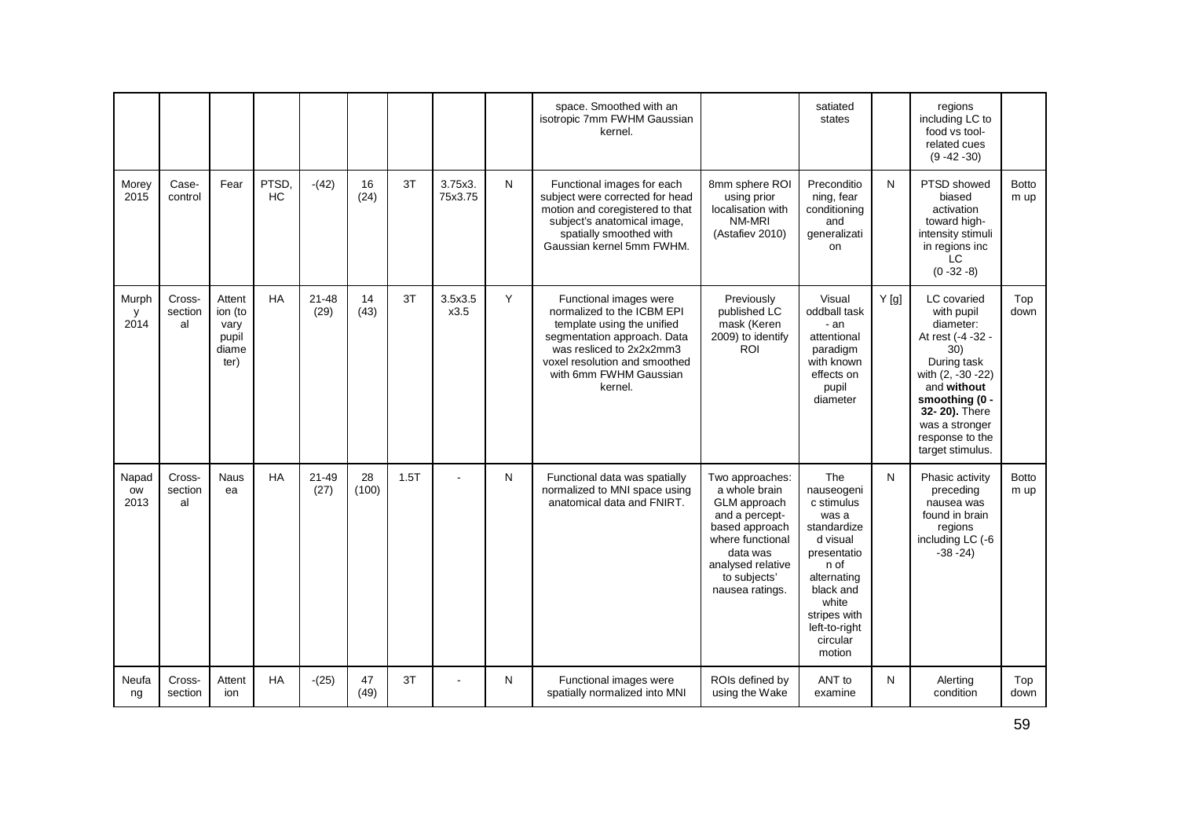| | | | | | | | | | | | | | | |
|---|---|---|---|---|---|---|---|---|---|---|---|---|---|---|
| | | | | | | | | | space. Smoothed with an isotropic 7mm FWHM Gaussian kernel. | | satiated states | | regions including LC to food vs tool-related cues (9 -42 -30) | |
| Morey 2015 | Case-control | Fear | PTSD, HC | -(42) | 16 (24) | 3T | 3.75x3.75x3.75 | N | Functional images for each subject were corrected for head motion and coregistered to that subject's anatomical image, spatially smoothed with Gaussian kernel 5mm FWHM. | 8mm sphere ROI using prior localisation with NM-MRI (Astafiev 2010) | Preconditioning, fear conditioning and generalization | N | PTSD showed biased activation toward high-intensity stimuli in regions inc LC (0 -32 -8) | Bottom up |
| Murphy 2014 | Cross-sectional | Attention (to vary pupil diameter) | HA | 21-48 (29) | 14 (43) | 3T | 3.5x3.5x3.5 | Y | Functional images were normalized to the ICBM EPI template using the unified segmentation approach. Data was resliced to 2x2x2mm3 voxel resolution and smoothed with 6mm FWHM Gaussian kernel. | Previously published LC mask (Keren 2009) to identify ROI | Visual oddball task - an attentional paradigm with known effects on pupil diameter | Y [g] | LC covaried with pupil diameter: At rest (-4 -32 -30) During task with (2, -30 -22) and **without smoothing (0 -32- 20).** There was a stronger response to the target stimulus. | Top down |
| Napadow 2013 | Cross-sectional | Nausea | HA | 21-49 (27) | 28 (100) | 1.5T | - | N | Functional data was spatially normalized to MNI space using anatomical data and FNIRT. | Two approaches: a whole brain GLM approach and a percept-based approach where functional data was analysed relative to subjects' nausea ratings. | The nauseogenic stimulus was a standardized visual presentation of alternating black and white stripes with left-to-right circular motion | N | Phasic activity preceding nausea was found in brain regions including LC (-6 -38 -24) | Bottom up |
| Neufang | Cross-section | Attention | HA | -(25) | 47 (49) | 3T | - | N | Functional images were spatially normalized into MNI | ROIs defined by using the Wake | ANT to examine | N | Alerting condition | Top down |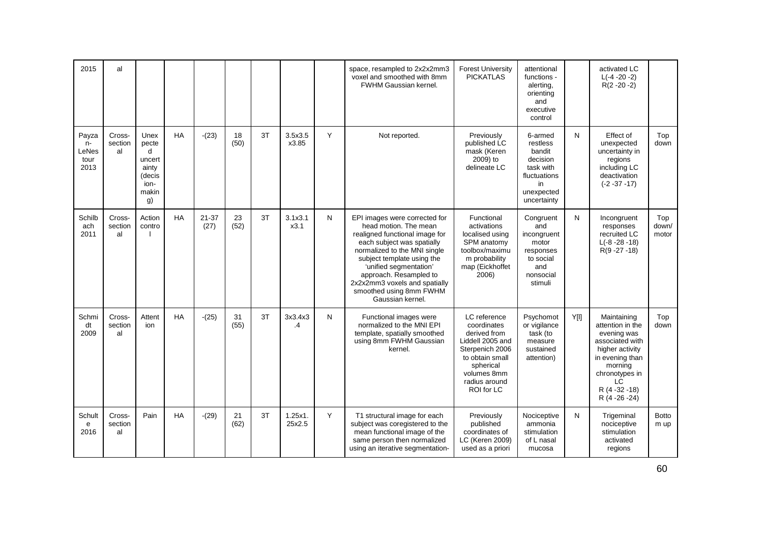| | | | | | | | | | | | | | | |
|---|---|---|---|---|---|---|---|---|---|---|---|---|---|---|
| 2015 | al | | | | | | | | space, resampled to 2x2x2mm3 voxel and smoothed with 8mm FWHM Gaussian kernel. | Forest University PICKATLAS | attentional functions - alerting, orienting and executive control | | activated LC L(-4 -20 -2) R(2 -20 -2) | |
| Payzan-LeNestour 2013 | Cross-sectional | Unexpected uncertainty (decision-making) | HA | -(23) | 18 (50) | 3T | 3.5x3.5 x3.85 | Y | Not reported. | Previously published LC mask (Keren 2009) to delineate LC | 6-armed restless bandit decision task with fluctuations in unexpected uncertainty | N | Effect of unexpected uncertainty in regions including LC deactivation (-2 -37 -17) | Top down |
| Schilbach 2011 | Cross-sectional | Action control | HA | 21-37 (27) | 23 (52) | 3T | 3.1x3.1 x3.1 | N | EPI images were corrected for head motion. The mean realigned functional image for each subject was spatially normalized to the MNI single subject template using the 'unified segmentation' approach. Resampled to 2x2x2mm3 voxels and spatially smoothed using 8mm FWHM Gaussian kernel. | Functional activations localised using SPM anatomy toolbox/maximum probability map (Eickhoffet 2006) | Congruent and incongruent motor responses to social and nonsocial stimuli | N | Incongruent responses recruited LC L(-8 -28 -18) R(9 -27 -18) | Top down/ motor |
| Schmidt 2009 | Cross-sectional | Attention | HA | -(25) | 31 (55) | 3T | 3x3.4x3 .4 | N | Functional images were normalized to the MNI EPI template, spatially smoothed using 8mm FWHM Gaussian kernel. | LC reference coordinates derived from Liddell 2005 and Sterpenich 2006 to obtain small spherical volumes 8mm radius around ROI for LC | Psychomotor vigilance task (to measure sustained attention) | Y[I] | Maintaining attention in the evening was associated with higher activity in evening than morning chronotypes in LC R (4 -32 -18) R (4 -26 -24) | Top down |
| Schulte 2016 | Cross-sectional | Pain | HA | -(29) | 21 (62) | 3T | 1.25x1. 25x2.5 | Y | T1 structural image for each subject was coregistered to the mean functional image of the same person then normalized using an iterative segmentation- | Previously published coordinates of LC (Keren 2009) used as a priori | Nociceptive ammonia stimulation of L nasal mucosa | N | Trigeminal nociceptive stimulation activated regions | Bottom up |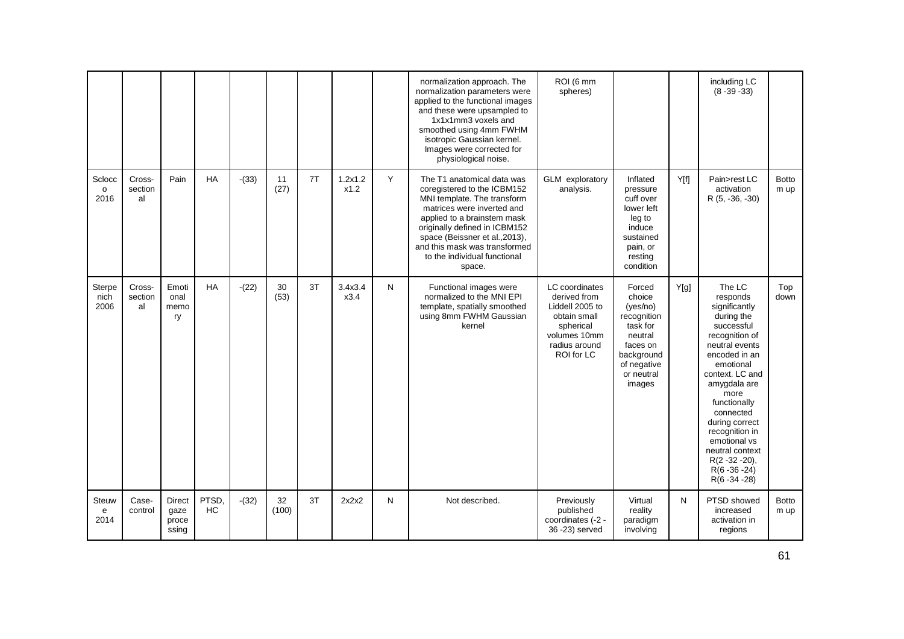| | | | | | | | | | | | | | | |
|---|---|---|---|---|---|---|---|---|---|---|---|---|---|---|
| | | | | | | | | | normalization approach. The normalization parameters were applied to the functional images and these were upsampled to 1x1x1mm3 voxels and smoothed using 4mm FWHM isotropic Gaussian kernel. Images were corrected for physiological noise. | ROI (6 mm spheres) | | | including LC (8 -39 -33) | |
| Sclocco 2016 | Cross-sectional | Pain | HA | -(33) | 11 (27) | 7T | 1.2x1.2 x1.2 | Y | The T1 anatomical data was coregistered to the ICBM152 MNI template. The transform matrices were inverted and applied to a brainstem mask originally defined in ICBM152 space (Beissner et al.,2013), and this mask was transformed to the individual functional space. | GLM exploratory analysis. | Inflated pressure cuff over lower left leg to induce sustained pain, or resting condition | Y[f] | Pain>rest LC activation R (5, -36, -30) | Bottom up |
| Sterpenich 2006 | Cross-sectional | Emotional memory | HA | -(22) | 30 (53) | 3T | 3.4x3.4 x3.4 | N | Functional images were normalized to the MNI EPI template, spatially smoothed using 8mm FWHM Gaussian kernel | LC coordinates derived from Liddell 2005 to obtain small spherical volumes 10mm radius around ROI for LC | Forced choice (yes/no) recognition task for neutral faces on background of negative or neutral images | Y[g] | The LC responds significantly during the successful recognition of neutral events encoded in an emotional context. LC and amygdala are more functionally connected during correct recognition in emotional vs neutral context R(2 -32 -20), R(6 -36 -24) R(6 -34 -28) | Top down |
| Steuwe 2014 | Case-control | Direct gaze processing | PTSD, HC | -(32) | 32 (100) | 3T | 2x2x2 | N | Not described. | Previously published coordinates (-2 -36 -23) served | Virtual reality paradigm involving | N | PTSD showed increased activation in regions | Bottom up |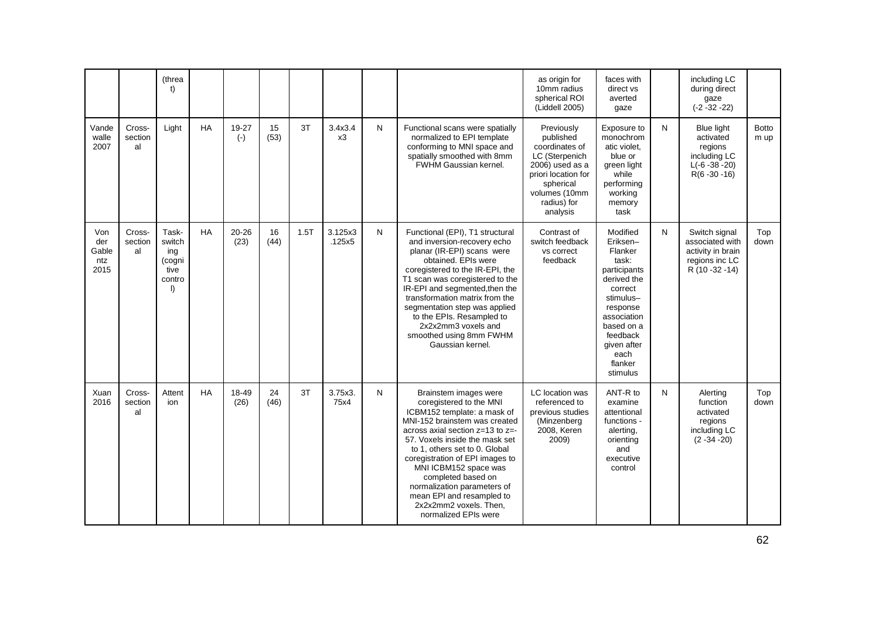| | | | | | | | | | | | | | | |
|---|---|---|---|---|---|---|---|---|---|---|---|---|---|---|
| | | (threat) | | | | | | | | as origin for 10mm radius spherical ROI (Liddell 2005) | faces with direct vs averted gaze | | including LC during direct gaze (-2 -32 -22) | |
| Vandewalle 2007 | Cross-sectional | Light | HA | 19-27 (-) | 15 (53) | 3T | 3.4x3.4x3 | N | Functional scans were spatially normalized to EPI template conforming to MNI space and spatially smoothed with 8mm FWHM Gaussian kernel. | Previously published coordinates of LC (Sterpenich 2006) used as a priori location for spherical volumes (10mm radius) for analysis | Exposure to monochromatic violet, blue or green light while performing working memory task | N | Blue light activated regions including LC L(-6 -38 -20) R(6 -30 -16) | Bottom up |
| Von der Gablentz 2015 | Cross-sectional | Task-switching (cognitive control) | HA | 20-26 (23) | 16 (44) | 1.5T | 3.125x3.125x5 | N | Functional (EPI), T1 structural and inversion-recovery echo planar (IR-EPI) scans were obtained. EPIs were coregistered to the IR-EPI, the T1 scan was coregistered to the IR-EPI and segmented,then the transformation matrix from the segmentation step was applied to the EPIs. Resampled to 2x2x2mm3 voxels and smoothed using 8mm FWHM Gaussian kernel. | Contrast of switch feedback vs correct feedback | Modified Eriksen–Flanker task: participants derived the correct stimulus–response association based on a feedback given after each flanker stimulus | N | Switch signal associated with activity in brain regions inc LC R (10 -32 -14) | Top down |
| Xuan 2016 | Cross-sectional | Attention | HA | 18-49 (26) | 24 (46) | 3T | 3.75x3.75x4 | N | Brainstem images were coregistered to the MNI ICBM152 template: a mask of MNI-152 brainstem was created across axial section z=13 to z=-57. Voxels inside the mask set to 1, others set to 0. Global coregistration of EPI images to MNI ICBM152 space was completed based on normalization parameters of mean EPI and resampled to 2x2x2mm2 voxels. Then, normalized EPIs were | LC location was referenced to previous studies (Minzenberg 2008, Keren 2009) | ANT-R to examine attentional functions - alerting, orienting and executive control | N | Alerting function activated regions including LC (2 -34 -20) | Top down |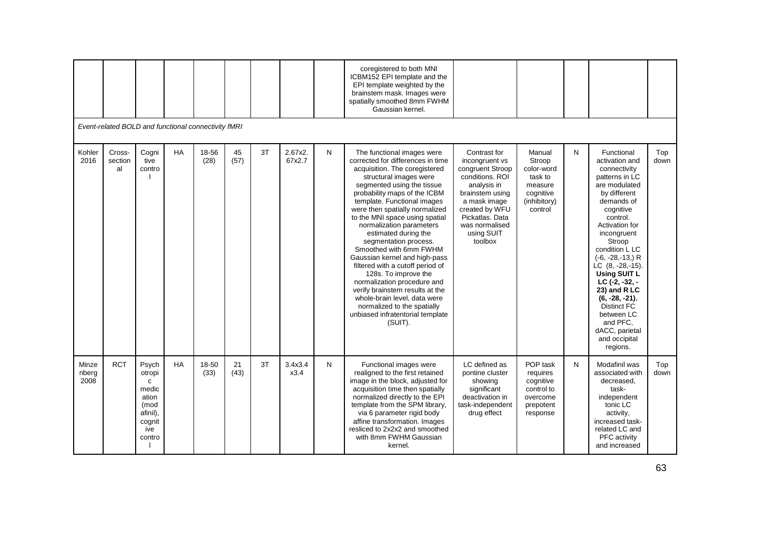| | | | | | | | | | | | | | | |
|---|---|---|---|---|---|---|---|---|---|---|---|---|---|---|
| | | | | | | | | | coregistered to both MNI ICBM152 EPI template and the EPI template weighted by the brainstem mask. Images were spatially smoothed 8mm FWHM Gaussian kernel. | | | | | |
| *Event-related BOLD and functional connectivity fMRI* | | | | | | | | | | | | | | |
| Kohler 2016 | Cross-sectional | Cognitive control | HA | 18-56 (28) | 45 (57) | 3T | 2.67x2.67x2.7 | N | The functional images were corrected for differences in time acquisition. The coregistered structural images were segmented using the tissue probability maps of the ICBM template. Functional images were then spatially normalized to the MNI space using spatial normalization parameters estimated during the segmentation process. Smoothed with 6mm FWHM Gaussian kernel and high-pass filtered with a cutoff period of 128s. To improve the normalization procedure and verify brainstem results at the whole-brain level, data were normalized to the spatially unbiased infratentorial template (SUIT). | Contrast for incongruent vs congruent Stroop conditions. ROI analysis in brainstem using a mask image created by WFU Pickatlas. Data was normalised using SUIT toolbox | Manual Stroop color-word task to measure cognitive (inhibitory) control | N | Functional activation and connectivity patterns in LC are modulated by different demands of cognitive control. Activation for incongruent Stroop condition L LC (-6, -28,-13,) R LC (8, -28,-15). **Using SUIT L LC (-2, -32, -23) and R LC (6, -28, -21).** Distinct FC between LC and PFC, dACC, parietal and occipital regions. | Top down |
| Minzenberg 2008 | RCT | Psychotropic medication (modafinil), cognitive control | HA | 18-50 (33) | 21 (43) | 3T | 3.4x3.4x3.4 | N | Functional images were realigned to the first retained image in the block, adjusted for acquisition time then spatially normalized directly to the EPI template from the SPM library, via 6 parameter rigid body affine transformation. Images resliced to 2x2x2 and smoothed with 8mm FWHM Gaussian kernel. | LC defined as pontine cluster showing significant deactivation in task-independent drug effect | POP task requires cognitive control to overcome prepotent response | N | Modafinil was associated with decreased, task-independent tonic LC activity, increased task-related LC and PFC activity and increased | Top down |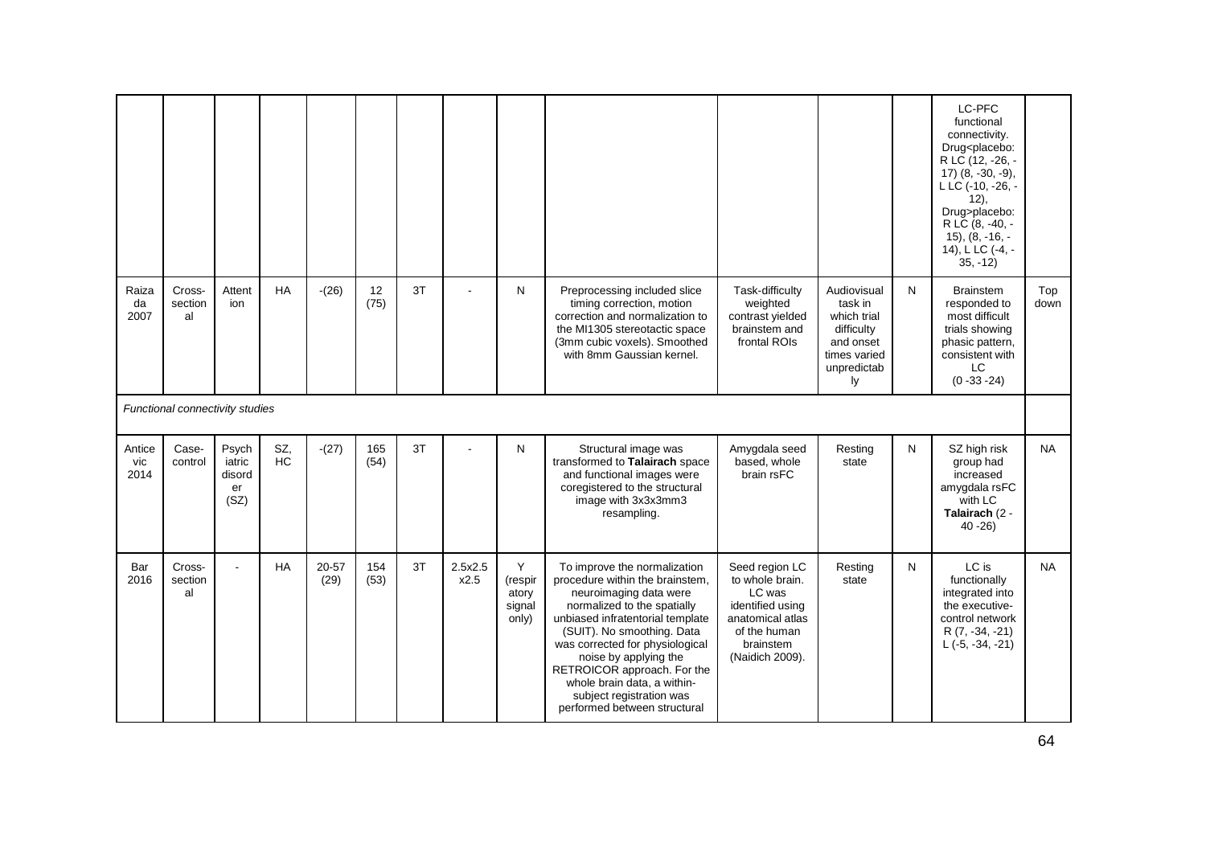| | | | | | | | | | | | | | | |
|---|---|---|---|---|---|---|---|---|---|---|---|---|---|---|
| | | | | | | | | | | | | | LC-PFC functional connectivity. Drug<placebo: R LC (12, -26, -17) (8, -30, -9), L LC (-10, -26, -12), Drug>placebo: R LC (8, -40, -15), (8, -16, -14), L LC (-4, -35, -12) | |
| Raizada 2007 | Cross-sectional | Attention | HA | -(26) | 12 (75) | 3T | - | N | Preprocessing included slice timing correction, motion correction and normalization to the MI1305 stereotactic space (3mm cubic voxels). Smoothed with 8mm Gaussian kernel. | Task-difficulty weighted contrast yielded brainstem and frontal ROIs | Audiovisual task in which trial difficulty and onset times varied unpredictably | N | Brainstem responded to most difficult trials showing phasic pattern, consistent with LC (0 -33 -24) | Top down |
| *Functional connectivity studies* | | | | | | | | | | | | | | |
| Anticevic 2014 | Case-control | Psychiatric disorder (SZ) | SZ, HC | -(27) | 165 (54) | 3T | - | N | Structural image was transformed to **Talairach** space and functional images were coregistered to the structural image with 3x3x3mm3 resampling. | Amygdala seed based, whole brain rsFC | Resting state | N | SZ high risk group had increased amygdala rsFC with LC **Talairach** (2 -40 -26) | NA |
| Bar 2016 | Cross-sectional | - | HA | 20-57 (29) | 154 (53) | 3T | 2.5x2.5 x2.5 | Y (respiratory signal only) | To improve the normalization procedure within the brainstem, neuroimaging data were normalized to the spatially unbiased infratentorial template (SUIT). No smoothing. Data was corrected for physiological noise by applying the RETROICOR approach. For the whole brain data, a within-subject registration was performed between structural | Seed region LC to whole brain. LC was identified using anatomical atlas of the human brainstem (Naidich 2009). | Resting state | N | LC is functionally integrated into the executive-control network R (7, -34, -21) L (-5, -34, -21) | NA |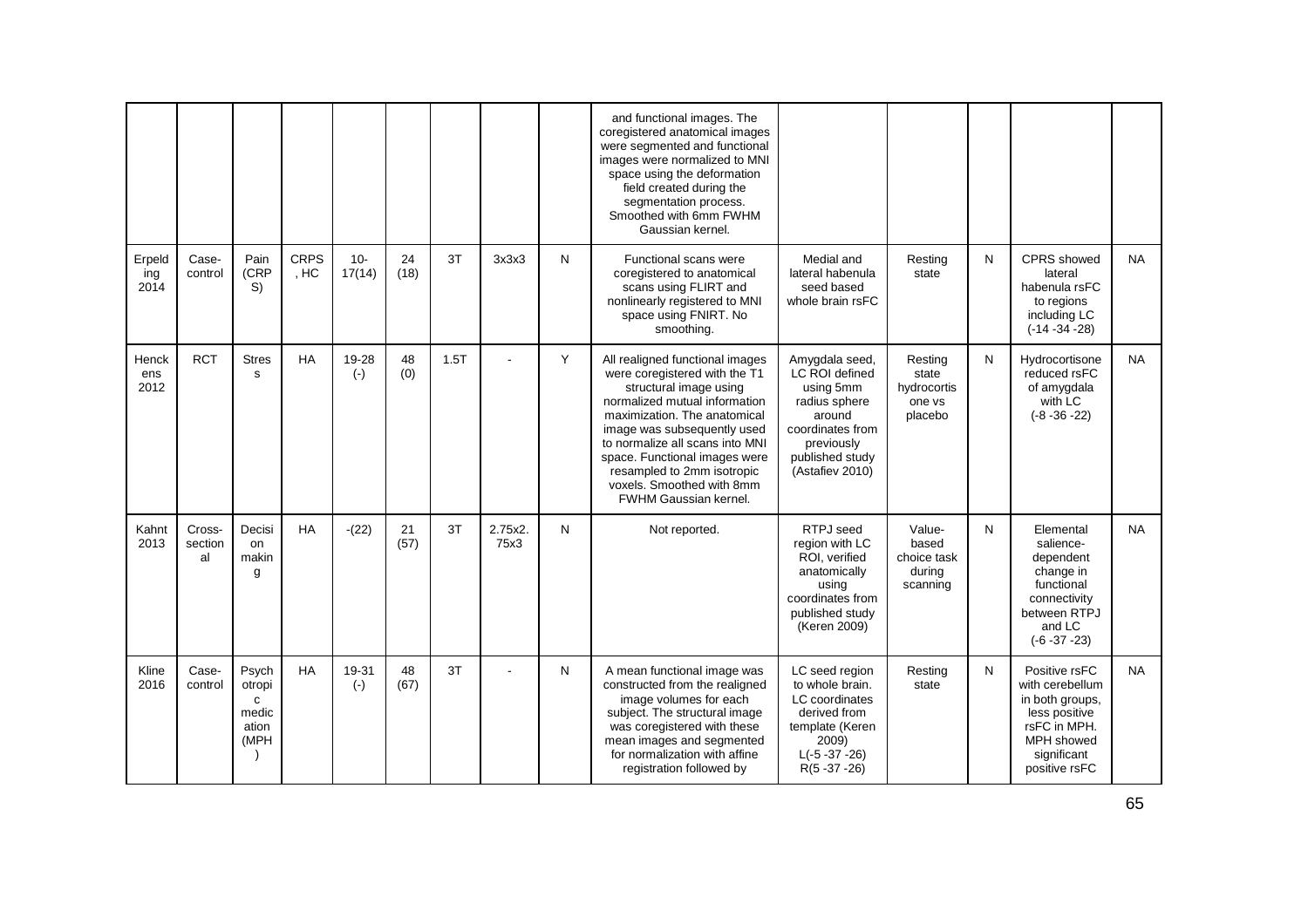| | | | | | | | | | | | | | | |
|---|---|---|---|---|---|---|---|---|---|---|---|---|---|---|
| | | | | | | | | | and functional images. The coregistered anatomical images were segmented and functional images were normalized to MNI space using the deformation field created during the segmentation process. Smoothed with 6mm FWHM Gaussian kernel. | | | | | |
| Erpelding 2014 | Case-control | Pain (CRPS) | CRPS, HC | 10-17(14) | 24 (18) | 3T | 3x3x3 | N | Functional scans were coregistered to anatomical scans using FLIRT and nonlinearly registered to MNI space using FNIRT. No smoothing. | Medial and lateral habenula seed based whole brain rsFC | Resting state | N | CPRS showed lateral habenula rsFC to regions including LC (-14 -34 -28) | NA |
| Henckens 2012 | RCT | Stress | HA | 19-28 (-) | 48 (0) | 1.5T | - | Y | All realigned functional images were coregistered with the T1 structural image using normalized mutual information maximization. The anatomical image was subsequently used to normalize all scans into MNI space. Functional images were resampled to 2mm isotropic voxels. Smoothed with 8mm FWHM Gaussian kernel. | Amygdala seed, LC ROI defined using 5mm radius sphere around coordinates from previously published study (Astafiev 2010) | Resting state hydrocortisone vs placebo | N | Hydrocortisone reduced rsFC of amygdala with LC (-8 -36 -22) | NA |
| Kahnt 2013 | Cross-sectional | Decision making | HA | -(22) | 21 (57) | 3T | 2.75x2.75x3 | N | Not reported. | RTPJ seed region with LC ROI, verified anatomically using coordinates from published study (Keren 2009) | Value-based choice task during scanning | N | Elemental salience-dependent change in functional connectivity between RTPJ and LC (-6 -37 -23) | NA |
| Kline 2016 | Case-control | Psychotropic medication (MPH) | HA | 19-31 (-) | 48 (67) | 3T | - | N | A mean functional image was constructed from the realigned image volumes for each subject. The structural image was coregistered with these mean images and segmented for normalization with affine registration followed by | LC seed region to whole brain. LC coordinates derived from template (Keren 2009) L(-5 -37 -26) R(5 -37 -26) | Resting state | N | Positive rsFC with cerebellum in both groups, less positive rsFC in MPH. MPH showed significant positive rsFC | NA |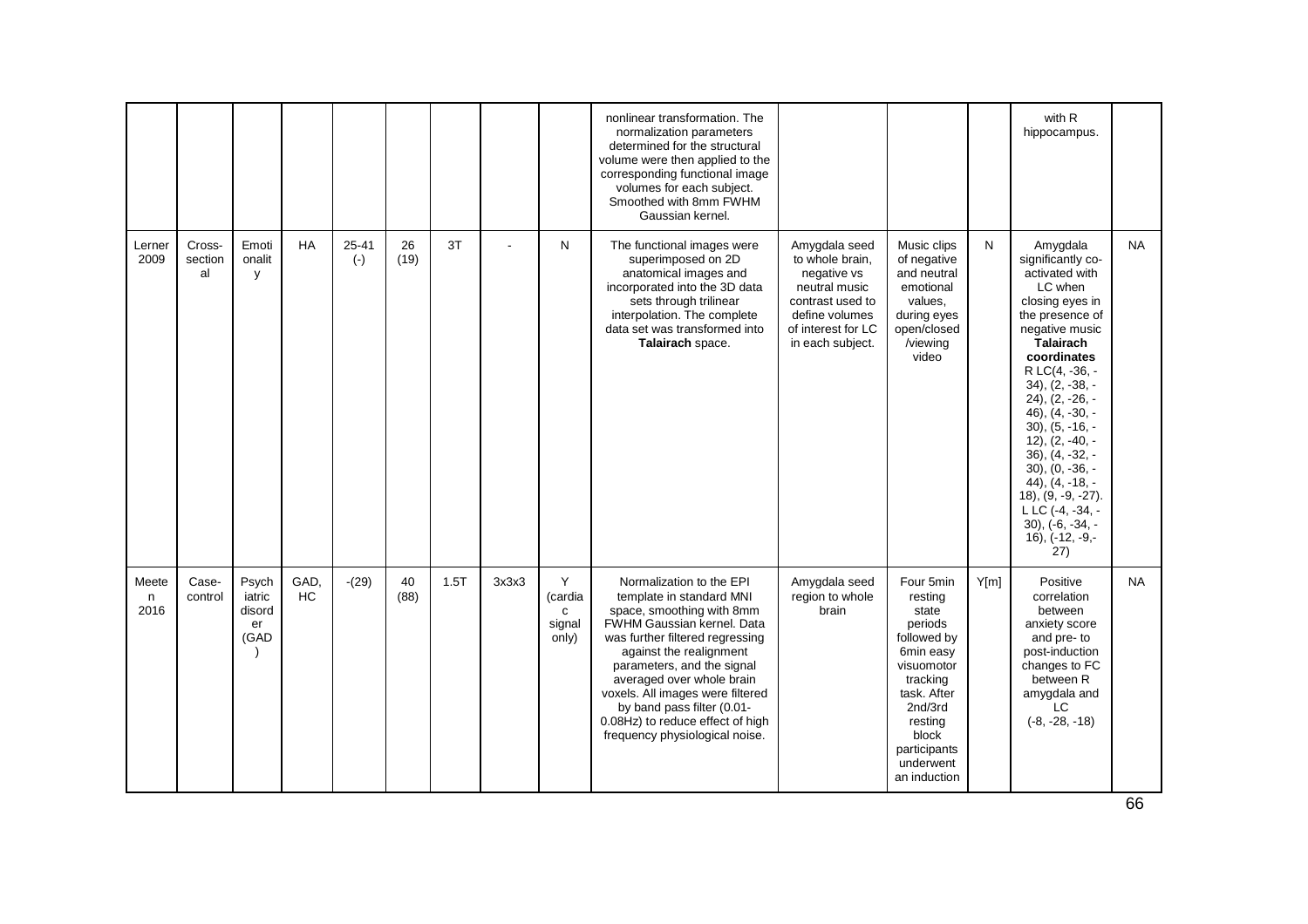| | | | | | | | | | | | | | | |
|---|---|---|---|---|---|---|---|---|---|---|---|---|---|---|
| | | | | | | | | | nonlinear transformation. The normalization parameters determined for the structural volume were then applied to the corresponding functional image volumes for each subject. Smoothed with 8mm FWHM Gaussian kernel. | | | | with R hippocampus. | |
| Lerner 2009 | Cross-sectional | Emotionality | HA | 25-41 (-) | 26 (19) | 3T | - | N | The functional images were superimposed on 2D anatomical images and incorporated into the 3D data sets through trilinear interpolation. The complete data set was transformed into **Talairach** space. | Amygdala seed to whole brain, negative vs neutral music contrast used to define volumes of interest for LC in each subject. | Music clips of negative and neutral emotional values, during eyes open/closed /viewing video | N | Amygdala significantly co-activated with LC when closing eyes in the presence of negative music **Talairach coordinates** R LC(4, -36, -34), (2, -38, -24), (2, -26, -46), (4, -30, -30), (5, -16, -12), (2, -40, -36), (4, -32, -30), (0, -36, -44), (4, -18, -18), (9, -9, -27). L LC (-4, -34, -30), (-6, -34, -16), (-12, -9,-27) | NA |
| Meeten 2016 | Case-control | Psychiatric disorder (GAD) | GAD, HC | -(29) | 40 (88) | 1.5T | 3x3x3 | Y (cardiac signal only) | Normalization to the EPI template in standard MNI space, smoothing with 8mm FWHM Gaussian kernel. Data was further filtered regressing against the realignment parameters, and the signal averaged over whole brain voxels. All images were filtered by band pass filter (0.01-0.08Hz) to reduce effect of high frequency physiological noise. | Amygdala seed region to whole brain | Four 5min resting state periods followed by 6min easy visuomotor tracking task. After 2nd/3rd resting block participants underwent an induction | Y[m] | Positive correlation between anxiety score and pre- to post-induction changes to FC between R amygdala and LC (-8, -28, -18) | NA |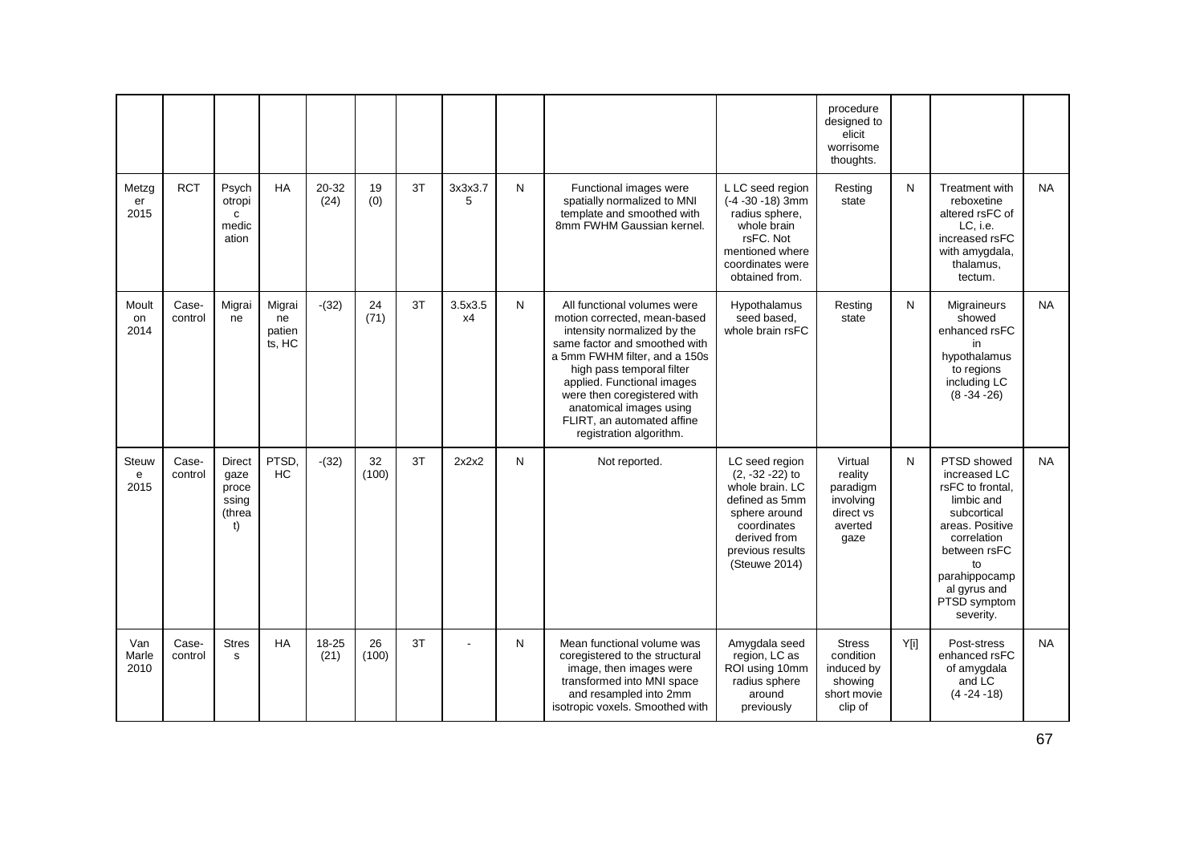| | | | | | | | | | | | | | | |
|---|---|---|---|---|---|---|---|---|---|---|---|---|---|---|
| | | | | | | | | | | | procedure designed to elicit worrisome thoughts. | | | |
| Metzger 2015 | RCT | Psychotropic medication | HA | 20-32 (24) | 19 (0) | 3T | 3x3x3.75 | N | Functional images were spatially normalized to MNI template and smoothed with 8mm FWHM Gaussian kernel. | L LC seed region (-4 -30 -18) 3mm radius sphere, whole brain rsFC. Not mentioned where coordinates were obtained from. | Resting state | N | Treatment with reboxetine altered rsFC of LC, i.e. increased rsFC with amygdala, thalamus, tectum. | NA |
| Moulton 2014 | Case-control | Migraine | Migraine patients, HC | -(32) | 24 (71) | 3T | 3.5x3.5x4 | N | All functional volumes were motion corrected, mean-based intensity normalized by the same factor and smoothed with a 5mm FWHM filter, and a 150s high pass temporal filter applied. Functional images were then coregistered with anatomical images using FLIRT, an automated affine registration algorithm. | Hypothalamus seed based, whole brain rsFC | Resting state | N | Migraineurs showed enhanced rsFC in hypothalamus to regions including LC (8 -34 -26) | NA |
| Steuwe 2015 | Case-control | Direct gaze processing (threat) | PTSD, HC | -(32) | 32 (100) | 3T | 2x2x2 | N | Not reported. | LC seed region (2, -32 -22) to whole brain. LC defined as 5mm sphere around coordinates derived from previous results (Steuwe 2014) | Virtual reality paradigm involving direct vs averted gaze | N | PTSD showed increased LC rsFC to frontal, limbic and subcortical areas. Positive correlation between rsFC to parahippocampal gyrus and PTSD symptom severity. | NA |
| Van Marle 2010 | Case-control | Stress | HA | 18-25 (21) | 26 (100) | 3T | - | N | Mean functional volume was coregistered to the structural image, then images were transformed into MNI space and resampled into 2mm isotropic voxels. Smoothed with | Amygdala seed region, LC as ROI using 10mm radius sphere around previously | Stress condition induced by showing short movie clip of | Y[i] | Post-stress enhanced rsFC of amygdala and LC (4 -24 -18) | NA |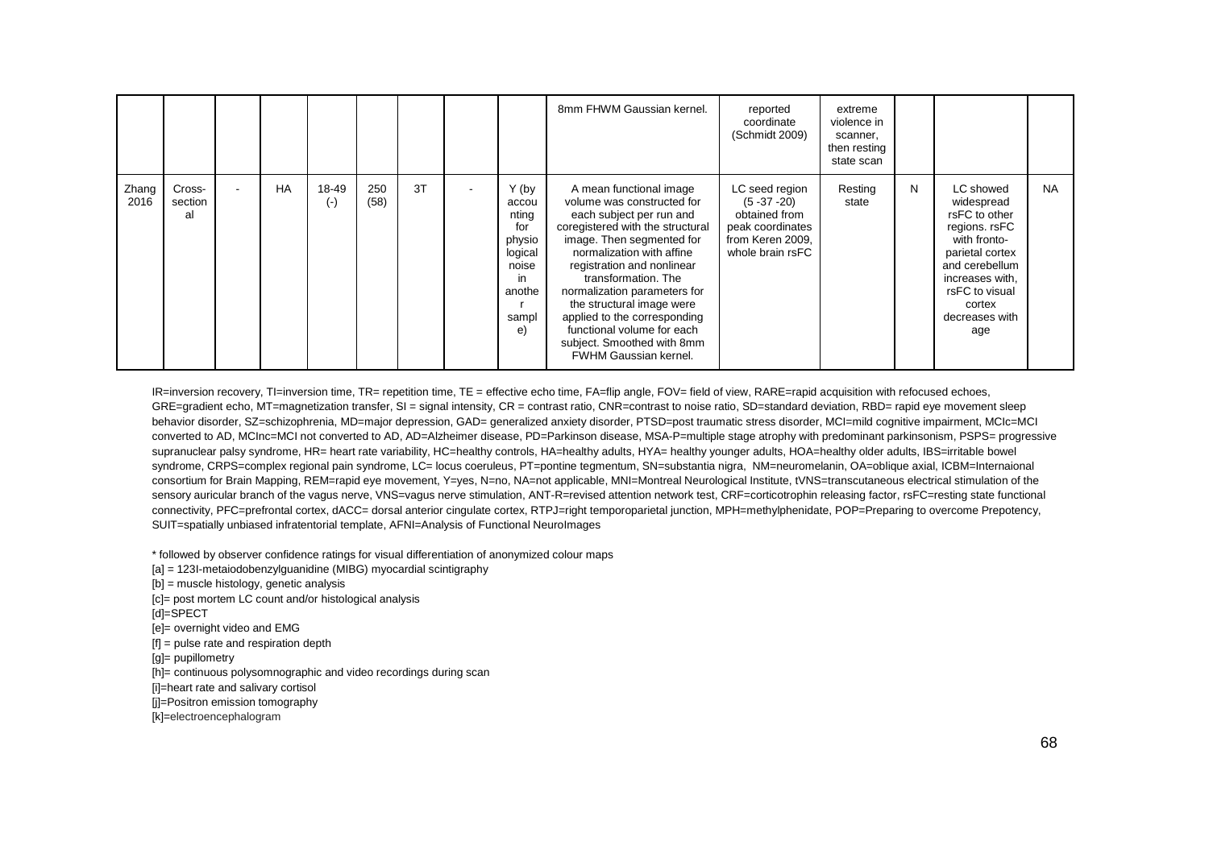| | | | | | | | | | | | | | | |
|---|---|---|---|---|---|---|---|---|---|---|---|---|---|---|
| | | | | | | | | | 8mm FHWM Gaussian kernel. | reported coordinate (Schmidt 2009) | extreme violence in scanner, then resting state scan | | | |
| Zhang 2016 | Cross-sectional | - | HA | 18-49 (-) | 250 (58) | 3T | - | Y (by accounting for physiological noise in another sample) | A mean functional image volume was constructed for each subject per run and coregistered with the structural image. Then segmented for normalization with affine registration and nonlinear transformation. The normalization parameters for the structural image were applied to the corresponding functional volume for each subject. Smoothed with 8mm FWHM Gaussian kernel. | LC seed region (5 -37 -20) obtained from peak coordinates from Keren 2009, whole brain rsFC | Resting state | N | LC showed widespread rsFC to other regions. rsFC with fronto-parietal cortex and cerebellum increases with, rsFC to visual cortex decreases with age | NA |

IR=inversion recovery, TI=inversion time, TR= repetition time, TE = effective echo time, FA=flip angle, FOV= field of view, RARE=rapid acquisition with refocused echoes, GRE=gradient echo, MT=magnetization transfer, SI = signal intensity, CR = contrast ratio, CNR=contrast to noise ratio, SD=standard deviation, RBD= rapid eye movement sleep behavior disorder, SZ=schizophrenia, MD=major depression, GAD= generalized anxiety disorder, PTSD=post traumatic stress disorder, MCI=mild cognitive impairment, MCIc=MCI converted to AD, MCInc=MCI not converted to AD, AD=Alzheimer disease, PD=Parkinson disease, MSA-P=multiple stage atrophy with predominant parkinsonism, PSPS= progressive supranuclear palsy syndrome, HR= heart rate variability, HC=healthy controls, HA=healthy adults, HYA= healthy younger adults, HOA=healthy older adults, IBS=irritable bowel syndrome, CRPS=complex regional pain syndrome, LC= locus coeruleus, PT=pontine tegmentum, SN=substantia nigra, NM=neuromelanin, OA=oblique axial, ICBM=Internaional consortium for Brain Mapping, REM=rapid eye movement, Y=yes, N=no, NA=not applicable, MNI=Montreal Neurological Institute, tVNS=transcutaneous electrical stimulation of the sensory auricular branch of the vagus nerve, VNS=vagus nerve stimulation, ANT-R=revised attention network test, CRF=corticotrophin releasing factor, rsFC=resting state functional connectivity, PFC=prefrontal cortex, dACC= dorsal anterior cingulate cortex, RTPJ=right temporoparietal junction, MPH=methylphenidate, POP=Preparing to overcome Prepotency, SUIT=spatially unbiased infratentorial template, AFNI=Analysis of Functional NeuroImages

* followed by observer confidence ratings for visual differentiation of anonymized colour maps

[a] = 123I-metaiodobenzylguanidine (MIBG) myocardial scintigraphy

[b] = muscle histology, genetic analysis

[c]= post mortem LC count and/or histological analysis

[d]=SPECT

[e]= overnight video and EMG

[f] = pulse rate and respiration depth

[g]= pupillometry

[h]= continuous polysomnographic and video recordings during scan

[i]=heart rate and salivary cortisol

[j]=Positron emission tomography

[k]=electroencephalogram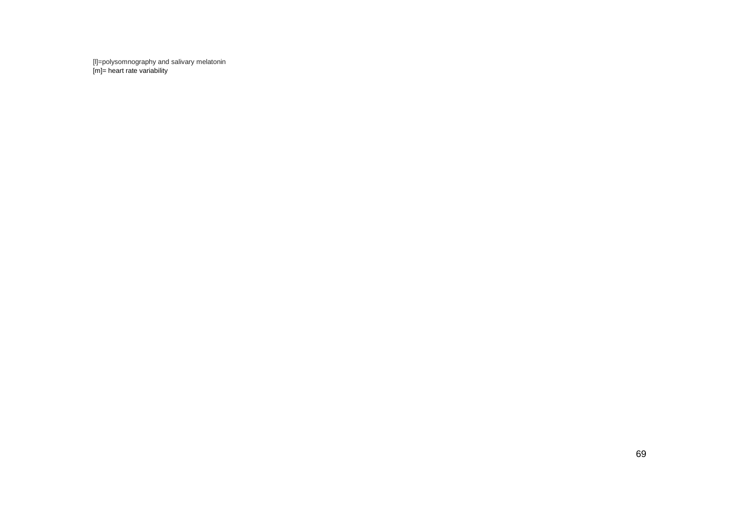[l]=polysomnography and salivary melatonin
[m]= heart rate variability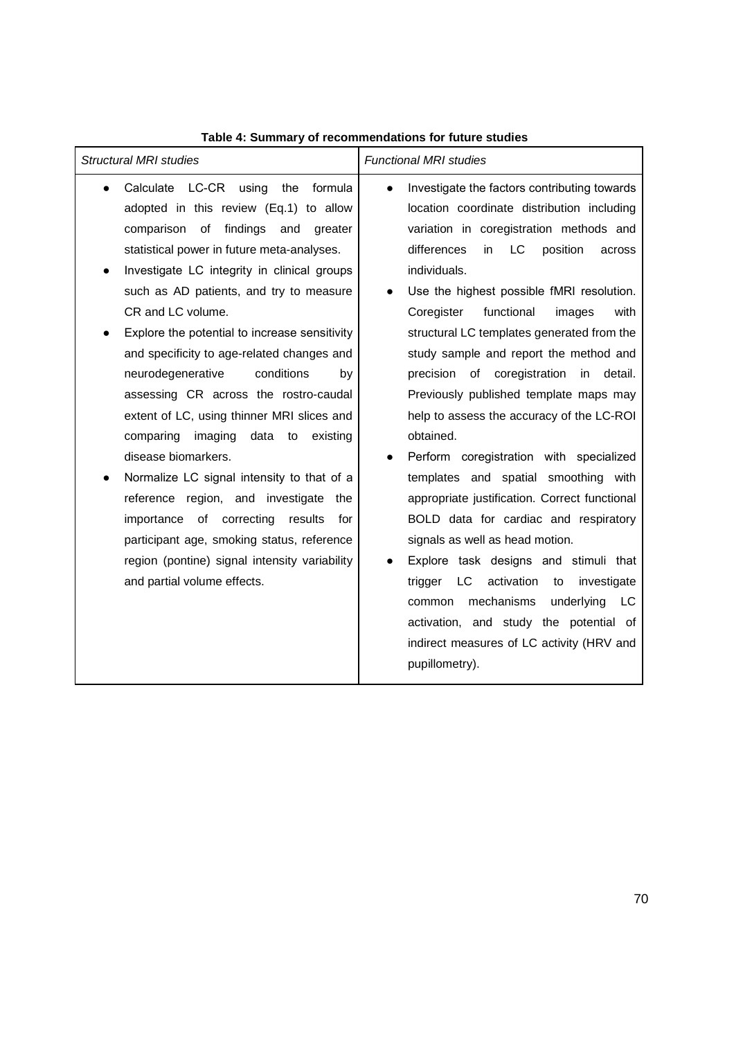**Table 4: Summary of recommendations for future studies**

| *Structural MRI studies* | *Functional MRI studies* |
| --- | --- |
| • Calculate LC-CR using the formula adopted in this review (Eq.1) to allow comparison of findings and greater statistical power in future meta-analyses.<br>• Investigate LC integrity in clinical groups such as AD patients, and try to measure CR and LC volume.<br>• Explore the potential to increase sensitivity and specificity to age-related changes and neurodegenerative conditions by assessing CR across the rostro-caudal extent of LC, using thinner MRI slices and comparing imaging data to existing disease biomarkers.<br>• Normalize LC signal intensity to that of a reference region, and investigate the importance of correcting results for participant age, smoking status, reference region (pontine) signal intensity variability and partial volume effects. | • Investigate the factors contributing towards location coordinate distribution including variation in coregistration methods and differences in LC position across individuals.<br>• Use the highest possible fMRI resolution. Coregister functional images with structural LC templates generated from the study sample and report the method and precision of coregistration in detail. Previously published template maps may help to assess the accuracy of the LC-ROI obtained.<br>• Perform coregistration with specialized templates and spatial smoothing with appropriate justification. Correct functional BOLD data for cardiac and respiratory signals as well as head motion.<br>• Explore task designs and stimuli that trigger LC activation to investigate common mechanisms underlying LC activation, and study the potential of indirect measures of LC activity (HRV and pupillometry). |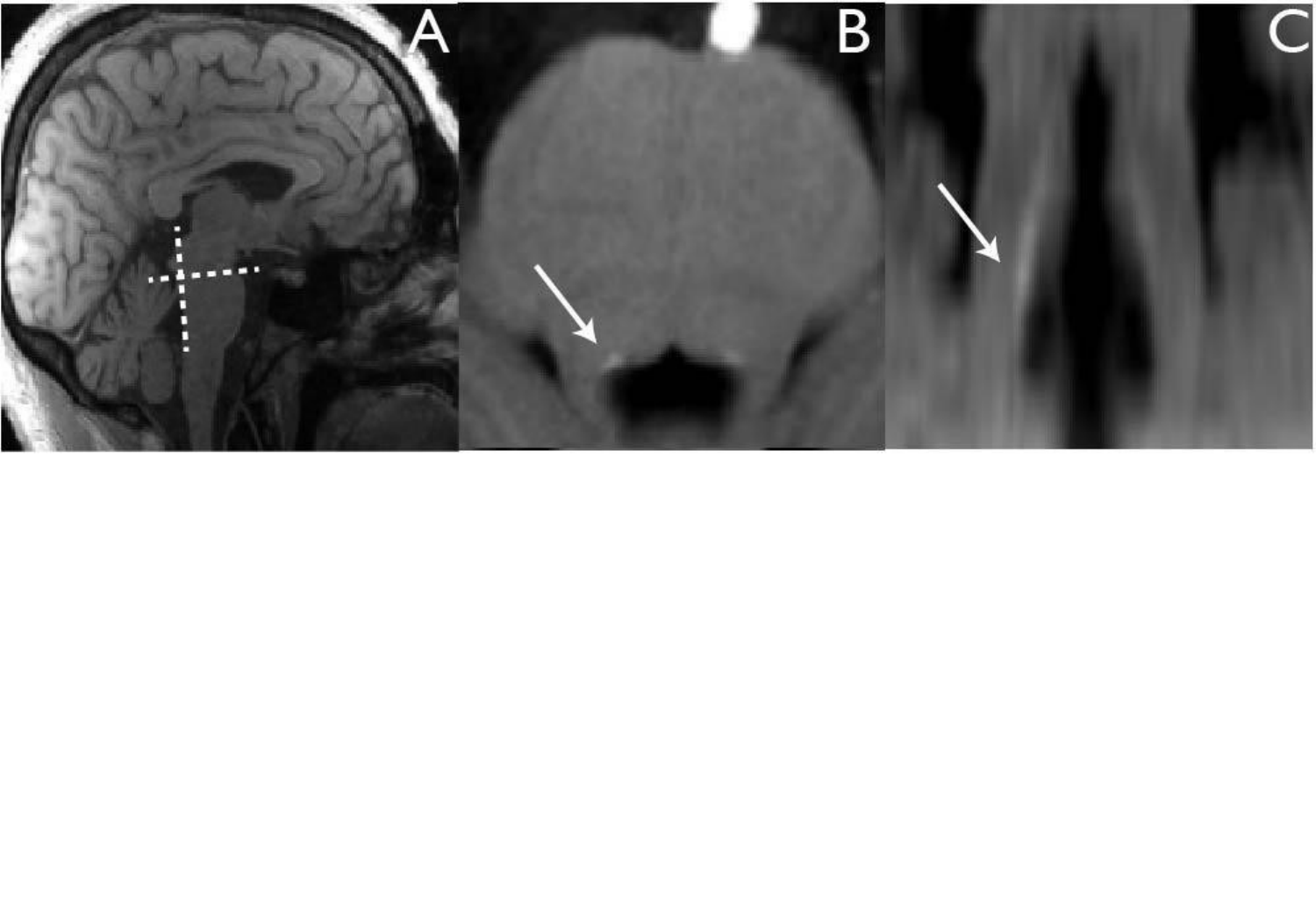A

B

C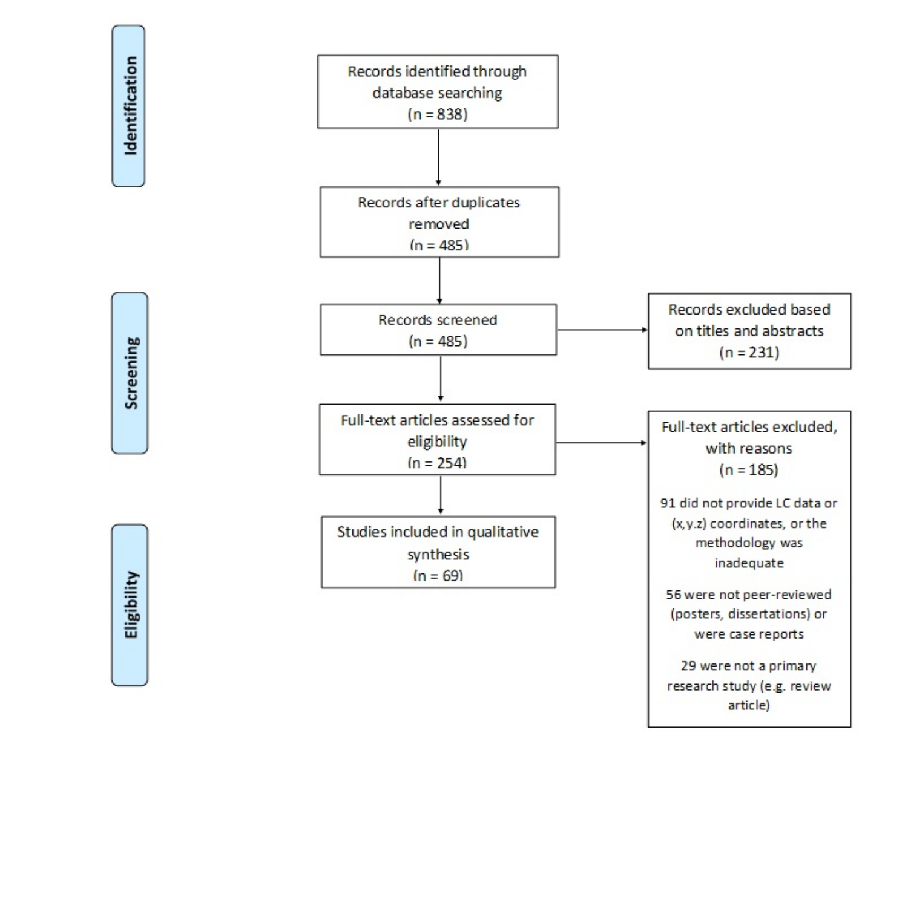Identification

Records identified through database searching
(n = 838)

Records after duplicates removed
(n = 485)

Screening

Records screened
(n = 485)

Records excluded based on titles and abstracts
(n = 231)

Full-text articles assessed for eligibility
(n = 254)

Full-text articles excluded, with reasons
(n = 185)

91 did not provide LC data or (x,y.z) coordinates, or the methodology was inadequate

56 were not peer-reviewed (posters, dissertations) or were case reports

29 were not a primary research study (e.g. review article)

Eligibility

Studies included in qualitative synthesis
(n = 69)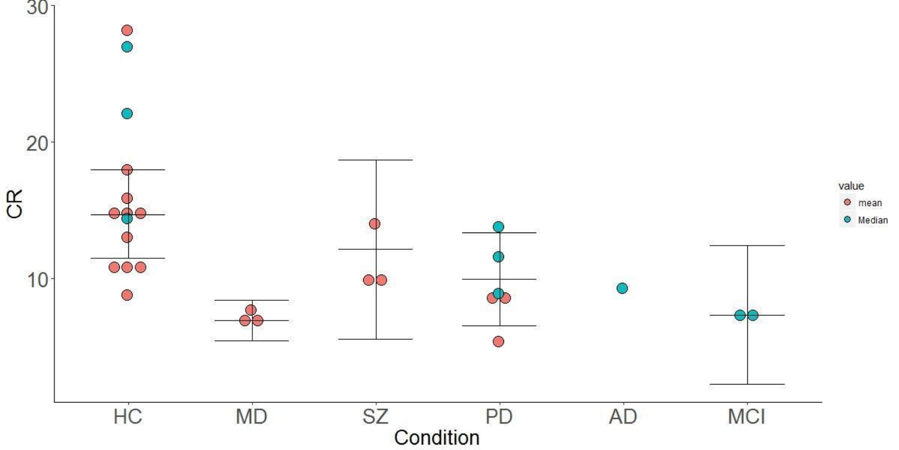30

20

10

CR

HC

MD

SZ

PD

AD

MCI

Condition

value

mean

Median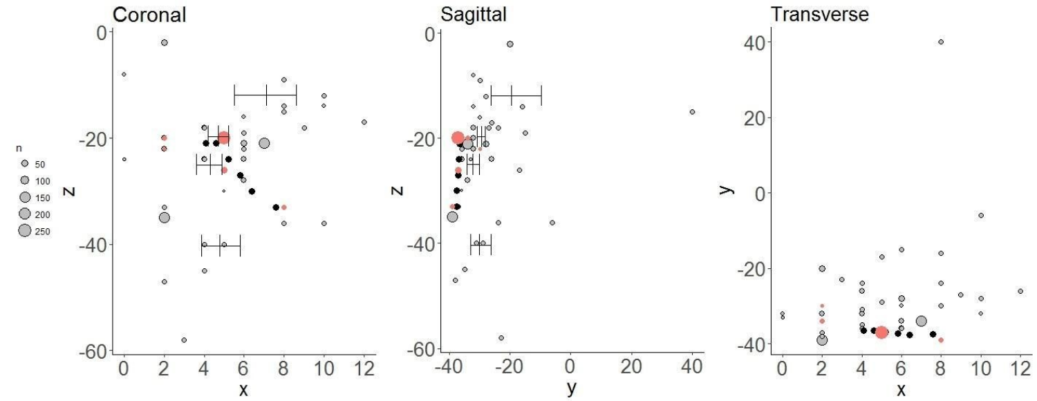Coronal

Sagittal

Transverse

n

50

100

150

200

250

0

-20

-40

-60

z

0 2 4 6 8 10 12

x

0

-20

-40

-60

z

-40 -20 0 20 40

y

40

20

0

-20

-40

y

0 2 4 6 8 10 12

x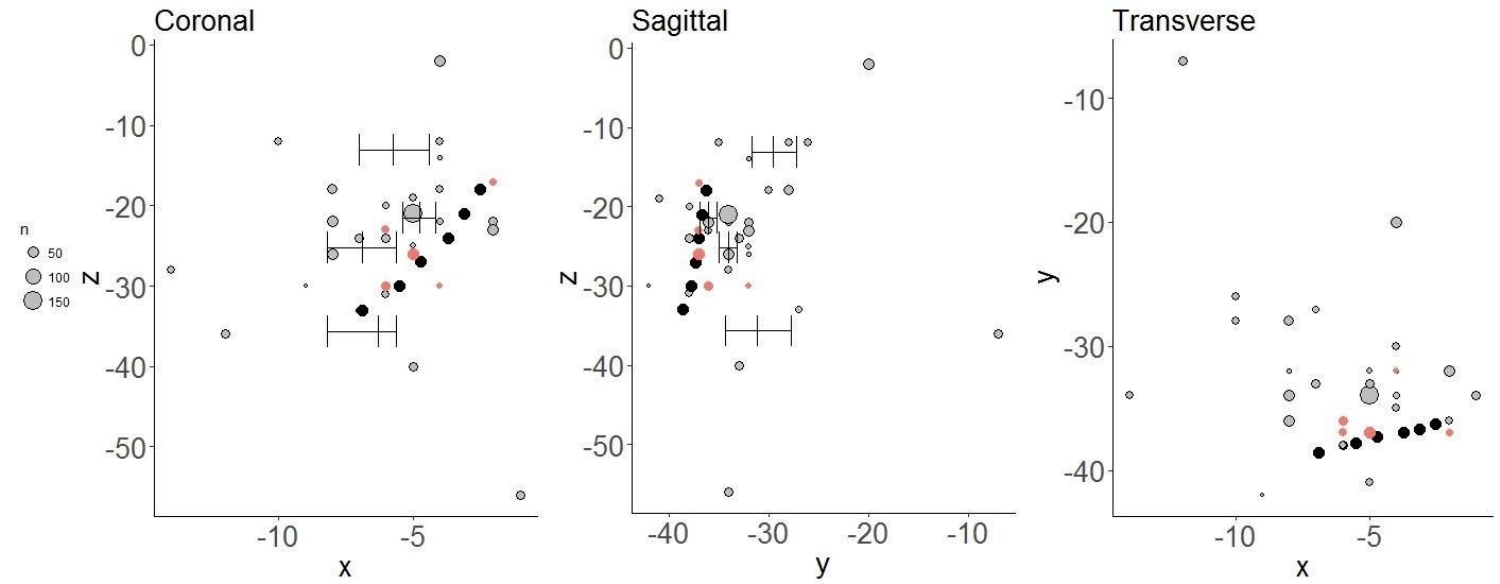Coronal

Sagittal

Transverse

n

50

100

150

z

x

y

0

-10

-20

-30

-40

-50

-10

-5

-40

-30

-20

-10

-10

-20

-30

-40

-10

-5